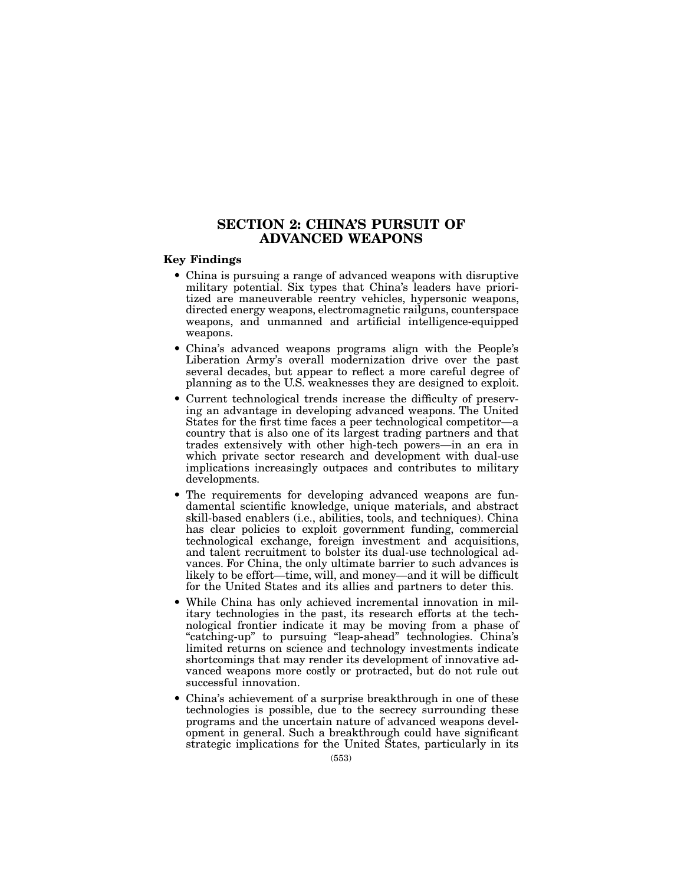# SECTION 2: CHINA'S PURSUIT OF ADVANCED WEAPONS

## Key Findings

- China is pursuing a range of advanced weapons with disruptive military potential. Six types that China's leaders have prioritized are maneuverable reentry vehicles, hypersonic weapons, directed energy weapons, electromagnetic railguns, counterspace weapons, and unmanned and artificial intelligence-equipped weapons.
- China's advanced weapons programs align with the People's Liberation Army's overall modernization drive over the past several decades, but appear to reflect a more careful degree of planning as to the U.S. weaknesses they are designed to exploit.
- Current technological trends increase the difficulty of preserving an advantage in developing advanced weapons. The United States for the first time faces a peer technological competitor—a country that is also one of its largest trading partners and that trades extensively with other high-tech powers—in an era in which private sector research and development with dual-use implications increasingly outpaces and contributes to military developments.
- The requirements for developing advanced weapons are fundamental scientific knowledge, unique materials, and abstract skill-based enablers (i.e., abilities, tools, and techniques). China has clear policies to exploit government funding, commercial technological exchange, foreign investment and acquisitions, and talent recruitment to bolster its dual-use technological advances. For China, the only ultimate barrier to such advances is likely to be effort—time, will, and money—and it will be difficult for the United States and its allies and partners to deter this.
- While China has only achieved incremental innovation in military technologies in the past, its research efforts at the technological frontier indicate it may be moving from a phase of "catching-up" to pursuing "leap-ahead" technologies. China's limited returns on science and technology investments indicate shortcomings that may render its development of innovative advanced weapons more costly or protracted, but do not rule out successful innovation.
- China's achievement of a surprise breakthrough in one of these technologies is possible, due to the secrecy surrounding these programs and the uncertain nature of advanced weapons development in general. Such a breakthrough could have significant strategic implications for the United States, particularly in its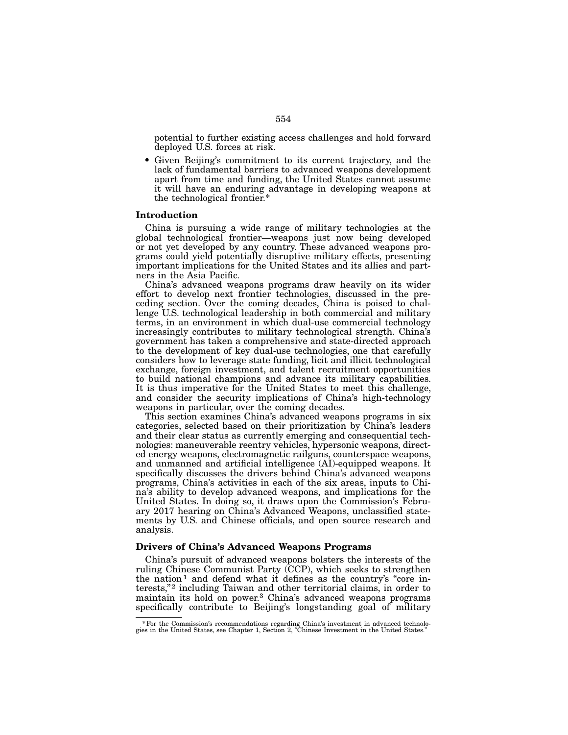potential to further existing access challenges and hold forward deployed U.S. forces at risk.

- Given Beijing's commitment to its current trajectory, and the lack of fundamental barriers to advanced weapons development apart from time and funding, the United States cannot assume it will have an enduring advantage in developing weapons at the technological frontier.*

## Introduction

China is pursuing a wide range of military technologies at the global technological frontier—weapons just now being developed or not yet developed by any country. These advanced weapons programs could yield potentially disruptive military effects, presenting important implications for the United States and its allies and partners in the Asia Pacific.

China's advanced weapons programs draw heavily on its wider effort to develop next frontier technologies, discussed in the preceding section. Over the coming decades, China is poised to challenge U.S. technological leadership in both commercial and military terms, in an environment in which dual-use commercial technology increasingly contributes to military technological strength. China's government has taken a comprehensive and state-directed approach to the development of key dual-use technologies, one that carefully considers how to leverage state funding, licit and illicit technological exchange, foreign investment, and talent recruitment opportunities to build national champions and advance its military capabilities. It is thus imperative for the United States to meet this challenge, and consider the security implications of China's high-technology weapons in particular, over the coming decades.

This section examines China's advanced weapons programs in six categories, selected based on their prioritization by China's leaders and their clear status as currently emerging and consequential technologies: maneuverable reentry vehicles, hypersonic weapons, directed energy weapons, electromagnetic railguns, counterspace weapons, and unmanned and artificial intelligence (AI)-equipped weapons. It specifically discusses the drivers behind China's advanced weapons programs, China's activities in each of the six areas, inputs to China's ability to develop advanced weapons, and implications for the United States. In doing so, it draws upon the Commission's February 2017 hearing on China's Advanced Weapons, unclassified statements by U.S. and Chinese officials, and open source research and analysis.

## Drivers of China's Advanced Weapons Programs

China's pursuit of advanced weapons bolsters the interests of the ruling Chinese Communist Party (CCP), which seeks to strengthen the nation[1] and defend what it defines as the country's "core interests,"[2] including Taiwan and other territorial claims, in order to maintain its hold on power.[3] China's advanced weapons programs specifically contribute to Beijing's longstanding goal of military

* For the Commission's recommendations regarding China's investment in advanced technologies in the United States, see Chapter 1, Section 2, "Chinese Investment in the United States."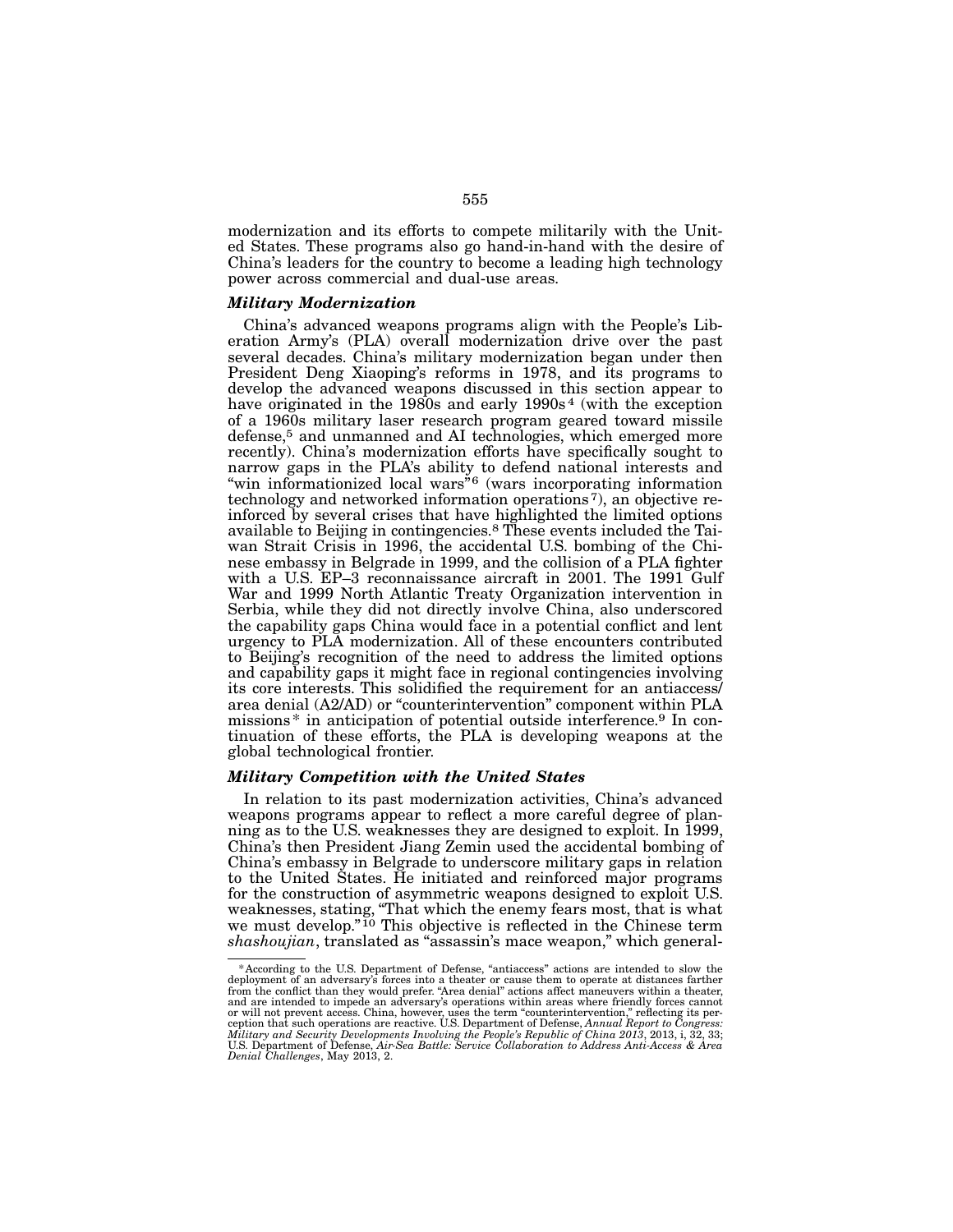modernization and its efforts to compete militarily with the United States. These programs also go hand-in-hand with the desire of China's leaders for the country to become a leading high technology power across commercial and dual-use areas.

### *Military Modernization*

China's advanced weapons programs align with the People's Liberation Army's (PLA) overall modernization drive over the past several decades. China's military modernization began under then President Deng Xiaoping's reforms in 1978, and its programs to develop the advanced weapons discussed in this section appear to have originated in the 1980s and early 1990s[4] (with the exception of a 1960s military laser research program geared toward missile defense,[5] and unmanned and AI technologies, which emerged more recently). China's modernization efforts have specifically sought to narrow gaps in the PLA's ability to defend national interests and "win informationized local wars"[6] (wars incorporating information technology and networked information operations[7]), an objective reinforced by several crises that have highlighted the limited options available to Beijing in contingencies.[8] These events included the Taiwan Strait Crisis in 1996, the accidental U.S. bombing of the Chinese embassy in Belgrade in 1999, and the collision of a PLA fighter with a U.S. EP–3 reconnaissance aircraft in 2001. The 1991 Gulf War and 1999 North Atlantic Treaty Organization intervention in Serbia, while they did not directly involve China, also underscored the capability gaps China would face in a potential conflict and lent urgency to PLA modernization. All of these encounters contributed to Beijing's recognition of the need to address the limited options and capability gaps it might face in regional contingencies involving its core interests. This solidified the requirement for an antiaccess/area denial (A2/AD) or "counterintervention" component within PLA missions* in anticipation of potential outside interference.[9] In continuation of these efforts, the PLA is developing weapons at the global technological frontier.

### *Military Competition with the United States*

In relation to its past modernization activities, China's advanced weapons programs appear to reflect a more careful degree of planning as to the U.S. weaknesses they are designed to exploit. In 1999, China's then President Jiang Zemin used the accidental bombing of China's embassy in Belgrade to underscore military gaps in relation to the United States. He initiated and reinforced major programs for the construction of asymmetric weapons designed to exploit U.S. weaknesses, stating, "That which the enemy fears most, that is what we must develop."[10] This objective is reflected in the Chinese term *shashoujian*, translated as "assassin's mace weapon," which general-

---

*According to the U.S. Department of Defense, "antiaccess" actions are intended to slow the deployment of an adversary's forces into a theater or cause them to operate at distances farther from the conflict than they would prefer. "Area denial" actions affect maneuvers within a theater, and are intended to impede an adversary's operations within areas where friendly forces cannot or will not prevent access. China, however, uses the term "counterintervention," reflecting its perception that such operations are reactive. U.S. Department of Defense, *Annual Report to Congress: Military and Security Developments Involving the People's Republic of China 2013*, 2013, i, 32, 33; U.S. Department of Defense, *Air-Sea Battle: Service Collaboration to Address Anti-Access & Area Denial Challenges*, May 2013, 2.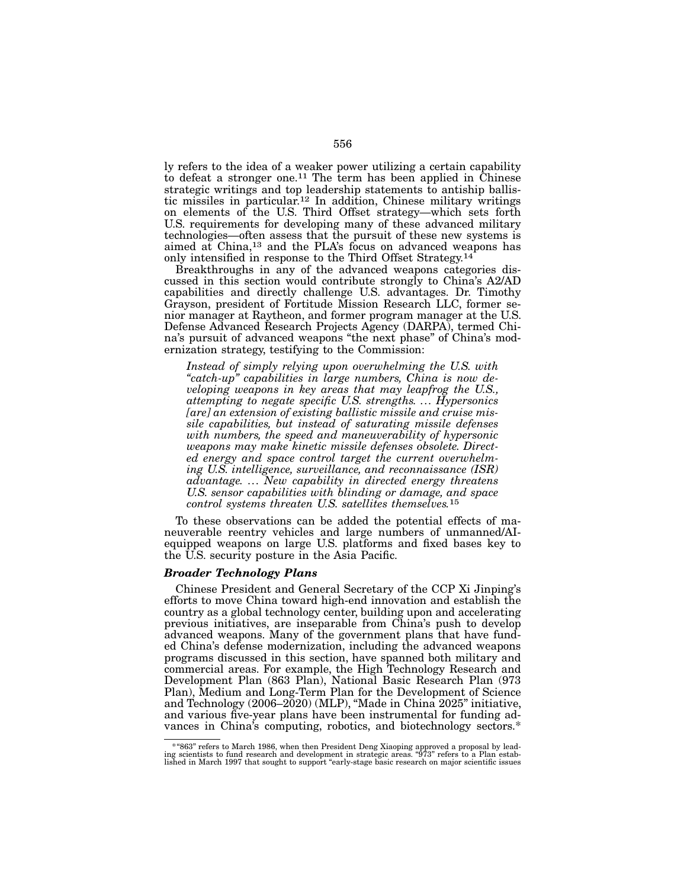ly refers to the idea of a weaker power utilizing a certain capability to defeat a stronger one.[11] The term has been applied in Chinese strategic writings and top leadership statements to antiship ballistic missiles in particular.[12] In addition, Chinese military writings on elements of the U.S. Third Offset strategy—which sets forth U.S. requirements for developing many of these advanced military technologies—often assess that the pursuit of these new systems is aimed at China,[13] and the PLA's focus on advanced weapons has only intensified in response to the Third Offset Strategy.[14]

Breakthroughs in any of the advanced weapons categories discussed in this section would contribute strongly to China's A2/AD capabilities and directly challenge U.S. advantages. Dr. Timothy Grayson, president of Fortitude Mission Research LLC, former senior manager at Raytheon, and former program manager at the U.S. Defense Advanced Research Projects Agency (DARPA), termed China's pursuit of advanced weapons "the next phase" of China's modernization strategy, testifying to the Commission:

> *Instead of simply relying upon overwhelming the U.S. with "catch-up" capabilities in large numbers, China is now developing weapons in key areas that may leapfrog the U.S., attempting to negate specific U.S. strengths. ... Hypersonics [are] an extension of existing ballistic missile and cruise missile capabilities, but instead of saturating missile defenses with numbers, the speed and maneuverability of hypersonic weapons may make kinetic missile defenses obsolete. Directed energy and space control target the current overwhelming U.S. intelligence, surveillance, and reconnaissance (ISR) advantage. ... New capability in directed energy threatens U.S. sensor capabilities with blinding or damage, and space control systems threaten U.S. satellites themselves.*[15]

To these observations can be added the potential effects of maneuverable reentry vehicles and large numbers of unmanned/AI-equipped weapons on large U.S. platforms and fixed bases key to the U.S. security posture in the Asia Pacific.

### *Broader Technology Plans*

Chinese President and General Secretary of the CCP Xi Jinping's efforts to move China toward high-end innovation and establish the country as a global technology center, building upon and accelerating previous initiatives, are inseparable from China's push to develop advanced weapons. Many of the government plans that have funded China's defense modernization, including the advanced weapons programs discussed in this section, have spanned both military and commercial areas. For example, the High Technology Research and Development Plan (863 Plan), National Basic Research Plan (973 Plan), Medium and Long-Term Plan for the Development of Science and Technology (2006–2020) (MLP), "Made in China 2025" initiative, and various five-year plans have been instrumental for funding advances in China's computing, robotics, and biotechnology sectors.*

*"863" refers to March 1986, when then President Deng Xiaoping approved a proposal by leading scientists to fund research and development in strategic areas. "973" refers to a Plan established in March 1997 that sought to support "early-stage basic research on major scientific issues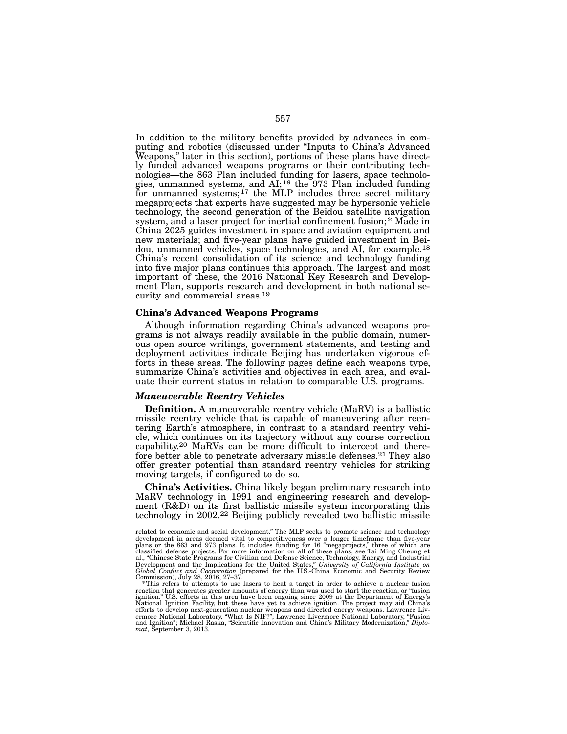In addition to the military benefits provided by advances in computing and robotics (discussed under "Inputs to China's Advanced Weapons," later in this section), portions of these plans have directly funded advanced weapons programs or their contributing technologies—the 863 Plan included funding for lasers, space technologies, unmanned systems, and AI;[16] the 973 Plan included funding for unmanned systems;[17] the MLP includes three secret military megaprojects that experts have suggested may be hypersonic vehicle technology, the second generation of the Beidou satellite navigation system, and a laser project for inertial confinement fusion;* Made in China 2025 guides investment in space and aviation equipment and new materials; and five-year plans have guided investment in Beidou, unmanned vehicles, space technologies, and AI, for example.[18] China's recent consolidation of its science and technology funding into five major plans continues this approach. The largest and most important of these, the 2016 National Key Research and Development Plan, supports research and development in both national security and commercial areas.[19]

### China's Advanced Weapons Programs

Although information regarding China's advanced weapons programs is not always readily available in the public domain, numerous open source writings, government statements, and testing and deployment activities indicate Beijing has undertaken vigorous efforts in these areas. The following pages define each weapons type, summarize China's activities and objectives in each area, and evaluate their current status in relation to comparable U.S. programs.

#### *Maneuverable Reentry Vehicles*

**Definition.** A maneuverable reentry vehicle (MaRV) is a ballistic missile reentry vehicle that is capable of maneuvering after reentering Earth's atmosphere, in contrast to a standard reentry vehicle, which continues on its trajectory without any course correction capability.[20] MaRVs can be more difficult to intercept and therefore better able to penetrate adversary missile defenses.[21] They also offer greater potential than standard reentry vehicles for striking moving targets, if configured to do so.

**China's Activities.** China likely began preliminary research into MaRV technology in 1991 and engineering research and development (R&D) on its first ballistic missile system incorporating this technology in 2002.[22] Beijing publicly revealed two ballistic missile

---

related to economic and social development." The MLP seeks to promote science and technology development in areas deemed vital to competitiveness over a longer timeframe than five-year plans or the 863 and 973 plans. It includes funding for 16 "megaprojects," three of which are classified defense projects. For more information on all of these plans, see Tai Ming Cheung et al., "Chinese State Programs for Civilian and Defense Science, Technology, Energy, and Industrial Development and the Implications for the United States," *University of California Institute on Global Conflict and Cooperation* (prepared for the U.S.-China Economic and Security Review Commission), July 28, 2016, 27–37.

*This refers to attempts to use lasers to heat a target in order to achieve a nuclear fusion reaction that generates greater amounts of energy than was used to start the reaction, or "fusion ignition." U.S. efforts in this area have been ongoing since 2009 at the Department of Energy's National Ignition Facility, but these have yet to achieve ignition. The project may aid China's efforts to develop next-generation nuclear weapons and directed energy weapons. Lawrence Livermore National Laboratory, "What Is NIF?"; Lawrence Livermore National Laboratory, "Fusion and Ignition"; Michael Raska, "Scientific Innovation and China's Military Modernization," *Diplomat*, September 3, 2013.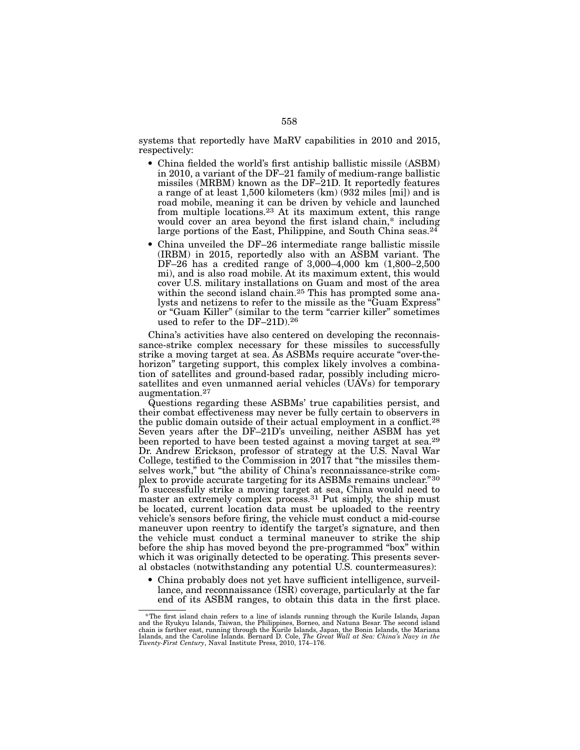systems that reportedly have MaRV capabilities in 2010 and 2015, respectively:

- China fielded the world's first antiship ballistic missile (ASBM) in 2010, a variant of the DF–21 family of medium-range ballistic missiles (MRBM) known as the DF–21D. It reportedly features a range of at least 1,500 kilometers (km) (932 miles [mi]) and is road mobile, meaning it can be driven by vehicle and launched from multiple locations.[23] At its maximum extent, this range would cover an area beyond the first island chain,* including large portions of the East, Philippine, and South China seas.[24]
- China unveiled the DF–26 intermediate range ballistic missile (IRBM) in 2015, reportedly also with an ASBM variant. The DF–26 has a credited range of 3,000–4,000 km (1,800–2,500 mi), and is also road mobile. At its maximum extent, this would cover U.S. military installations on Guam and most of the area within the second island chain.[25] This has prompted some analysts and netizens to refer to the missile as the "Guam Express" or "Guam Killer" (similar to the term "carrier killer" sometimes used to refer to the DF–21D).[26]

China's activities have also centered on developing the reconnaissance-strike complex necessary for these missiles to successfully strike a moving target at sea. As ASBMs require accurate "over-the-horizon" targeting support, this complex likely involves a combination of satellites and ground-based radar, possibly including microsatellites and even unmanned aerial vehicles (UAVs) for temporary augmentation.[27]

Questions regarding these ASBMs' true capabilities persist, and their combat effectiveness may never be fully certain to observers in the public domain outside of their actual employment in a conflict.[28] Seven years after the DF–21D's unveiling, neither ASBM has yet been reported to have been tested against a moving target at sea.[29] Dr. Andrew Erickson, professor of strategy at the U.S. Naval War College, testified to the Commission in 2017 that "the missiles themselves work," but "the ability of China's reconnaissance-strike complex to provide accurate targeting for its ASBMs remains unclear."[30] To successfully strike a moving target at sea, China would need to master an extremely complex process.[31] Put simply, the ship must be located, current location data must be uploaded to the reentry vehicle's sensors before firing, the vehicle must conduct a mid-course maneuver upon reentry to identify the target's signature, and then the vehicle must conduct a terminal maneuver to strike the ship before the ship has moved beyond the pre-programmed "box" within which it was originally detected to be operating. This presents several obstacles (notwithstanding any potential U.S. countermeasures):

- China probably does not yet have sufficient intelligence, surveillance, and reconnaissance (ISR) coverage, particularly at the far end of its ASBM ranges, to obtain this data in the first place.

*The first island chain refers to a line of islands running through the Kurile Islands, Japan and the Ryukyu Islands, Taiwan, the Philippines, Borneo, and Natuna Besar. The second island chain is farther east, running through the Kurile Islands, Japan, the Bonin Islands, the Mariana Islands, and the Caroline Islands. Bernard D. Cole, *The Great Wall at Sea: China's Navy in the Twenty-First Century*, Naval Institute Press, 2010, 174–176.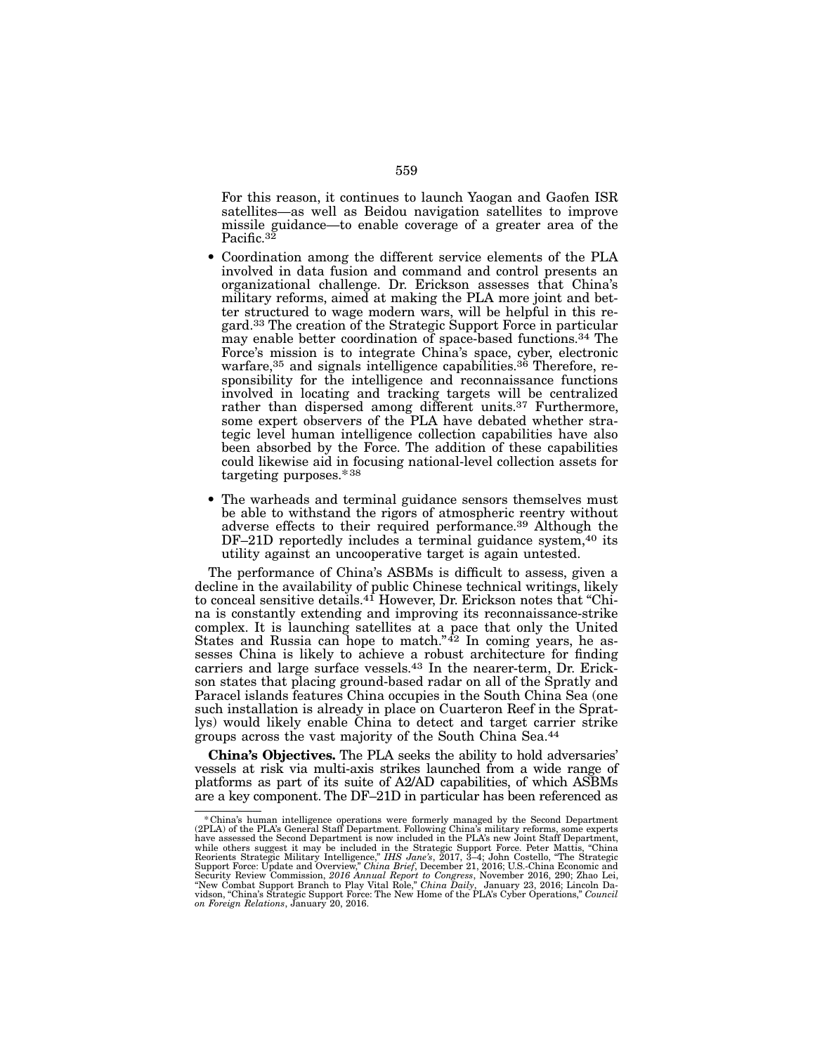For this reason, it continues to launch Yaogan and Gaofen ISR satellites—as well as Beidou navigation satellites to improve missile guidance—to enable coverage of a greater area of the Pacific.[32]

- Coordination among the different service elements of the PLA involved in data fusion and command and control presents an organizational challenge. Dr. Erickson assesses that China's military reforms, aimed at making the PLA more joint and better structured to wage modern wars, will be helpful in this regard.[33] The creation of the Strategic Support Force in particular may enable better coordination of space-based functions.[34] The Force's mission is to integrate China's space, cyber, electronic warfare,[35] and signals intelligence capabilities.[36] Therefore, responsibility for the intelligence and reconnaissance functions involved in locating and tracking targets will be centralized rather than dispersed among different units.[37] Furthermore, some expert observers of the PLA have debated whether strategic level human intelligence collection capabilities have also been absorbed by the Force. The addition of these capabilities could likewise aid in focusing national-level collection assets for targeting purposes.[*][38]
- The warheads and terminal guidance sensors themselves must be able to withstand the rigors of atmospheric reentry without adverse effects to their required performance.[39] Although the DF–21D reportedly includes a terminal guidance system,[40] its utility against an uncooperative target is again untested.

The performance of China's ASBMs is difficult to assess, given a decline in the availability of public Chinese technical writings, likely to conceal sensitive details.[41] However, Dr. Erickson notes that "China is constantly extending and improving its reconnaissance-strike complex. It is launching satellites at a pace that only the United States and Russia can hope to match."[42] In coming years, he assesses China is likely to achieve a robust architecture for finding carriers and large surface vessels.[43] In the nearer-term, Dr. Erickson states that placing ground-based radar on all of the Spratly and Paracel islands features China occupies in the South China Sea (one such installation is already in place on Cuarteron Reef in the Spratlys) would likely enable China to detect and target carrier strike groups across the vast majority of the South China Sea.[44]

**China's Objectives.** The PLA seeks the ability to hold adversaries' vessels at risk via multi-axis strikes launched from a wide range of platforms as part of its suite of A2/AD capabilities, of which ASBMs are a key component. The DF–21D in particular has been referenced as

---

*China's human intelligence operations were formerly managed by the Second Department (2PLA) of the PLA's General Staff Department. Following China's military reforms, some experts have assessed the Second Department is now included in the PLA's new Joint Staff Department, while others suggest it may be included in the Strategic Support Force. Peter Mattis, "China Reorients Strategic Military Intelligence," *IHS Jane's*, 2017, 3–4; John Costello, "The Strategic Support Force: Update and Overview," *China Brief*, December 21, 2016; U.S.-China Economic and Security Review Commission, *2016 Annual Report to Congress*, November 2016, 290; Zhao Lei, "New Combat Support Branch to Play Vital Role," *China Daily*, January 23, 2016; Lincoln Davidson, "China's Strategic Support Force: The New Home of the PLA's Cyber Operations," *Council on Foreign Relations*, January 20, 2016.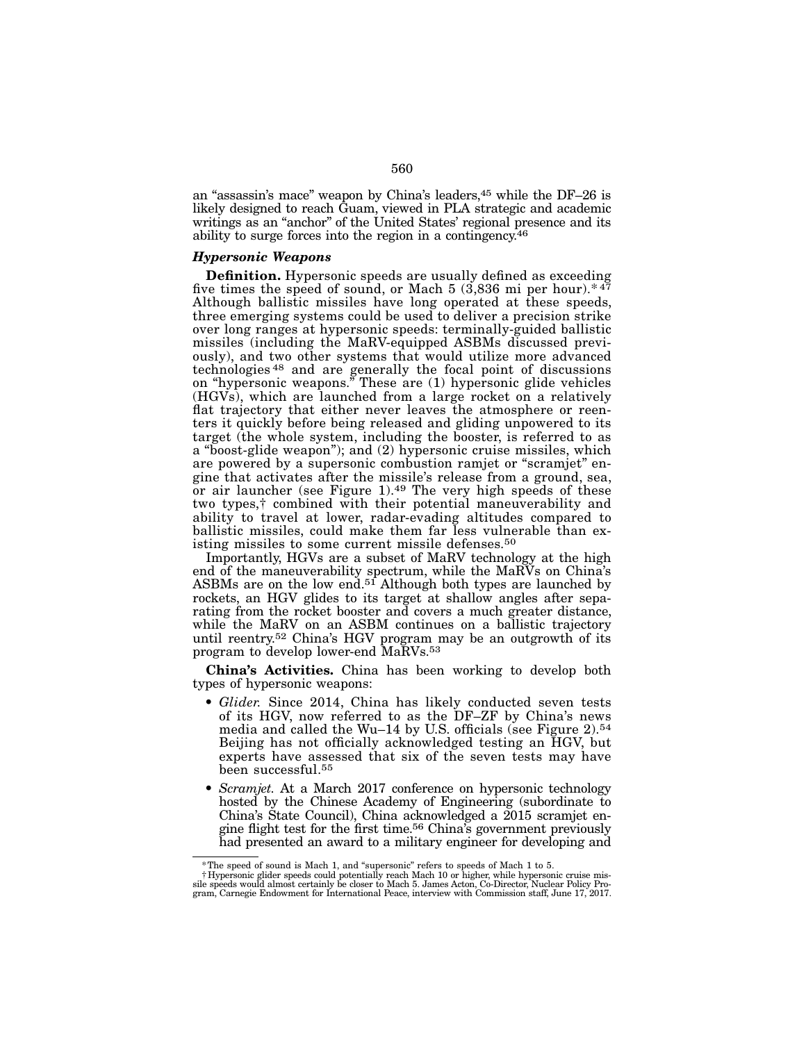an "assassin's mace" weapon by China's leaders,[45] while the DF–26 is likely designed to reach Guam, viewed in PLA strategic and academic writings as an "anchor" of the United States' regional presence and its ability to surge forces into the region in a contingency.[46]

### *Hypersonic Weapons*

**Definition.** Hypersonic speeds are usually defined as exceeding five times the speed of sound, or Mach 5 (3,836 mi per hour).* [47] Although ballistic missiles have long operated at these speeds, three emerging systems could be used to deliver a precision strike over long ranges at hypersonic speeds: terminally-guided ballistic missiles (including the MaRV-equipped ASBMs discussed previously), and two other systems that would utilize more advanced technologies [48] and are generally the focal point of discussions on "hypersonic weapons." These are (1) hypersonic glide vehicles (HGVs), which are launched from a large rocket on a relatively flat trajectory that either never leaves the atmosphere or reenters it quickly before being released and gliding unpowered to its target (the whole system, including the booster, is referred to as a "boost-glide weapon"); and (2) hypersonic cruise missiles, which are powered by a supersonic combustion ramjet or "scramjet" engine that activates after the missile's release from a ground, sea, or air launcher (see Figure 1).[49] The very high speeds of these two types,† combined with their potential maneuverability and ability to travel at lower, radar-evading altitudes compared to ballistic missiles, could make them far less vulnerable than existing missiles to some current missile defenses.[50]

Importantly, HGVs are a subset of MaRV technology at the high end of the maneuverability spectrum, while the MaRVs on China's ASBMs are on the low end.[51] Although both types are launched by rockets, an HGV glides to its target at shallow angles after separating from the rocket booster and covers a much greater distance, while the MaRV on an ASBM continues on a ballistic trajectory until reentry.[52] China's HGV program may be an outgrowth of its program to develop lower-end MaRVs.[53]

**China's Activities.** China has been working to develop both types of hypersonic weapons:

- *Glider.* Since 2014, China has likely conducted seven tests of its HGV, now referred to as the DF–ZF by China's news media and called the Wu–14 by U.S. officials (see Figure 2).[54] Beijing has not officially acknowledged testing an HGV, but experts have assessed that six of the seven tests may have been successful.[55]
- *Scramjet.* At a March 2017 conference on hypersonic technology hosted by the Chinese Academy of Engineering (subordinate to China's State Council), China acknowledged a 2015 scramjet engine flight test for the first time.[56] China's government previously had presented an award to a military engineer for developing and

---

* The speed of sound is Mach 1, and "supersonic" refers to speeds of Mach 1 to 5.

† Hypersonic glider speeds could potentially reach Mach 10 or higher, while hypersonic cruise missile speeds would almost certainly be closer to Mach 5. James Acton, Co-Director, Nuclear Policy Program, Carnegie Endowment for International Peace, interview with Commission staff, June 17, 2017.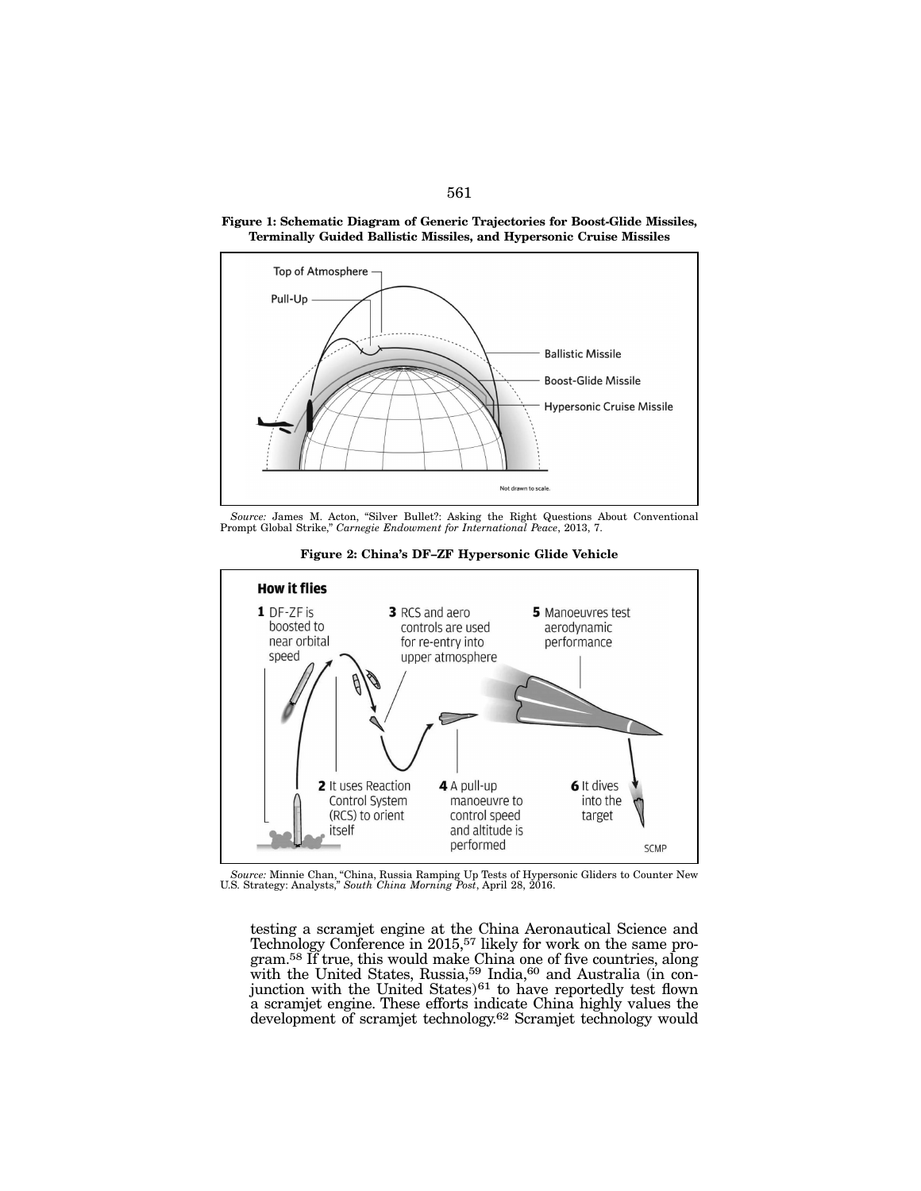**Figure 1: Schematic Diagram of Generic Trajectories for Boost-Glide Missiles, Terminally Guided Ballistic Missiles, and Hypersonic Cruise Missiles**

*Source:* James M. Acton, "Silver Bullet?: Asking the Right Questions About Conventional Prompt Global Strike," *Carnegie Endowment for International Peace*, 2013, 7.

**Figure 2: China's DF–ZF Hypersonic Glide Vehicle**

*Source:* Minnie Chan, "China, Russia Ramping Up Tests of Hypersonic Gliders to Counter New U.S. Strategy: Analysts," *South China Morning Post*, April 28, 2016.

testing a scramjet engine at the China Aeronautical Science and Technology Conference in 2015,[57] likely for work on the same program.[58] If true, this would make China one of five countries, along with the United States, Russia,[59] India,[60] and Australia (in conjunction with the United States)[61] to have reportedly test flown a scramjet engine. These efforts indicate China highly values the development of scramjet technology.[62] Scramjet technology would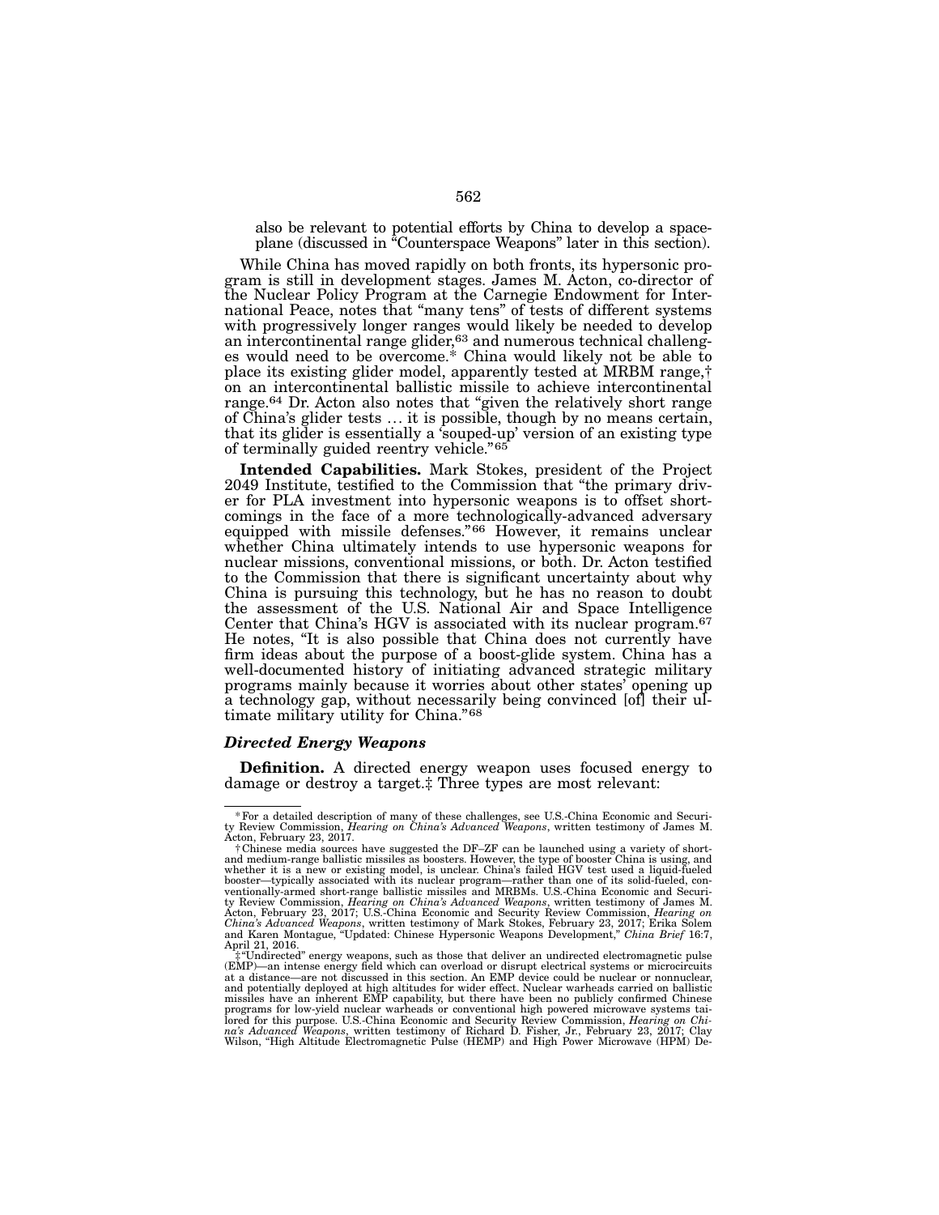also be relevant to potential efforts by China to develop a spaceplane (discussed in "Counterspace Weapons" later in this section).

While China has moved rapidly on both fronts, its hypersonic program is still in development stages. James M. Acton, co-director of the Nuclear Policy Program at the Carnegie Endowment for International Peace, notes that "many tens" of tests of different systems with progressively longer ranges would likely be needed to develop an intercontinental range glider,[63] and numerous technical challenges would need to be overcome.* China would likely not be able to place its existing glider model, apparently tested at MRBM range,† on an intercontinental ballistic missile to achieve intercontinental range.[64] Dr. Acton also notes that "given the relatively short range of China's glider tests … it is possible, though by no means certain, that its glider is essentially a 'souped-up' version of an existing type of terminally guided reentry vehicle."[65]

**Intended Capabilities.** Mark Stokes, president of the Project 2049 Institute, testified to the Commission that "the primary driver for PLA investment into hypersonic weapons is to offset shortcomings in the face of a more technologically-advanced adversary equipped with missile defenses."[66] However, it remains unclear whether China ultimately intends to use hypersonic weapons for nuclear missions, conventional missions, or both. Dr. Acton testified to the Commission that there is significant uncertainty about why China is pursuing this technology, but he has no reason to doubt the assessment of the U.S. National Air and Space Intelligence Center that China's HGV is associated with its nuclear program.[67] He notes, "It is also possible that China does not currently have firm ideas about the purpose of a boost-glide system. China has a well-documented history of initiating advanced strategic military programs mainly because it worries about other states' opening up a technology gap, without necessarily being convinced [of] their ultimate military utility for China."[68]

### *Directed Energy Weapons*

**Definition.** A directed energy weapon uses focused energy to damage or destroy a target.‡ Three types are most relevant:

---

\* For a detailed description of many of these challenges, see U.S.-China Economic and Security Review Commission, *Hearing on China's Advanced Weapons*, written testimony of James M. Acton, February 23, 2017.

† Chinese media sources have suggested the DF–ZF can be launched using a variety of short- and medium-range ballistic missiles as boosters. However, the type of booster China is using, and whether it is a new or existing model, is unclear. China's failed HGV test used a liquid-fueled booster—typically associated with its nuclear program—rather than one of its solid-fueled, conventionally-armed short-range ballistic missiles and MRBMs. U.S.-China Economic and Security Review Commission, *Hearing on China's Advanced Weapons*, written testimony of James M. Acton, February 23, 2017; U.S.-China Economic and Security Review Commission, *Hearing on China's Advanced Weapons*, written testimony of Mark Stokes, February 23, 2017; Erika Solem and Karen Montague, "Updated: Chinese Hypersonic Weapons Development," *China Brief* 16:7, April 21, 2016.

‡ "Undirected" energy weapons, such as those that deliver an undirected electromagnetic pulse (EMP)—an intense energy field which can overload or disrupt electrical systems or microcircuits at a distance—are not discussed in this section. An EMP device could be nuclear or nonnuclear, and potentially deployed at high altitudes for wider effect. Nuclear warheads carried on ballistic missiles have an inherent EMP capability, but there have been no publicly confirmed Chinese programs for low-yield nuclear warheads or conventional high powered microwave systems tailored for this purpose. U.S.-China Economic and Security Review Commission, *Hearing on China's Advanced Weapons*, written testimony of Richard D. Fisher, Jr., February 23, 2017; Clay Wilson, "High Altitude Electromagnetic Pulse (HEMP) and High Power Microwave (HPM) De-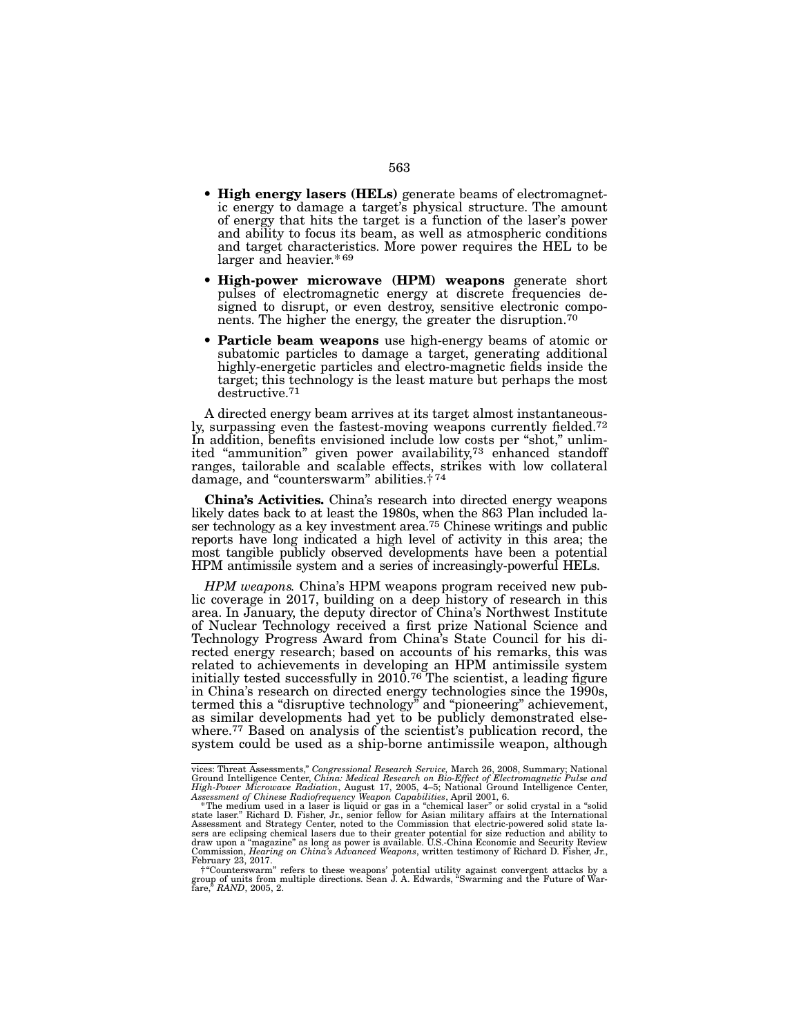- **High energy lasers (HELs)** generate beams of electromagnetic energy to damage a target's physical structure. The amount of energy that hits the target is a function of the laser's power and ability to focus its beam, as well as atmospheric conditions and target characteristics. More power requires the HEL to be larger and heavier.* [69]
- **High-power microwave (HPM) weapons** generate short pulses of electromagnetic energy at discrete frequencies designed to disrupt, or even destroy, sensitive electronic components. The higher the energy, the greater the disruption.[70]
- **Particle beam weapons** use high-energy beams of atomic or subatomic particles to damage a target, generating additional highly-energetic particles and electro-magnetic fields inside the target; this technology is the least mature but perhaps the most destructive.[71]

A directed energy beam arrives at its target almost instantaneously, surpassing even the fastest-moving weapons currently fielded.[72] In addition, benefits envisioned include low costs per "shot," unlimited "ammunition" given power availability,[73] enhanced standoff ranges, tailorable and scalable effects, strikes with low collateral damage, and "counterswarm" abilities.† [74]

**China's Activities.** China's research into directed energy weapons likely dates back to at least the 1980s, when the 863 Plan included laser technology as a key investment area.[75] Chinese writings and public reports have long indicated a high level of activity in this area; the most tangible publicly observed developments have been a potential HPM antimissile system and a series of increasingly-powerful HELs.

*HPM weapons.* China's HPM weapons program received new public coverage in 2017, building on a deep history of research in this area. In January, the deputy director of China's Northwest Institute of Nuclear Technology received a first prize National Science and Technology Progress Award from China's State Council for his directed energy research; based on accounts of his remarks, this was related to achievements in developing an HPM antimissile system initially tested successfully in 2010.[76] The scientist, a leading figure in China's research on directed energy technologies since the 1990s, termed this a "disruptive technology" and "pioneering" achievement, as similar developments had yet to be publicly demonstrated elsewhere.[77] Based on analysis of the scientist's publication record, the system could be used as a ship-borne antimissile weapon, although

---

vices: Threat Assessments," *Congressional Research Service,* March 26, 2008, Summary; National Ground Intelligence Center, *China: Medical Research on Bio-Effect of Electromagnetic Pulse and High-Power Microwave Radiation*, August 17, 2005, 4–5; National Ground Intelligence Center, *Assessment of Chinese Radiofrequency Weapon Capabilities*, April 2001, 6.

*The medium used in a laser is liquid or gas in a "chemical laser" or solid crystal in a "solid state laser." Richard D. Fisher, Jr., senior fellow for Asian military affairs at the International Assessment and Strategy Center, noted to the Commission that electric-powered solid state lasers are eclipsing chemical lasers due to their greater potential for size reduction and ability to draw upon a "magazine" as long as power is available. U.S.-China Economic and Security Review Commission, *Hearing on China's Advanced Weapons*, written testimony of Richard D. Fisher, Jr., February 23, 2017.

†"Counterswarm" refers to these weapons' potential utility against convergent attacks by a group of units from multiple directions. Sean J. A. Edwards, "Swarming and the Future of Warfare," *RAND*, 2005, 2.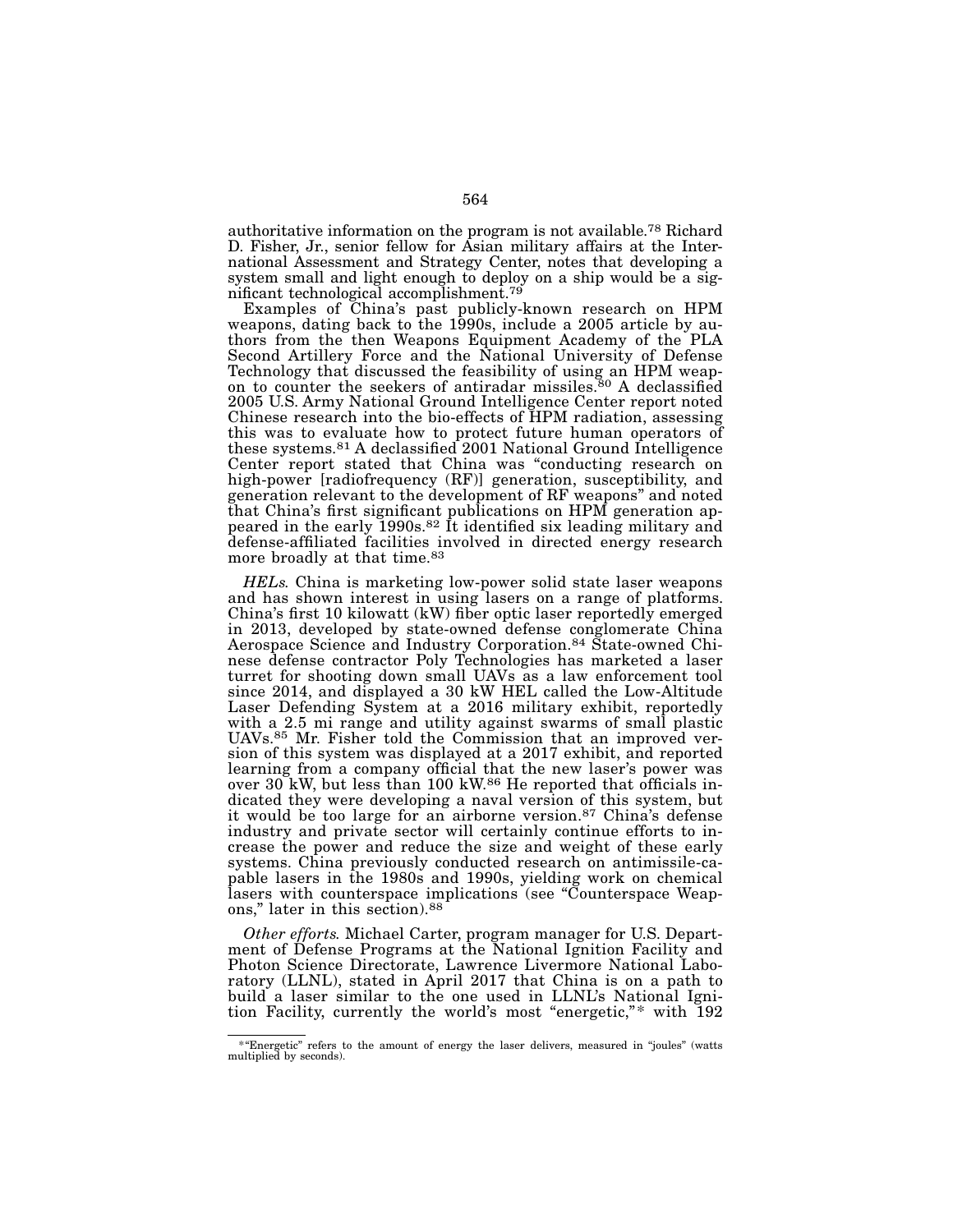authoritative information on the program is not available.[78] Richard D. Fisher, Jr., senior fellow for Asian military affairs at the International Assessment and Strategy Center, notes that developing a system small and light enough to deploy on a ship would be a significant technological accomplishment.[79]

Examples of China's past publicly-known research on HPM weapons, dating back to the 1990s, include a 2005 article by authors from the then Weapons Equipment Academy of the PLA Second Artillery Force and the National University of Defense Technology that discussed the feasibility of using an HPM weapon to counter the seekers of antiradar missiles.[80] A declassified 2005 U.S. Army National Ground Intelligence Center report noted Chinese research into the bio-effects of HPM radiation, assessing this was to evaluate how to protect future human operators of these systems.[81] A declassified 2001 National Ground Intelligence Center report stated that China was "conducting research on high-power [radiofrequency (RF)] generation, susceptibility, and generation relevant to the development of RF weapons" and noted that China's first significant publications on HPM generation appeared in the early 1990s.[82] It identified six leading military and defense-affiliated facilities involved in directed energy research more broadly at that time.[83]

*HELs.* China is marketing low-power solid state laser weapons and has shown interest in using lasers on a range of platforms. China's first 10 kilowatt (kW) fiber optic laser reportedly emerged in 2013, developed by state-owned defense conglomerate China Aerospace Science and Industry Corporation.[84] State-owned Chinese defense contractor Poly Technologies has marketed a laser turret for shooting down small UAVs as a law enforcement tool since 2014, and displayed a 30 kW HEL called the Low-Altitude Laser Defending System at a 2016 military exhibit, reportedly with a 2.5 mi range and utility against swarms of small plastic UAVs.[85] Mr. Fisher told the Commission that an improved version of this system was displayed at a 2017 exhibit, and reported learning from a company official that the new laser's power was over 30 kW, but less than 100 kW.[86] He reported that officials indicated they were developing a naval version of this system, but it would be too large for an airborne version.[87] China's defense industry and private sector will certainly continue efforts to increase the power and reduce the size and weight of these early systems. China previously conducted research on antimissile-capable lasers in the 1980s and 1990s, yielding work on chemical lasers with counterspace implications (see "Counterspace Weapons," later in this section).[88]

*Other efforts.* Michael Carter, program manager for U.S. Department of Defense Programs at the National Ignition Facility and Photon Science Directorate, Lawrence Livermore National Laboratory (LLNL), stated in April 2017 that China is on a path to build a laser similar to the one used in LLNL's National Ignition Facility, currently the world's most "energetic,"* with 192

---

\* "Energetic" refers to the amount of energy the laser delivers, measured in "joules" (watts multiplied by seconds).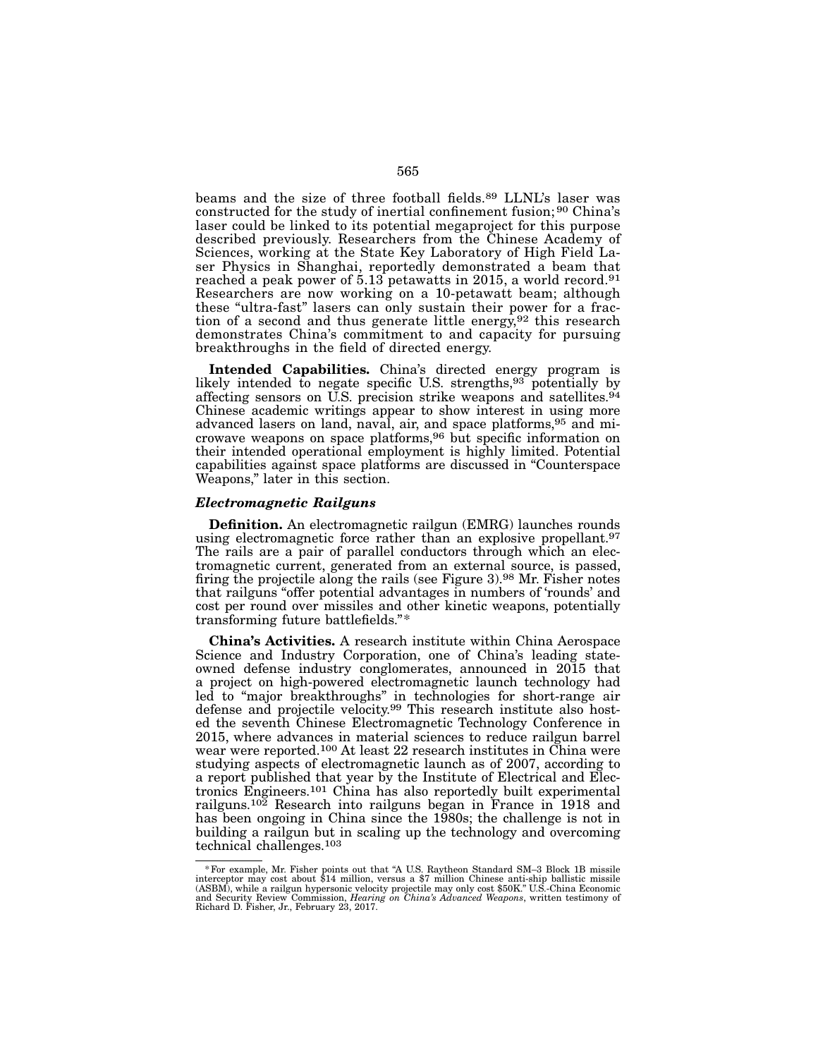beams and the size of three football fields.[89] LLNL's laser was constructed for the study of inertial confinement fusion;[90] China's laser could be linked to its potential megaproject for this purpose described previously. Researchers from the Chinese Academy of Sciences, working at the State Key Laboratory of High Field Laser Physics in Shanghai, reportedly demonstrated a beam that reached a peak power of 5.13 petawatts in 2015, a world record.[91] Researchers are now working on a 10-petawatt beam; although these "ultra-fast" lasers can only sustain their power for a fraction of a second and thus generate little energy,[92] this research demonstrates China's commitment to and capacity for pursuing breakthroughs in the field of directed energy.

**Intended Capabilities.** China's directed energy program is likely intended to negate specific U.S. strengths,[93] potentially by affecting sensors on U.S. precision strike weapons and satellites.[94] Chinese academic writings appear to show interest in using more advanced lasers on land, naval, air, and space platforms,[95] and microwave weapons on space platforms,[96] but specific information on their intended operational employment is highly limited. Potential capabilities against space platforms are discussed in "Counterspace Weapons," later in this section.

### *Electromagnetic Railguns*

**Definition.** An electromagnetic railgun (EMRG) launches rounds using electromagnetic force rather than an explosive propellant.[97] The rails are a pair of parallel conductors through which an electromagnetic current, generated from an external source, is passed, firing the projectile along the rails (see Figure 3).[98] Mr. Fisher notes that railguns "offer potential advantages in numbers of 'rounds' and cost per round over missiles and other kinetic weapons, potentially transforming future battlefields."*

**China's Activities.** A research institute within China Aerospace Science and Industry Corporation, one of China's leading state-owned defense industry conglomerates, announced in 2015 that a project on high-powered electromagnetic launch technology had led to "major breakthroughs" in technologies for short-range air defense and projectile velocity.[99] This research institute also hosted the seventh Chinese Electromagnetic Technology Conference in 2015, where advances in material sciences to reduce railgun barrel wear were reported.[100] At least 22 research institutes in China were studying aspects of electromagnetic launch as of 2007, according to a report published that year by the Institute of Electrical and Electronics Engineers.[101] China has also reportedly built experimental railguns.[102] Research into railguns began in France in 1918 and has been ongoing in China since the 1980s; the challenge is not in building a railgun but in scaling up the technology and overcoming technical challenges.[103]

---

\* For example, Mr. Fisher points out that "A U.S. Raytheon Standard SM–3 Block 1B missile interceptor may cost about $14 million, versus a $7 million Chinese anti-ship ballistic missile (ASBM), while a railgun hypersonic velocity projectile may only cost $50K." U.S.-China Economic and Security Review Commission, *Hearing on China's Advanced Weapons*, written testimony of Richard D. Fisher, Jr., February 23, 2017.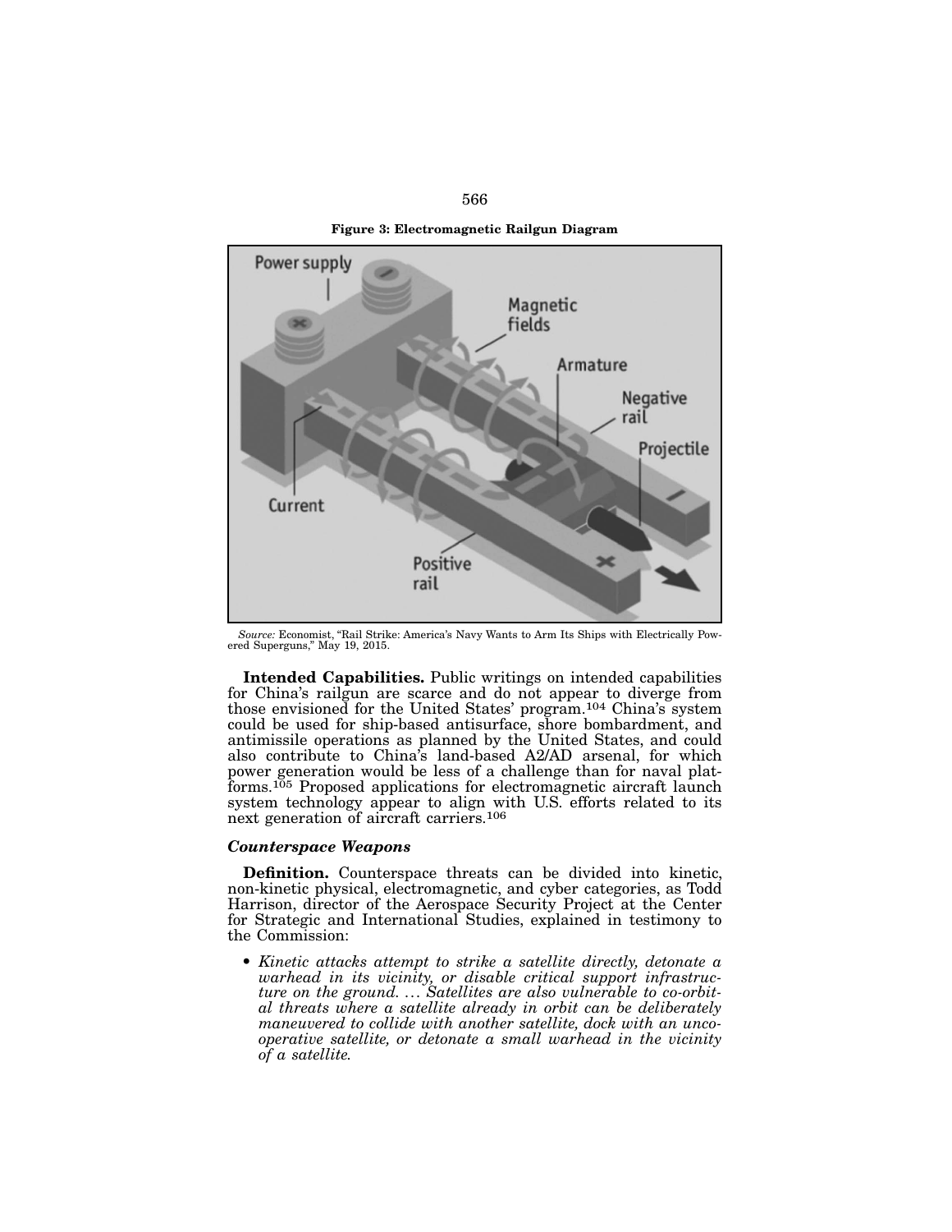**Figure 3: Electromagnetic Railgun Diagram**

*Source:* Economist, "Rail Strike: America's Navy Wants to Arm Its Ships with Electrically Powered Superguns," May 19, 2015.

**Intended Capabilities.** Public writings on intended capabilities for China's railgun are scarce and do not appear to diverge from those envisioned for the United States' program.[104] China's system could be used for ship-based antisurface, shore bombardment, and antimissile operations as planned by the United States, and could also contribute to China's land-based A2/AD arsenal, for which power generation would be less of a challenge than for naval platforms.[105] Proposed applications for electromagnetic aircraft launch system technology appear to align with U.S. efforts related to its next generation of aircraft carriers.[106]

### *Counterspace Weapons*

**Definition.** Counterspace threats can be divided into kinetic, non-kinetic physical, electromagnetic, and cyber categories, as Todd Harrison, director of the Aerospace Security Project at the Center for Strategic and International Studies, explained in testimony to the Commission:

- *Kinetic attacks attempt to strike a satellite directly, detonate a warhead in its vicinity, or disable critical support infrastructure on the ground. … Satellites are also vulnerable to co-orbital threats where a satellite already in orbit can be deliberately maneuvered to collide with another satellite, dock with an uncooperative satellite, or detonate a small warhead in the vicinity of a satellite.*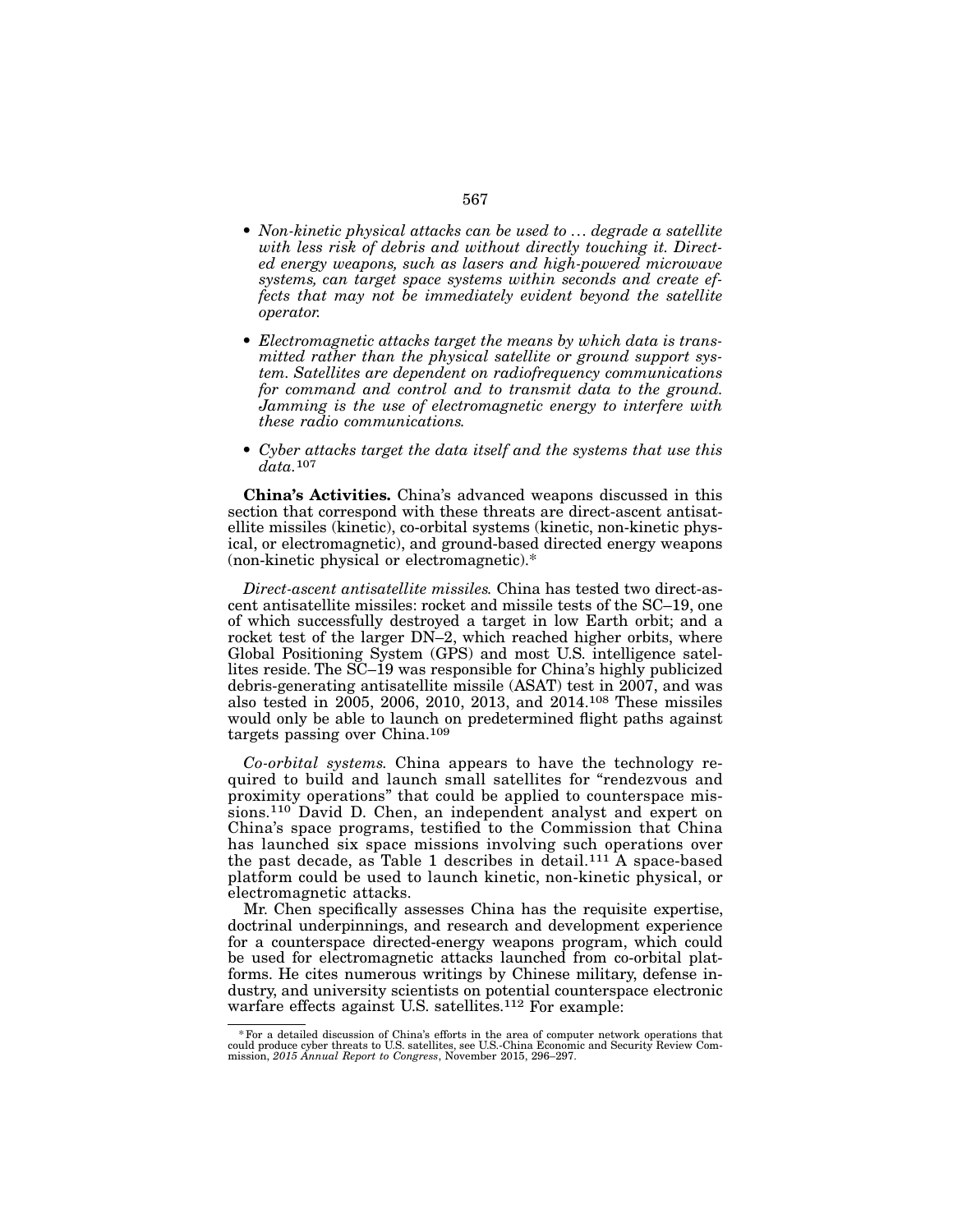- *Non-kinetic physical attacks can be used to … degrade a satellite with less risk of debris and without directly touching it. Directed energy weapons, such as lasers and high-powered microwave systems, can target space systems within seconds and create effects that may not be immediately evident beyond the satellite operator.*

- *Electromagnetic attacks target the means by which data is transmitted rather than the physical satellite or ground support system. Satellites are dependent on radiofrequency communications for command and control and to transmit data to the ground. Jamming is the use of electromagnetic energy to interfere with these radio communications.*

- *Cyber attacks target the data itself and the systems that use this data.*[107]

**China's Activities.** China's advanced weapons discussed in this section that correspond with these threats are direct-ascent antisatellite missiles (kinetic), co-orbital systems (kinetic, non-kinetic physical, or electromagnetic), and ground-based directed energy weapons (non-kinetic physical or electromagnetic).*

*Direct-ascent antisatellite missiles.* China has tested two direct-ascent antisatellite missiles: rocket and missile tests of the SC–19, one of which successfully destroyed a target in low Earth orbit; and a rocket test of the larger DN–2, which reached higher orbits, where Global Positioning System (GPS) and most U.S. intelligence satellites reside. The SC–19 was responsible for China's highly publicized debris-generating antisatellite missile (ASAT) test in 2007, and was also tested in 2005, 2006, 2010, 2013, and 2014.[108] These missiles would only be able to launch on predetermined flight paths against targets passing over China.[109]

*Co-orbital systems.* China appears to have the technology required to build and launch small satellites for "rendezvous and proximity operations" that could be applied to counterspace missions.[110] David D. Chen, an independent analyst and expert on China's space programs, testified to the Commission that China has launched six space missions involving such operations over the past decade, as Table 1 describes in detail.[111] A space-based platform could be used to launch kinetic, non-kinetic physical, or electromagnetic attacks.

Mr. Chen specifically assesses China has the requisite expertise, doctrinal underpinnings, and research and development experience for a counterspace directed-energy weapons program, which could be used for electromagnetic attacks launched from co-orbital platforms. He cites numerous writings by Chinese military, defense industry, and university scientists on potential counterspace electronic warfare effects against U.S. satellites.[112] For example:

---

*For a detailed discussion of China's efforts in the area of computer network operations that could produce cyber threats to U.S. satellites, see U.S.-China Economic and Security Review Commission, *2015 Annual Report to Congress*, November 2015, 296–297.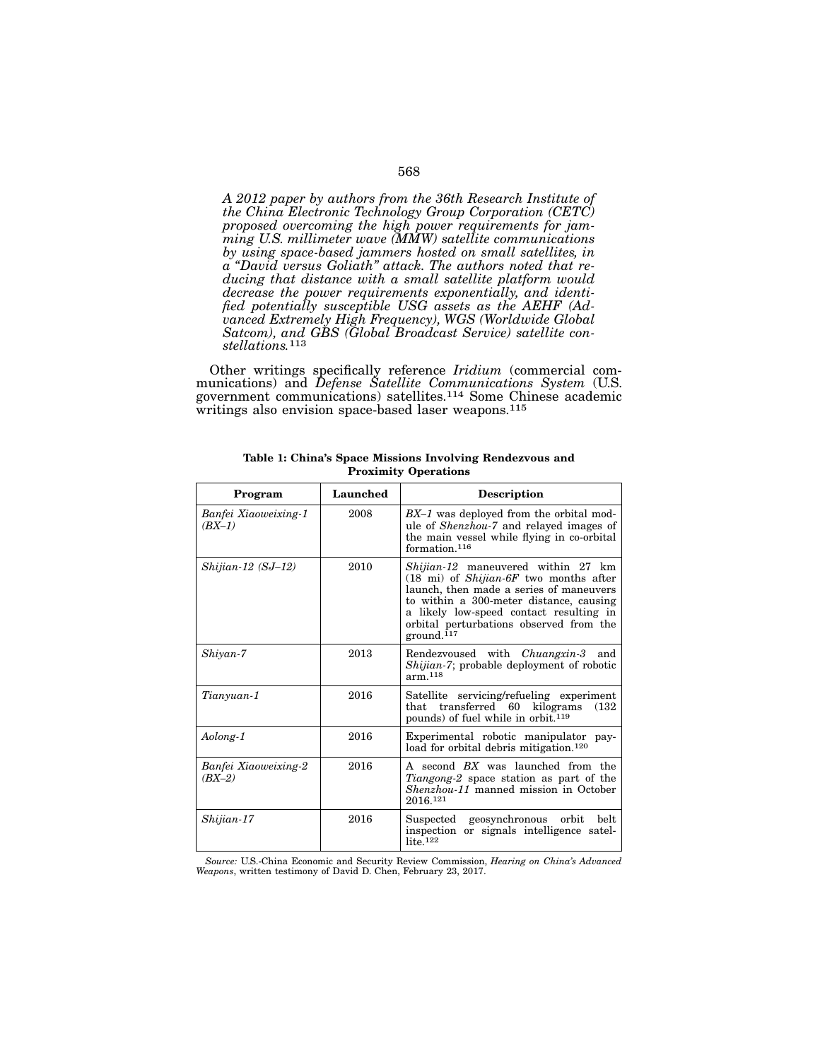*A 2012 paper by authors from the 36th Research Institute of the China Electronic Technology Group Corporation (CETC) proposed overcoming the high power requirements for jamming U.S. millimeter wave (MMW) satellite communications by using space-based jammers hosted on small satellites, in a "David versus Goliath" attack. The authors noted that reducing that distance with a small satellite platform would decrease the power requirements exponentially, and identified potentially susceptible USG assets as the AEHF (Advanced Extremely High Frequency), WGS (Worldwide Global Satcom), and GBS (Global Broadcast Service) satellite constellations.*[113]

Other writings specifically reference *Iridium* (commercial communications) and *Defense Satellite Communications System* (U.S. government communications) satellites.[114] Some Chinese academic writings also envision space-based laser weapons.[115]

**Table 1: China's Space Missions Involving Rendezvous and Proximity Operations**

| Program | Launched | Description |
|---|---|---|
| *Banfei Xiaoweixing-1 (BX–1)* | 2008 | *BX–1* was deployed from the orbital module of *Shenzhou-7* and relayed images of the main vessel while flying in co-orbital formation.[116] |
| *Shijian-12 (SJ–12)* | 2010 | *Shijian-12* maneuvered within 27 km (18 mi) of *Shijian-6F* two months after launch, then made a series of maneuvers to within a 300-meter distance, causing a likely low-speed contact resulting in orbital perturbations observed from the ground.[117] |
| *Shiyan-7* | 2013 | Rendezvoused with *Chuangxin-3* and *Shijian-7*; probable deployment of robotic arm.[118] |
| *Tianyuan-1* | 2016 | Satellite servicing/refueling experiment that transferred 60 kilograms (132 pounds) of fuel while in orbit.[119] |
| *Aolong-1* | 2016 | Experimental robotic manipulator payload for orbital debris mitigation.[120] |
| *Banfei Xiaoweixing-2 (BX–2)* | 2016 | A second *BX* was launched from the *Tiangong-2* space station as part of the *Shenzhou-11* manned mission in October 2016.[121] |
| *Shijian-17* | 2016 | Suspected geosynchronous orbit belt inspection or signals intelligence satellite.[122] |

*Source:* U.S.-China Economic and Security Review Commission, *Hearing on China's Advanced Weapons*, written testimony of David D. Chen, February 23, 2017.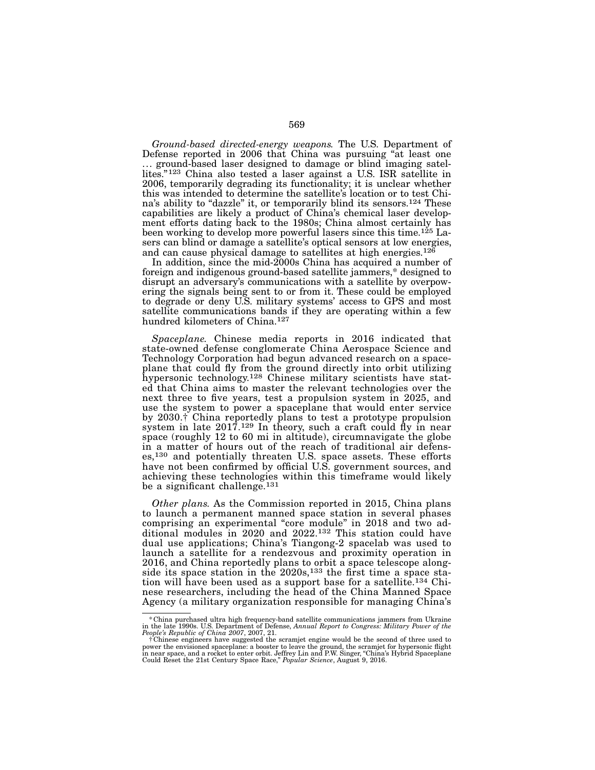*Ground-based directed-energy weapons.* The U.S. Department of Defense reported in 2006 that China was pursuing "at least one … ground-based laser designed to damage or blind imaging satellites."[123] China also tested a laser against a U.S. ISR satellite in 2006, temporarily degrading its functionality; it is unclear whether this was intended to determine the satellite's location or to test China's ability to "dazzle" it, or temporarily blind its sensors.[124] These capabilities are likely a product of China's chemical laser development efforts dating back to the 1980s; China almost certainly has been working to develop more powerful lasers since this time.[125] Lasers can blind or damage a satellite's optical sensors at low energies, and can cause physical damage to satellites at high energies.[126]

In addition, since the mid-2000s China has acquired a number of foreign and indigenous ground-based satellite jammers,* designed to disrupt an adversary's communications with a satellite by overpowering the signals being sent to or from it. These could be employed to degrade or deny U.S. military systems' access to GPS and most satellite communications bands if they are operating within a few hundred kilometers of China.[127]

*Spaceplane.* Chinese media reports in 2016 indicated that state-owned defense conglomerate China Aerospace Science and Technology Corporation had begun advanced research on a spaceplane that could fly from the ground directly into orbit utilizing hypersonic technology.[128] Chinese military scientists have stated that China aims to master the relevant technologies over the next three to five years, test a propulsion system in 2025, and use the system to power a spaceplane that would enter service by 2030.† China reportedly plans to test a prototype propulsion system in late 2017.[129] In theory, such a craft could fly in near space (roughly 12 to 60 mi in altitude), circumnavigate the globe in a matter of hours out of the reach of traditional air defenses,[130] and potentially threaten U.S. space assets. These efforts have not been confirmed by official U.S. government sources, and achieving these technologies within this timeframe would likely be a significant challenge.[131]

*Other plans.* As the Commission reported in 2015, China plans to launch a permanent manned space station in several phases comprising an experimental "core module" in 2018 and two additional modules in 2020 and 2022.[132] This station could have dual use applications; China's Tiangong-2 spacelab was used to launch a satellite for a rendezvous and proximity operation in 2016, and China reportedly plans to orbit a space telescope alongside its space station in the 2020s,[133] the first time a space station will have been used as a support base for a satellite.[134] Chinese researchers, including the head of the China Manned Space Agency (a military organization responsible for managing China's

---

\* China purchased ultra high frequency-band satellite communications jammers from Ukraine in the late 1990s. U.S. Department of Defense, *Annual Report to Congress: Military Power of the People's Republic of China 2007*, 2007, 21.

† Chinese engineers have suggested the scramjet engine would be the second of three used to power the envisioned spaceplane: a booster to leave the ground, the scramjet for hypersonic flight in near space, and a rocket to enter orbit. Jeffrey Lin and P.W. Singer, "China's Hybrid Spaceplane Could Reset the 21st Century Space Race," *Popular Science*, August 9, 2016.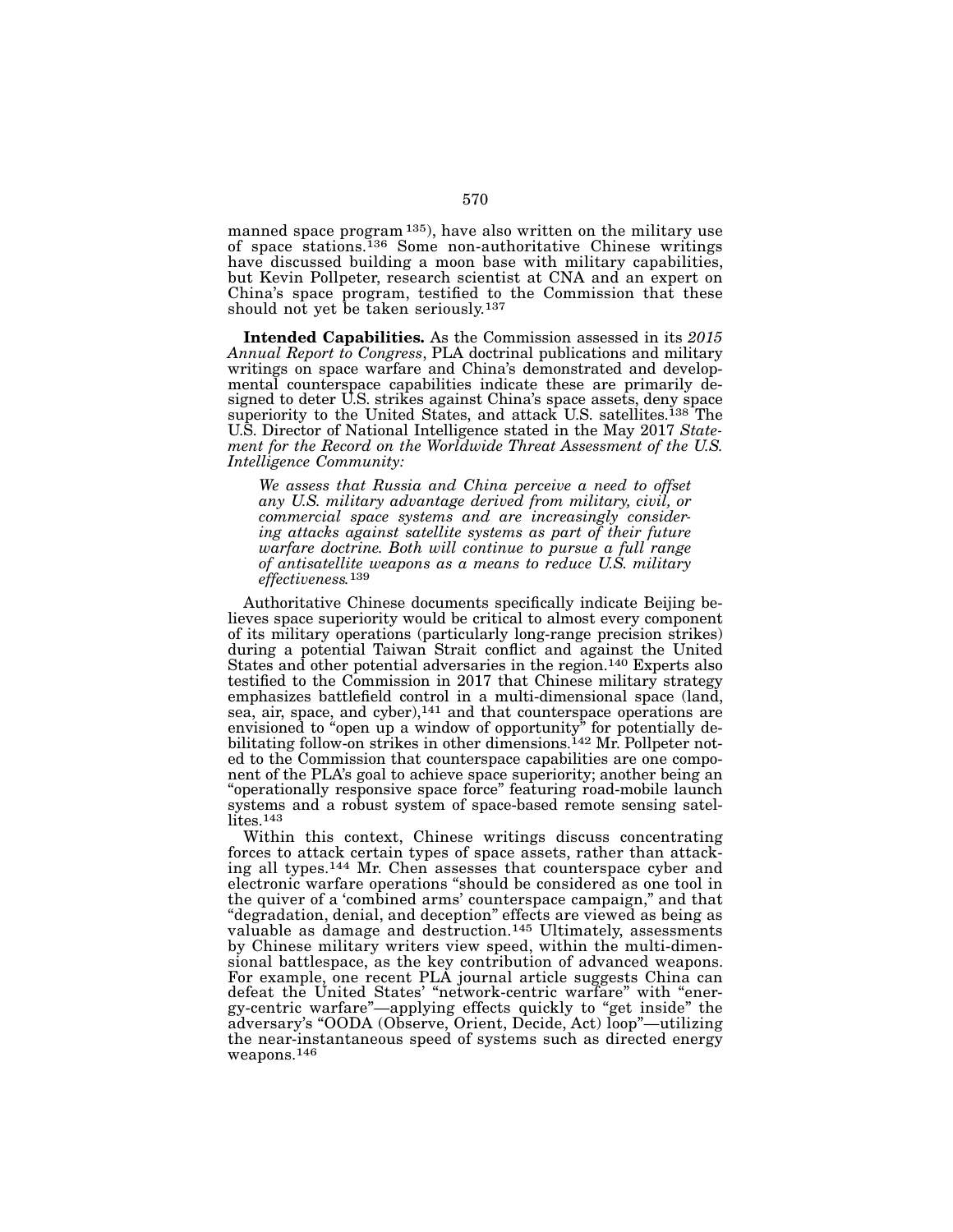manned space program [135]), have also written on the military use of space stations.[136] Some non-authoritative Chinese writings have discussed building a moon base with military capabilities, but Kevin Pollpeter, research scientist at CNA and an expert on China's space program, testified to the Commission that these should not yet be taken seriously.[137]

**Intended Capabilities.** As the Commission assessed in its *2015 Annual Report to Congress*, PLA doctrinal publications and military writings on space warfare and China's demonstrated and developmental counterspace capabilities indicate these are primarily designed to deter U.S. strikes against China's space assets, deny space superiority to the United States, and attack U.S. satellites.[138] The U.S. Director of National Intelligence stated in the May 2017 *Statement for the Record on the Worldwide Threat Assessment of the U.S. Intelligence Community:*

> *We assess that Russia and China perceive a need to offset any U.S. military advantage derived from military, civil, or commercial space systems and are increasingly considering attacks against satellite systems as part of their future warfare doctrine. Both will continue to pursue a full range of antisatellite weapons as a means to reduce U.S. military effectiveness.*[139]

Authoritative Chinese documents specifically indicate Beijing believes space superiority would be critical to almost every component of its military operations (particularly long-range precision strikes) during a potential Taiwan Strait conflict and against the United States and other potential adversaries in the region.[140] Experts also testified to the Commission in 2017 that Chinese military strategy emphasizes battlefield control in a multi-dimensional space (land, sea, air, space, and cyber),[141] and that counterspace operations are envisioned to "open up a window of opportunity" for potentially debilitating follow-on strikes in other dimensions.[142] Mr. Pollpeter noted to the Commission that counterspace capabilities are one component of the PLA's goal to achieve space superiority; another being an "operationally responsive space force" featuring road-mobile launch systems and a robust system of space-based remote sensing satellites.[143]

Within this context, Chinese writings discuss concentrating forces to attack certain types of space assets, rather than attacking all types.[144] Mr. Chen assesses that counterspace cyber and electronic warfare operations "should be considered as one tool in the quiver of a 'combined arms' counterspace campaign," and that "degradation, denial, and deception" effects are viewed as being as valuable as damage and destruction.[145] Ultimately, assessments by Chinese military writers view speed, within the multi-dimensional battlespace, as the key contribution of advanced weapons. For example, one recent PLA journal article suggests China can defeat the United States' "network-centric warfare" with "energy-centric warfare"—applying effects quickly to "get inside" the adversary's "OODA (Observe, Orient, Decide, Act) loop"—utilizing the near-instantaneous speed of systems such as directed energy weapons.[146]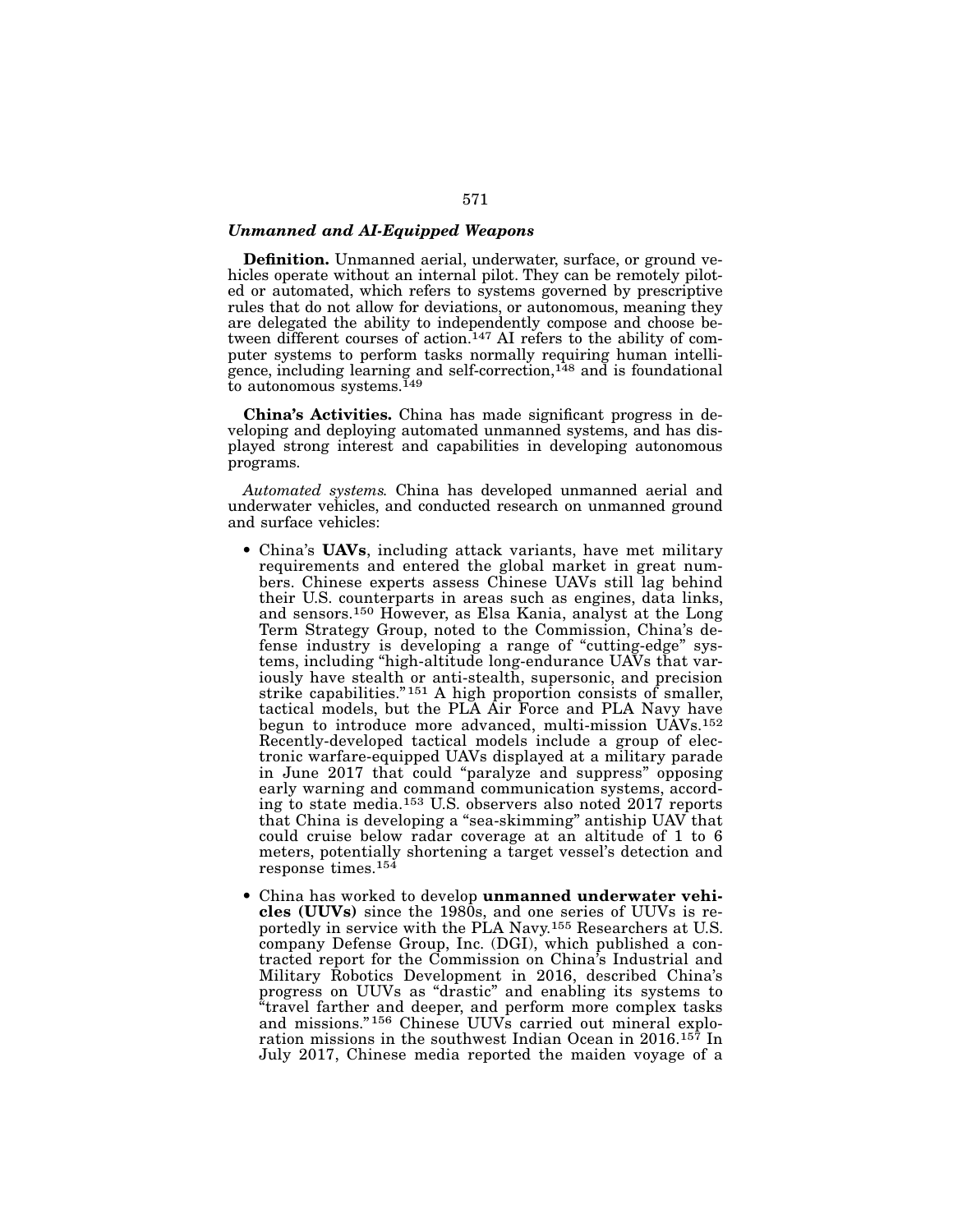### *Unmanned and AI-Equipped Weapons*

**Definition.** Unmanned aerial, underwater, surface, or ground vehicles operate without an internal pilot. They can be remotely piloted or automated, which refers to systems governed by prescriptive rules that do not allow for deviations, or autonomous, meaning they are delegated the ability to independently compose and choose between different courses of action.[147] AI refers to the ability of computer systems to perform tasks normally requiring human intelligence, including learning and self-correction,[148] and is foundational to autonomous systems.[149]

**China's Activities.** China has made significant progress in developing and deploying automated unmanned systems, and has displayed strong interest and capabilities in developing autonomous programs.

*Automated systems.* China has developed unmanned aerial and underwater vehicles, and conducted research on unmanned ground and surface vehicles:

- China's **UAVs**, including attack variants, have met military requirements and entered the global market in great numbers. Chinese experts assess Chinese UAVs still lag behind their U.S. counterparts in areas such as engines, data links, and sensors.[150] However, as Elsa Kania, analyst at the Long Term Strategy Group, noted to the Commission, China's defense industry is developing a range of "cutting-edge" systems, including "high-altitude long-endurance UAVs that variously have stealth or anti-stealth, supersonic, and precision strike capabilities."[151] A high proportion consists of smaller, tactical models, but the PLA Air Force and PLA Navy have begun to introduce more advanced, multi-mission UAVs.[152] Recently-developed tactical models include a group of electronic warfare-equipped UAVs displayed at a military parade in June 2017 that could "paralyze and suppress" opposing early warning and command communication systems, according to state media.[153] U.S. observers also noted 2017 reports that China is developing a "sea-skimming" antiship UAV that could cruise below radar coverage at an altitude of 1 to 6 meters, potentially shortening a target vessel's detection and response times.[154]
- China has worked to develop **unmanned underwater vehicles (UUVs)** since the 1980s, and one series of UUVs is reportedly in service with the PLA Navy.[155] Researchers at U.S. company Defense Group, Inc. (DGI), which published a contracted report for the Commission on China's Industrial and Military Robotics Development in 2016, described China's progress on UUVs as "drastic" and enabling its systems to "travel farther and deeper, and perform more complex tasks and missions."[156] Chinese UUVs carried out mineral exploration missions in the southwest Indian Ocean in 2016.[157] In July 2017, Chinese media reported the maiden voyage of a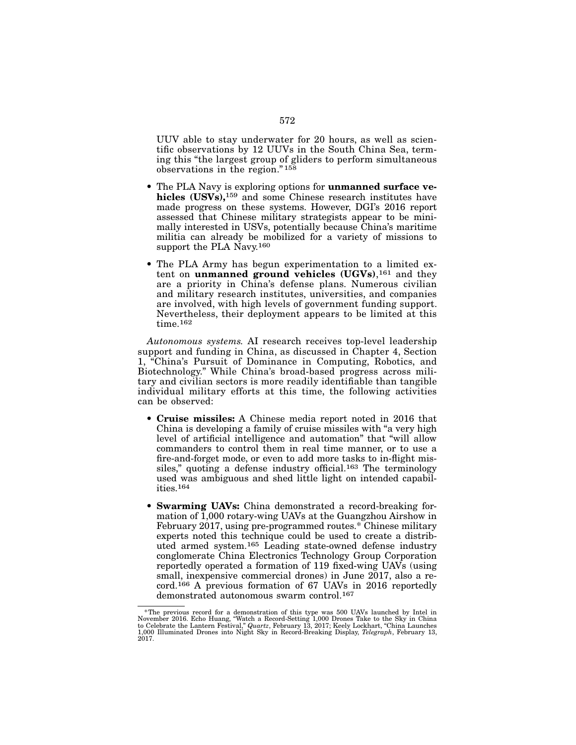UUV able to stay underwater for 20 hours, as well as scientific observations by 12 UUVs in the South China Sea, terming this "the largest group of gliders to perform simultaneous observations in the region."[158]

- The PLA Navy is exploring options for **unmanned surface vehicles (USVs),**[159] and some Chinese research institutes have made progress on these systems. However, DGI's 2016 report assessed that Chinese military strategists appear to be minimally interested in USVs, potentially because China's maritime militia can already be mobilized for a variety of missions to support the PLA Navy.[160]

- The PLA Army has begun experimentation to a limited extent on **unmanned ground vehicles (UGVs)**,[161] and they are a priority in China's defense plans. Numerous civilian and military research institutes, universities, and companies are involved, with high levels of government funding support. Nevertheless, their deployment appears to be limited at this time.[162]

*Autonomous systems.* AI research receives top-level leadership support and funding in China, as discussed in Chapter 4, Section 1, "China's Pursuit of Dominance in Computing, Robotics, and Biotechnology." While China's broad-based progress across military and civilian sectors is more readily identifiable than tangible individual military efforts at this time, the following activities can be observed:

- **Cruise missiles:** A Chinese media report noted in 2016 that China is developing a family of cruise missiles with "a very high level of artificial intelligence and automation" that "will allow commanders to control them in real time manner, or to use a fire-and-forget mode, or even to add more tasks to in-flight missiles," quoting a defense industry official.[163] The terminology used was ambiguous and shed little light on intended capabilities.[164]

- **Swarming UAVs:** China demonstrated a record-breaking formation of 1,000 rotary-wing UAVs at the Guangzhou Airshow in February 2017, using pre-programmed routes.* Chinese military experts noted this technique could be used to create a distributed armed system.[165] Leading state-owned defense industry conglomerate China Electronics Technology Group Corporation reportedly operated a formation of 119 fixed-wing UAVs (using small, inexpensive commercial drones) in June 2017, also a record.[166] A previous formation of 67 UAVs in 2016 reportedly demonstrated autonomous swarm control.[167]

---

*The previous record for a demonstration of this type was 500 UAVs launched by Intel in November 2016. Echo Huang, "Watch a Record-Setting 1,000 Drones Take to the Sky in China to Celebrate the Lantern Festival," *Quartz*, February 13, 2017; Keely Lockhart, "China Launches 1,000 Illuminated Drones into Night Sky in Record-Breaking Display, *Telegraph*, February 13, 2017.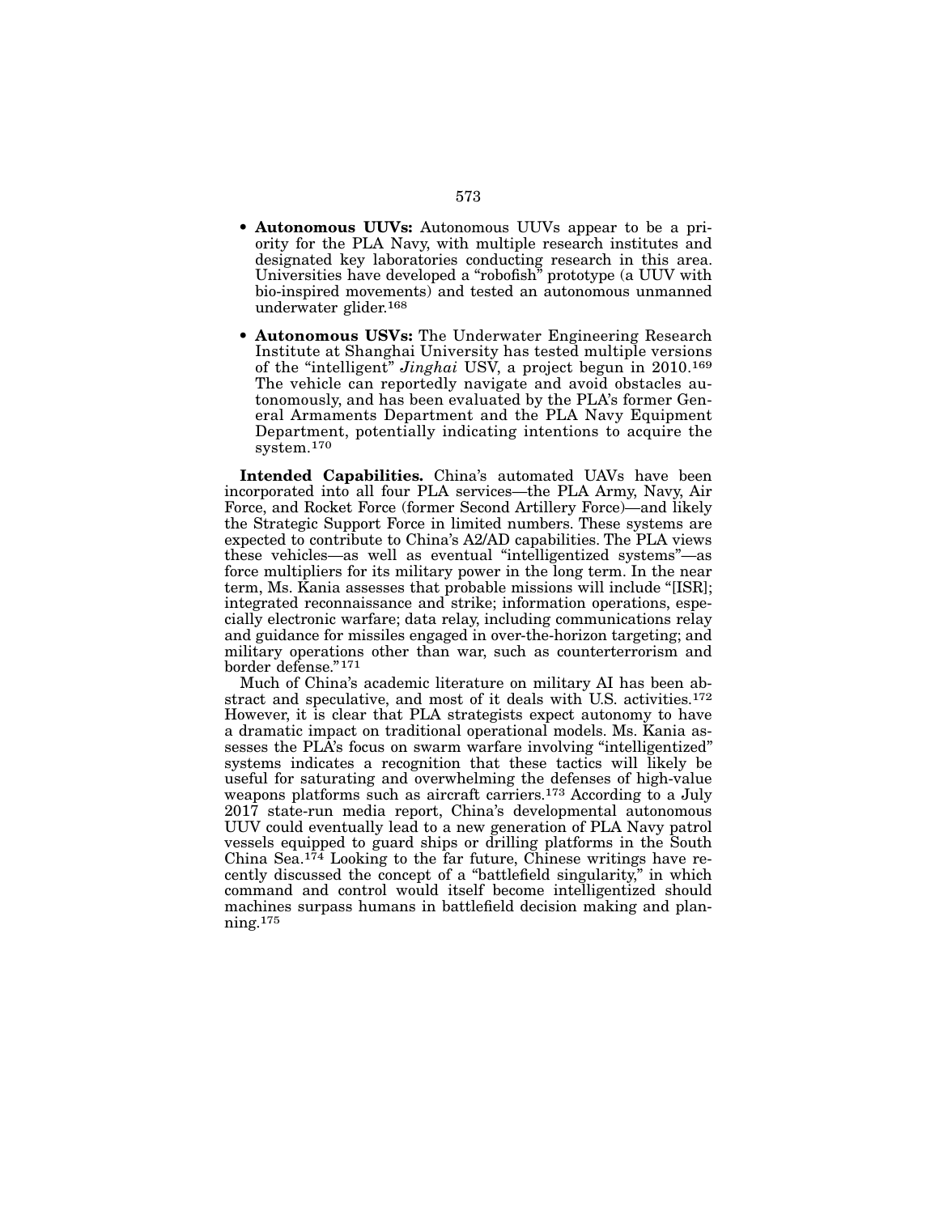- **Autonomous UUVs:** Autonomous UUVs appear to be a priority for the PLA Navy, with multiple research institutes and designated key laboratories conducting research in this area. Universities have developed a "robofish" prototype (a UUV with bio-inspired movements) and tested an autonomous unmanned underwater glider.[168]

- **Autonomous USVs:** The Underwater Engineering Research Institute at Shanghai University has tested multiple versions of the "intelligent" *Jinghai* USV, a project begun in 2010.[169] The vehicle can reportedly navigate and avoid obstacles autonomously, and has been evaluated by the PLA's former General Armaments Department and the PLA Navy Equipment Department, potentially indicating intentions to acquire the system.[170]

**Intended Capabilities.** China's automated UAVs have been incorporated into all four PLA services—the PLA Army, Navy, Air Force, and Rocket Force (former Second Artillery Force)—and likely the Strategic Support Force in limited numbers. These systems are expected to contribute to China's A2/AD capabilities. The PLA views these vehicles—as well as eventual "intelligentized systems"—as force multipliers for its military power in the long term. In the near term, Ms. Kania assesses that probable missions will include "[ISR]; integrated reconnaissance and strike; information operations, especially electronic warfare; data relay, including communications relay and guidance for missiles engaged in over-the-horizon targeting; and military operations other than war, such as counterterrorism and border defense."[171]

Much of China's academic literature on military AI has been abstract and speculative, and most of it deals with U.S. activities.[172] However, it is clear that PLA strategists expect autonomy to have a dramatic impact on traditional operational models. Ms. Kania assesses the PLA's focus on swarm warfare involving "intelligentized" systems indicates a recognition that these tactics will likely be useful for saturating and overwhelming the defenses of high-value weapons platforms such as aircraft carriers.[173] According to a July 2017 state-run media report, China's developmental autonomous UUV could eventually lead to a new generation of PLA Navy patrol vessels equipped to guard ships or drilling platforms in the South China Sea.[174] Looking to the far future, Chinese writings have recently discussed the concept of a "battlefield singularity," in which command and control would itself become intelligentized should machines surpass humans in battlefield decision making and planning.[175]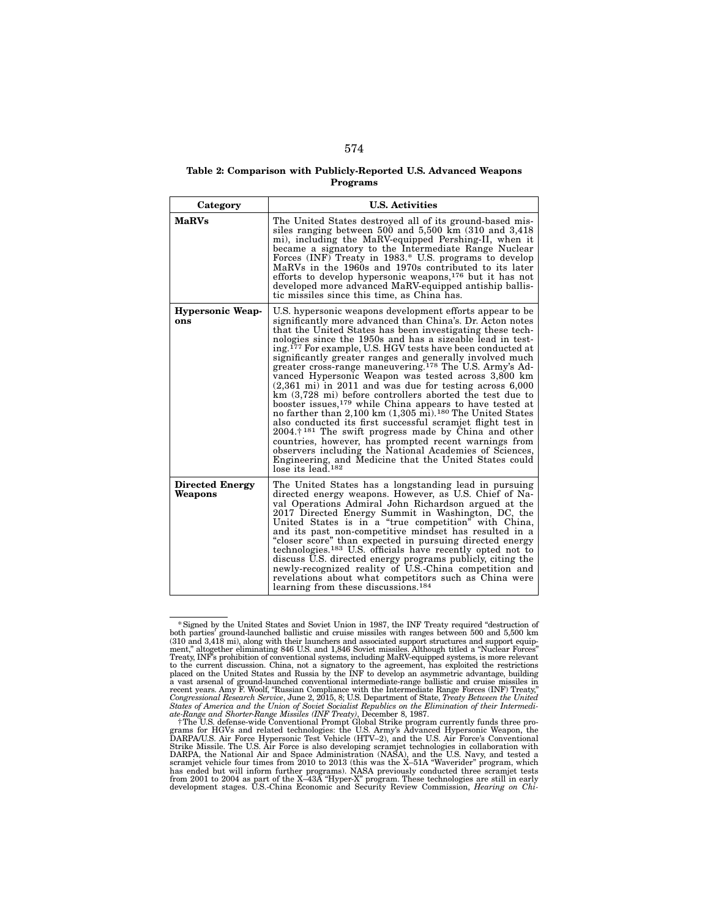**Table 2: Comparison with Publicly-Reported U.S. Advanced Weapons Programs**

| Category | U.S. Activities |
|---|---|
| **MaRVs** | The United States destroyed all of its ground-based missiles ranging between 500 and 5,500 km (310 and 3,418 mi), including the MaRV-equipped Pershing-II, when it became a signatory to the Intermediate Range Nuclear Forces (INF) Treaty in 1983.* U.S. programs to develop MaRVs in the 1960s and 1970s contributed to its later efforts to develop hypersonic weapons,[176] but it has not developed more advanced MaRV-equipped antiship ballistic missiles since this time, as China has. |
| **Hypersonic Weapons** | U.S. hypersonic weapons development efforts appear to be significantly more advanced than China's. Dr. Acton notes that the United States has been investigating these technologies since the 1950s and has a sizeable lead in testing.[177] For example, U.S. HGV tests have been conducted at significantly greater ranges and generally involved much greater cross-range maneuvering.[178] The U.S. Army's Advanced Hypersonic Weapon was tested across 3,800 km (2,361 mi) in 2011 and was due for testing across 6,000 km (3,728 mi) before controllers aborted the test due to booster issues,[179] while China appears to have tested at no farther than 2,100 km (1,305 mi).[180] The United States also conducted its first successful scramjet flight test in 2004.†[181] The swift progress made by China and other countries, however, has prompted recent warnings from observers including the National Academies of Sciences, Engineering, and Medicine that the United States could lose its lead.[182] |
| **Directed Energy Weapons** | The United States has a longstanding lead in pursuing directed energy weapons. However, as U.S. Chief of Naval Operations Admiral John Richardson argued at the 2017 Directed Energy Summit in Washington, DC, the United States is in a "true competition" with China, and its past non-competitive mindset has resulted in a "closer score" than expected in pursuing directed energy technologies.[183] U.S. officials have recently opted not to discuss U.S. directed energy programs publicly, citing the newly-recognized reality of U.S.-China competition and revelations about what competitors such as China were learning from these discussions.[184] |

*Signed by the United States and Soviet Union in 1987, the INF Treaty required "destruction of both parties' ground-launched ballistic and cruise missiles with ranges between 500 and 5,500 km (310 and 3,418 mi), along with their launchers and associated support structures and support equipment," altogether eliminating 846 U.S. and 1,846 Soviet missiles. Although titled a "Nuclear Forces" Treaty, INF's prohibition of conventional systems, including MaRV-equipped systems, is more relevant to the current discussion. China, not a signatory to the agreement, has exploited the restrictions placed on the United States and Russia by the INF to develop an asymmetric advantage, building a vast arsenal of ground-launched conventional intermediate-range ballistic and cruise missiles in recent years. Amy F. Woolf, "Russian Compliance with the Intermediate Range Forces (INF) Treaty," *Congressional Research Service*, June 2, 2015, 8; U.S. Department of State, *Treaty Between the United States of America and the Union of Soviet Socialist Republics on the Elimination of their Intermediate-Range and Shorter-Range Missiles (INF Treaty)*, December 8, 1987.

†The U.S. defense-wide Conventional Prompt Global Strike program currently funds three programs for HGVs and related technologies: the U.S. Army's Advanced Hypersonic Weapon, the DARPA/U.S. Air Force Hypersonic Test Vehicle (HTV–2), and the U.S. Air Force's Conventional Strike Missile. The U.S. Air Force is also developing scramjet technologies in collaboration with DARPA, the National Air and Space Administration (NASA), and the U.S. Navy, and tested a scramjet vehicle four times from 2010 to 2013 (this was the X–51A "Waverider" program, which has ended but will inform further programs). NASA previously conducted three scramjet tests from 2001 to 2004 as part of the X–43A "Hyper-X" program. These technologies are still in early development stages. U.S.-China Economic and Security Review Commission, *Hearing on Chi-*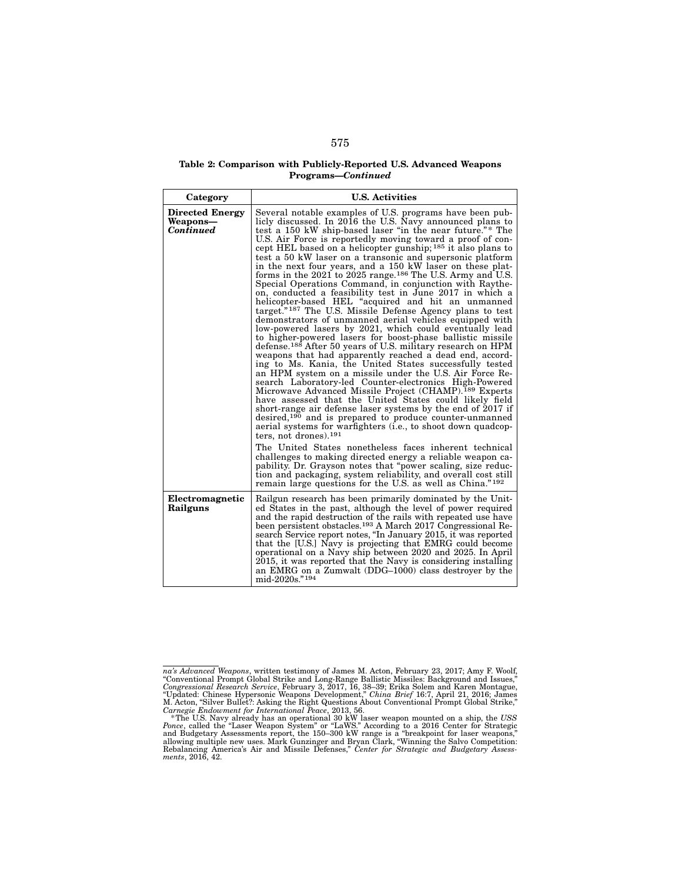**Table 2: Comparison with Publicly-Reported U.S. Advanced Weapons Programs—*Continued***

| Category | U.S. Activities |
|---|---|
| **Directed Energy Weapons—*Continued*** | Several notable examples of U.S. programs have been publicly discussed. In 2016 the U.S. Navy announced plans to test a 150 kW ship-based laser "in the near future."* The U.S. Air Force is reportedly moving toward a proof of concept HEL based on a helicopter gunship;[185] it also plans to test a 50 kW laser on a transonic and supersonic platform in the next four years, and a 150 kW laser on these platforms in the 2021 to 2025 range.[186] The U.S. Army and U.S. Special Operations Command, in conjunction with Raytheon, conducted a feasibility test in June 2017 in which a helicopter-based HEL "acquired and hit an unmanned target."[187] The U.S. Missile Defense Agency plans to test demonstrators of unmanned aerial vehicles equipped with low-powered lasers by 2021, which could eventually lead to higher-powered lasers for boost-phase ballistic missile defense.[188] After 50 years of U.S. military research on HPM weapons that had apparently reached a dead end, according to Ms. Kania, the United States successfully tested an HPM system on a missile under the U.S. Air Force Research Laboratory-led Counter-electronics High-Powered Microwave Advanced Missile Project (CHAMP).[189] Experts have assessed that the United States could likely field short-range air defense laser systems by the end of 2017 if desired,[190] and is prepared to produce counter-unmanned aerial systems for warfighters (i.e., to shoot down quadcopters, not drones).[191]<br><br>The United States nonetheless faces inherent technical challenges to making directed energy a reliable weapon capability. Dr. Grayson notes that "power scaling, size reduction and packaging, system reliability, and overall cost still remain large questions for the U.S. as well as China."[192] |
| **Electromagnetic Railguns** | Railgun research has been primarily dominated by the United States in the past, although the level of power required and the rapid destruction of the rails with repeated use have been persistent obstacles.[193] A March 2017 Congressional Research Service report notes, "In January 2015, it was reported that the [U.S.] Navy is projecting that EMRG could become operational on a Navy ship between 2020 and 2025. In April 2015, it was reported that the Navy is considering installing an EMRG on a Zumwalt (DDG–1000) class destroyer by the mid-2020s."[194] |

---

*na's Advanced Weapons*, written testimony of James M. Acton, February 23, 2017; Amy F. Woolf, "Conventional Prompt Global Strike and Long-Range Ballistic Missiles: Background and Issues," *Congressional Research Service*, February 3, 2017, 16, 38–39; Erika Solem and Karen Montague, "Updated: Chinese Hypersonic Weapons Development," *China Brief* 16:7, April 21, 2016; James M. Acton, "Silver Bullet?: Asking the Right Questions About Conventional Prompt Global Strike," *Carnegie Endowment for International Peace*, 2013, 56.

*The U.S. Navy already has an operational 30 kW laser weapon mounted on a ship, the *USS Ponce*, called the "Laser Weapon System" or "LaWS." According to a 2016 Center for Strategic and Budgetary Assessments report, the 150–300 kW range is a "breakpoint for laser weapons," allowing multiple new uses. Mark Gunzinger and Bryan Clark, "Winning the Salvo Competition: Rebalancing America's Air and Missile Defenses," *Center for Strategic and Budgetary Assessments*, 2016, 42.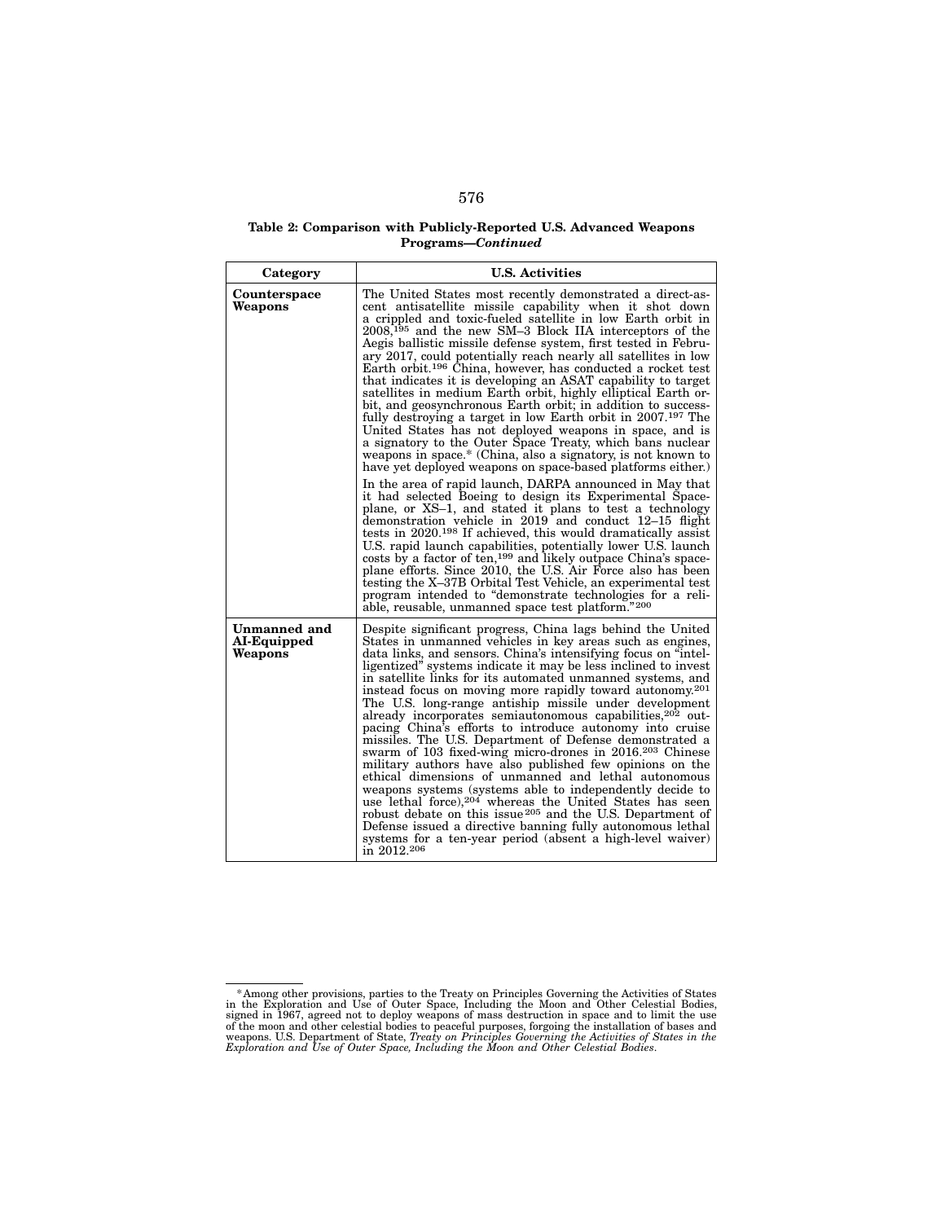**Table 2: Comparison with Publicly-Reported U.S. Advanced Weapons Programs—*Continued***

| Category | U.S. Activities |
|---|---|
| **Counterspace Weapons** | The United States most recently demonstrated a direct-ascent antisatellite missile capability when it shot down a crippled and toxic-fueled satellite in low Earth orbit in 2008,[195] and the new SM–3 Block IIA interceptors of the Aegis ballistic missile defense system, first tested in February 2017, could potentially reach nearly all satellites in low Earth orbit.[196] China, however, has conducted a rocket test that indicates it is developing an ASAT capability to target satellites in medium Earth orbit, highly elliptical Earth orbit, and geosynchronous Earth orbit; in addition to successfully destroying a target in low Earth orbit in 2007.[197] The United States has not deployed weapons in space, and is a signatory to the Outer Space Treaty, which bans nuclear weapons in space.* (China, also a signatory, is not known to have yet deployed weapons on space-based platforms either.)<br><br>In the area of rapid launch, DARPA announced in May that it had selected Boeing to design its Experimental Spaceplane, or XS–1, and stated it plans to test a technology demonstration vehicle in 2019 and conduct 12–15 flight tests in 2020.[198] If achieved, this would dramatically assist U.S. rapid launch capabilities, potentially lower U.S. launch costs by a factor of ten,[199] and likely outpace China's spaceplane efforts. Since 2010, the U.S. Air Force also has been testing the X–37B Orbital Test Vehicle, an experimental test program intended to "demonstrate technologies for a reliable, reusable, unmanned space test platform."[200] |
| **Unmanned and AI-Equipped Weapons** | Despite significant progress, China lags behind the United States in unmanned vehicles in key areas such as engines, data links, and sensors. China's intensifying focus on "intelligentized" systems indicate it may be less inclined to invest in satellite links for its automated unmanned systems, and instead focus on moving more rapidly toward autonomy.[201] The U.S. long-range antiship missile under development already incorporates semiautonomous capabilities,[202] outpacing China's efforts to introduce autonomy into cruise missiles. The U.S. Department of Defense demonstrated a swarm of 103 fixed-wing micro-drones in 2016.[203] Chinese military authors have also published few opinions on the ethical dimensions of unmanned and lethal autonomous weapons systems (systems able to independently decide to use lethal force),[204] whereas the United States has seen robust debate on this issue[205] and the U.S. Department of Defense issued a directive banning fully autonomous lethal systems for a ten-year period (absent a high-level waiver) in 2012.[206] |

*Among other provisions, parties to the Treaty on Principles Governing the Activities of States in the Exploration and Use of Outer Space, Including the Moon and Other Celestial Bodies, signed in 1967, agreed not to deploy weapons of mass destruction in space and to limit the use of the moon and other celestial bodies to peaceful purposes, forgoing the installation of bases and weapons. U.S. Department of State, *Treaty on Principles Governing the Activities of States in the Exploration and Use of Outer Space, Including the Moon and Other Celestial Bodies*.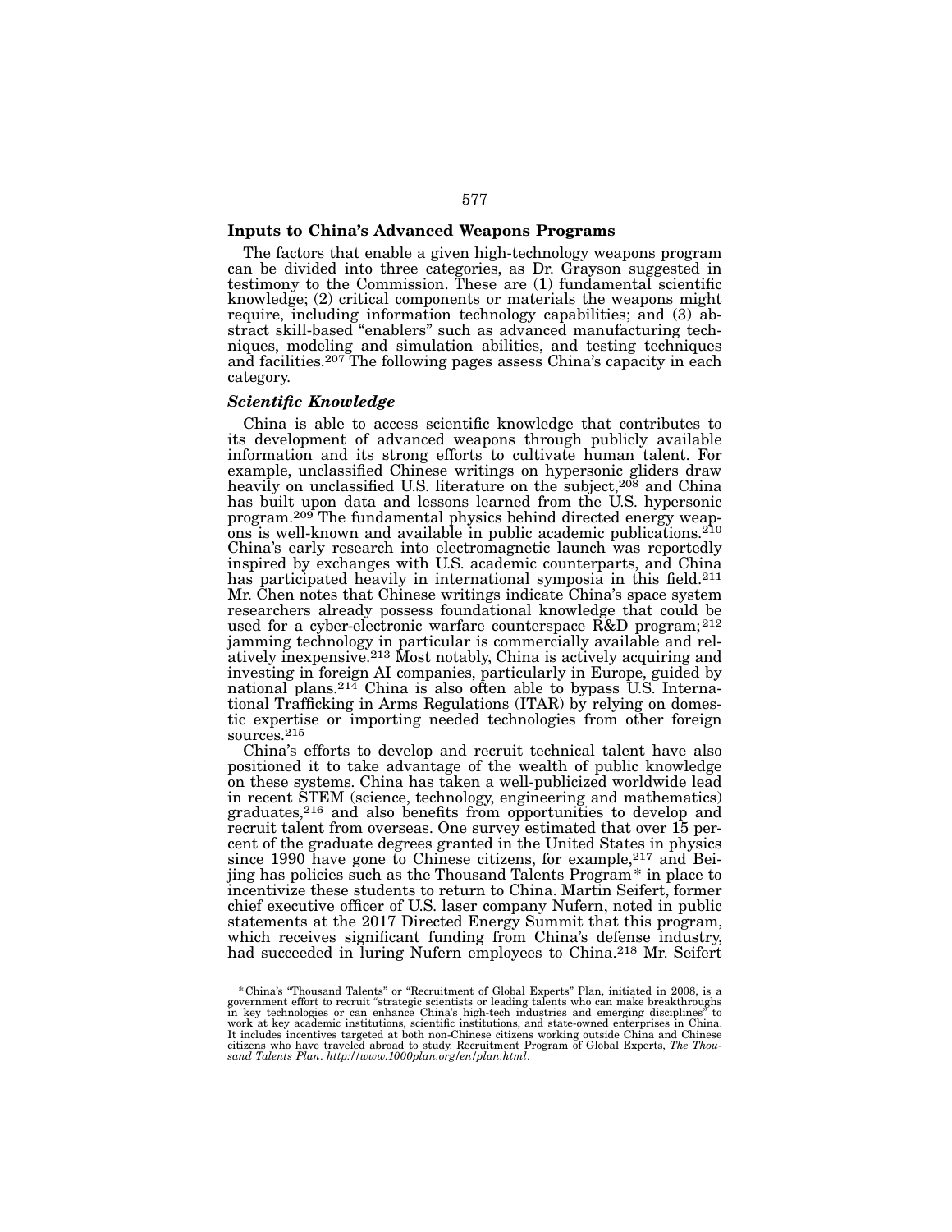### Inputs to China's Advanced Weapons Programs

The factors that enable a given high-technology weapons program can be divided into three categories, as Dr. Grayson suggested in testimony to the Commission. These are (1) fundamental scientific knowledge; (2) critical components or materials the weapons might require, including information technology capabilities; and (3) abstract skill-based "enablers" such as advanced manufacturing techniques, modeling and simulation abilities, and testing techniques and facilities.[207] The following pages assess China's capacity in each category.

#### *Scientific Knowledge*

China is able to access scientific knowledge that contributes to its development of advanced weapons through publicly available information and its strong efforts to cultivate human talent. For example, unclassified Chinese writings on hypersonic gliders draw heavily on unclassified U.S. literature on the subject,[208] and China has built upon data and lessons learned from the U.S. hypersonic program.[209] The fundamental physics behind directed energy weapons is well-known and available in public academic publications.[210] China's early research into electromagnetic launch was reportedly inspired by exchanges with U.S. academic counterparts, and China has participated heavily in international symposia in this field.[211] Mr. Chen notes that Chinese writings indicate China's space system researchers already possess foundational knowledge that could be used for a cyber-electronic warfare counterspace R&D program;[212] jamming technology in particular is commercially available and relatively inexpensive.[213] Most notably, China is actively acquiring and investing in foreign AI companies, particularly in Europe, guided by national plans.[214] China is also often able to bypass U.S. International Trafficking in Arms Regulations (ITAR) by relying on domestic expertise or importing needed technologies from other foreign sources.[215]

China's efforts to develop and recruit technical talent have also positioned it to take advantage of the wealth of public knowledge on these systems. China has taken a well-publicized worldwide lead in recent STEM (science, technology, engineering and mathematics) graduates,[216] and also benefits from opportunities to develop and recruit talent from overseas. One survey estimated that over 15 percent of the graduate degrees granted in the United States in physics since 1990 have gone to Chinese citizens, for example,[217] and Beijing has policies such as the Thousand Talents Program* in place to incentivize these students to return to China. Martin Seifert, former chief executive officer of U.S. laser company Nufern, noted in public statements at the 2017 Directed Energy Summit that this program, which receives significant funding from China's defense industry, had succeeded in luring Nufern employees to China.[218] Mr. Seifert

---

\* China's "Thousand Talents" or "Recruitment of Global Experts" Plan, initiated in 2008, is a government effort to recruit "strategic scientists or leading talents who can make breakthroughs in key technologies or can enhance China's high-tech industries and emerging disciplines" to work at key academic institutions, scientific institutions, and state-owned enterprises in China. It includes incentives targeted at both non-Chinese citizens working outside China and Chinese citizens who have traveled abroad to study. Recruitment Program of Global Experts, *The Thousand Talents Plan*. *http://www.1000plan.org/en/plan.html*.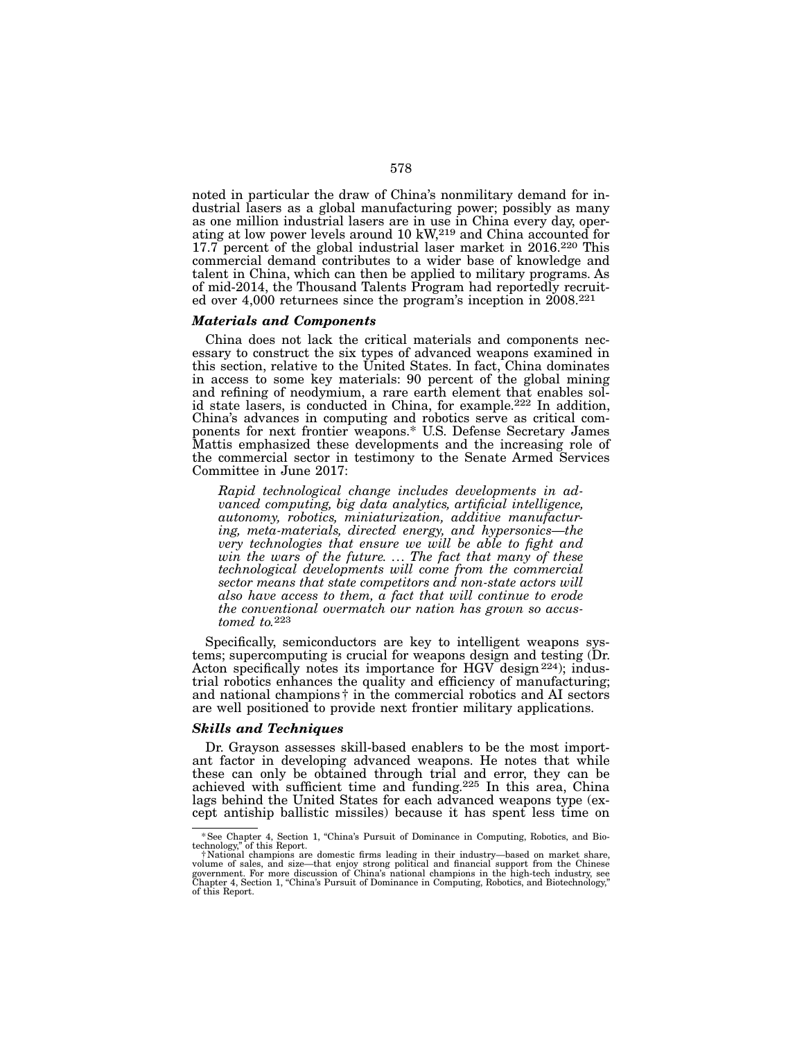noted in particular the draw of China's nonmilitary demand for industrial lasers as a global manufacturing power; possibly as many as one million industrial lasers are in use in China every day, operating at low power levels around 10 kW,[219] and China accounted for 17.7 percent of the global industrial laser market in 2016.[220] This commercial demand contributes to a wider base of knowledge and talent in China, which can then be applied to military programs. As of mid-2014, the Thousand Talents Program had reportedly recruited over 4,000 returnees since the program's inception in 2008.[221]

### *Materials and Components*

China does not lack the critical materials and components necessary to construct the six types of advanced weapons examined in this section, relative to the United States. In fact, China dominates in access to some key materials: 90 percent of the global mining and refining of neodymium, a rare earth element that enables solid state lasers, is conducted in China, for example.[222] In addition, China's advances in computing and robotics serve as critical components for next frontier weapons.* U.S. Defense Secretary James Mattis emphasized these developments and the increasing role of the commercial sector in testimony to the Senate Armed Services Committee in June 2017:

> *Rapid technological change includes developments in advanced computing, big data analytics, artificial intelligence, autonomy, robotics, miniaturization, additive manufacturing, meta-materials, directed energy, and hypersonics—the very technologies that ensure we will be able to fight and win the wars of the future. ... The fact that many of these technological developments will come from the commercial sector means that state competitors and non-state actors will also have access to them, a fact that will continue to erode the conventional overmatch our nation has grown so accustomed to.*[223]

Specifically, semiconductors are key to intelligent weapons systems; supercomputing is crucial for weapons design and testing (Dr. Acton specifically notes its importance for HGV design[224]); industrial robotics enhances the quality and efficiency of manufacturing; and national champions† in the commercial robotics and AI sectors are well positioned to provide next frontier military applications.

### *Skills and Techniques*

Dr. Grayson assesses skill-based enablers to be the most important factor in developing advanced weapons. He notes that while these can only be obtained through trial and error, they can be achieved with sufficient time and funding.[225] In this area, China lags behind the United States for each advanced weapons type (except antiship ballistic missiles) because it has spent less time on

---

\* See Chapter 4, Section 1, "China's Pursuit of Dominance in Computing, Robotics, and Biotechnology," of this Report.

† National champions are domestic firms leading in their industry—based on market share, volume of sales, and size—that enjoy strong political and financial support from the Chinese government. For more discussion of China's national champions in the high-tech industry, see Chapter 4, Section 1, "China's Pursuit of Dominance in Computing, Robotics, and Biotechnology," of this Report.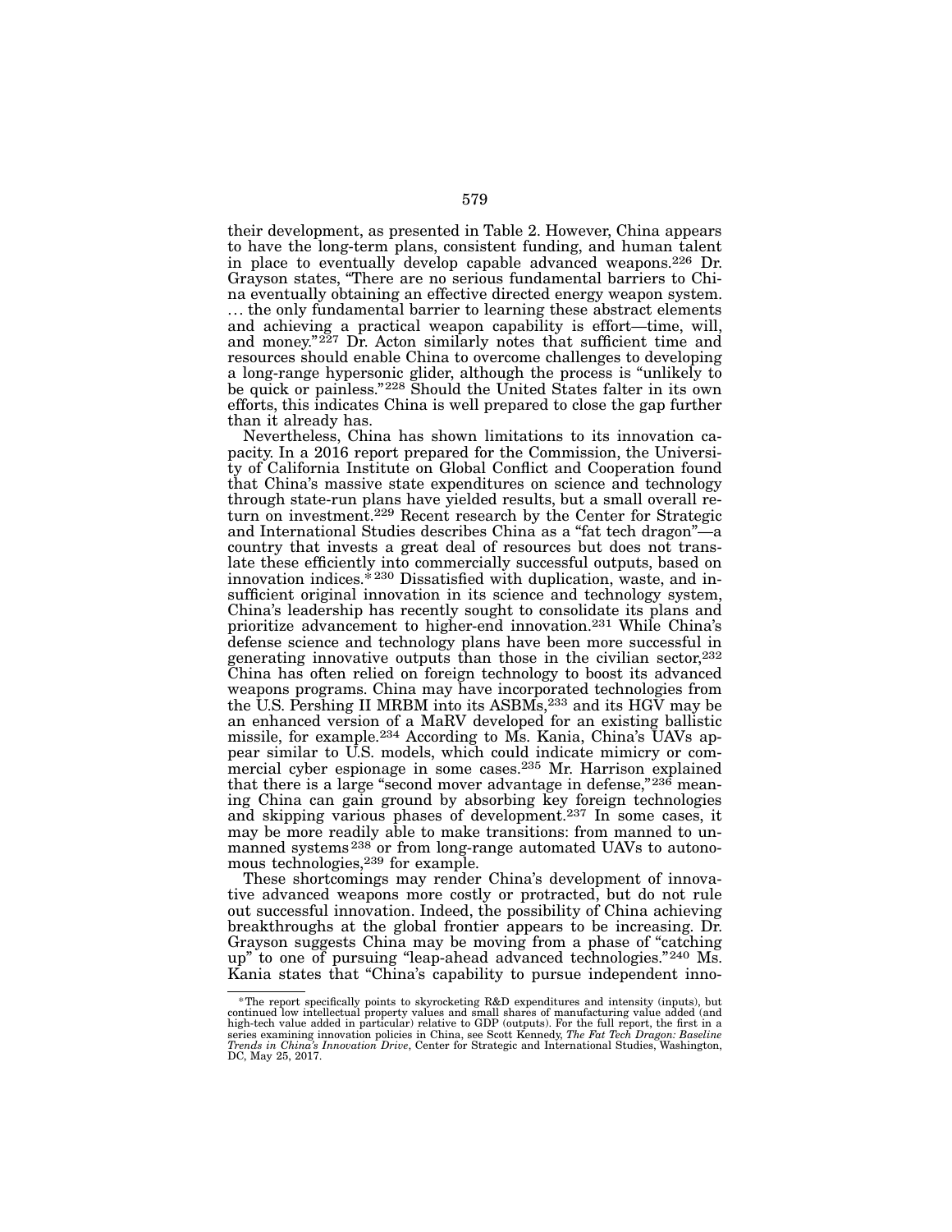their development, as presented in Table 2. However, China appears to have the long-term plans, consistent funding, and human talent in place to eventually develop capable advanced weapons.[226] Dr. Grayson states, "There are no serious fundamental barriers to China eventually obtaining an effective directed energy weapon system. . . . the only fundamental barrier to learning these abstract elements and achieving a practical weapon capability is effort—time, will, and money."[227] Dr. Acton similarly notes that sufficient time and resources should enable China to overcome challenges to developing a long-range hypersonic glider, although the process is "unlikely to be quick or painless."[228] Should the United States falter in its own efforts, this indicates China is well prepared to close the gap further than it already has.

Nevertheless, China has shown limitations to its innovation capacity. In a 2016 report prepared for the Commission, the University of California Institute on Global Conflict and Cooperation found that China's massive state expenditures on science and technology through state-run plans have yielded results, but a small overall return on investment.[229] Recent research by the Center for Strategic and International Studies describes China as a "fat tech dragon"—a country that invests a great deal of resources but does not translate these efficiently into commercially successful outputs, based on innovation indices.* [230] Dissatisfied with duplication, waste, and insufficient original innovation in its science and technology system, China's leadership has recently sought to consolidate its plans and prioritize advancement to higher-end innovation.[231] While China's defense science and technology plans have been more successful in generating innovative outputs than those in the civilian sector,[232] China has often relied on foreign technology to boost its advanced weapons programs. China may have incorporated technologies from the U.S. Pershing II MRBM into its ASBMs,[233] and its HGV may be an enhanced version of a MaRV developed for an existing ballistic missile, for example.[234] According to Ms. Kania, China's UAVs appear similar to U.S. models, which could indicate mimicry or commercial cyber espionage in some cases.[235] Mr. Harrison explained that there is a large "second mover advantage in defense,"[236] meaning China can gain ground by absorbing key foreign technologies and skipping various phases of development.[237] In some cases, it may be more readily able to make transitions: from manned to unmanned systems[238] or from long-range automated UAVs to autonomous technologies,[239] for example.

These shortcomings may render China's development of innovative advanced weapons more costly or protracted, but do not rule out successful innovation. Indeed, the possibility of China achieving breakthroughs at the global frontier appears to be increasing. Dr. Grayson suggests China may be moving from a phase of "catching up" to one of pursuing "leap-ahead advanced technologies."[240] Ms. Kania states that "China's capability to pursue independent inno-

*The report specifically points to skyrocketing R&D expenditures and intensity (inputs), but continued low intellectual property values and small shares of manufacturing value added (and high-tech value added in particular) relative to GDP (outputs). For the full report, the first in a series examining innovation policies in China, see Scott Kennedy, *The Fat Tech Dragon: Baseline Trends in China's Innovation Drive*, Center for Strategic and International Studies, Washington, DC, May 25, 2017.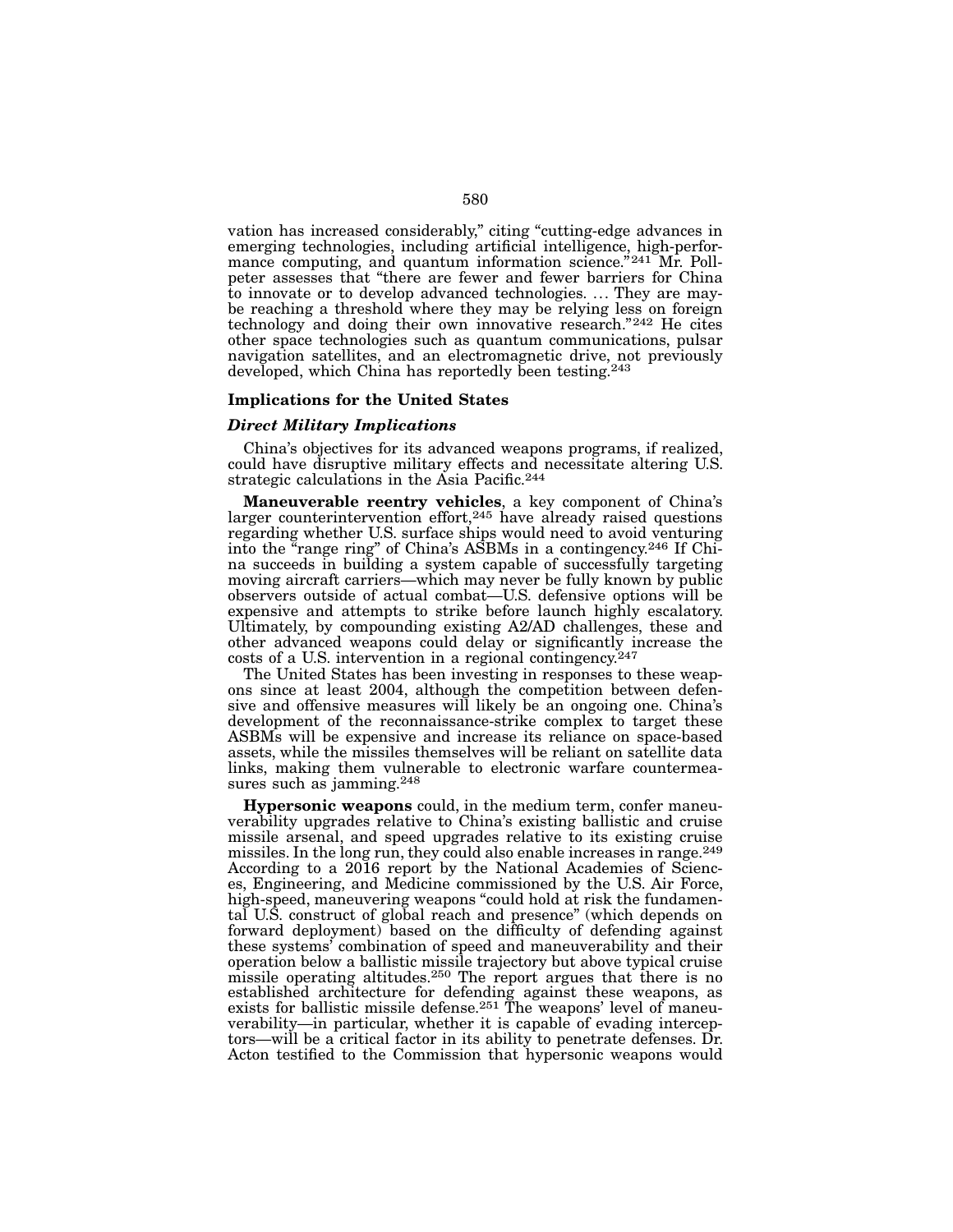vation has increased considerably," citing "cutting-edge advances in emerging technologies, including artificial intelligence, high-performance computing, and quantum information science."[241] Mr. Pollpeter assesses that "there are fewer and fewer barriers for China to innovate or to develop advanced technologies. … They are maybe reaching a threshold where they may be relying less on foreign technology and doing their own innovative research."[242] He cites other space technologies such as quantum communications, pulsar navigation satellites, and an electromagnetic drive, not previously developed, which China has reportedly been testing.[243]

### Implications for the United States

#### *Direct Military Implications*

China's objectives for its advanced weapons programs, if realized, could have disruptive military effects and necessitate altering U.S. strategic calculations in the Asia Pacific.[244]

**Maneuverable reentry vehicles**, a key component of China's larger counterintervention effort,[245] have already raised questions regarding whether U.S. surface ships would need to avoid venturing into the "range ring" of China's ASBMs in a contingency.[246] If China succeeds in building a system capable of successfully targeting moving aircraft carriers—which may never be fully known by public observers outside of actual combat—U.S. defensive options will be expensive and attempts to strike before launch highly escalatory. Ultimately, by compounding existing A2/AD challenges, these and other advanced weapons could delay or significantly increase the costs of a U.S. intervention in a regional contingency.[247]

The United States has been investing in responses to these weapons since at least 2004, although the competition between defensive and offensive measures will likely be an ongoing one. China's development of the reconnaissance-strike complex to target these ASBMs will be expensive and increase its reliance on space-based assets, while the missiles themselves will be reliant on satellite data links, making them vulnerable to electronic warfare countermeasures such as jamming.[248]

**Hypersonic weapons** could, in the medium term, confer maneuverability upgrades relative to China's existing ballistic and cruise missile arsenal, and speed upgrades relative to its existing cruise missiles. In the long run, they could also enable increases in range.[249] According to a 2016 report by the National Academies of Sciences, Engineering, and Medicine commissioned by the U.S. Air Force, high-speed, maneuvering weapons "could hold at risk the fundamental U.S. construct of global reach and presence" (which depends on forward deployment) based on the difficulty of defending against these systems' combination of speed and maneuverability and their operation below a ballistic missile trajectory but above typical cruise missile operating altitudes.[250] The report argues that there is no established architecture for defending against these weapons, as exists for ballistic missile defense.[251] The weapons' level of maneuverability—in particular, whether it is capable of evading interceptors—will be a critical factor in its ability to penetrate defenses. Dr. Acton testified to the Commission that hypersonic weapons would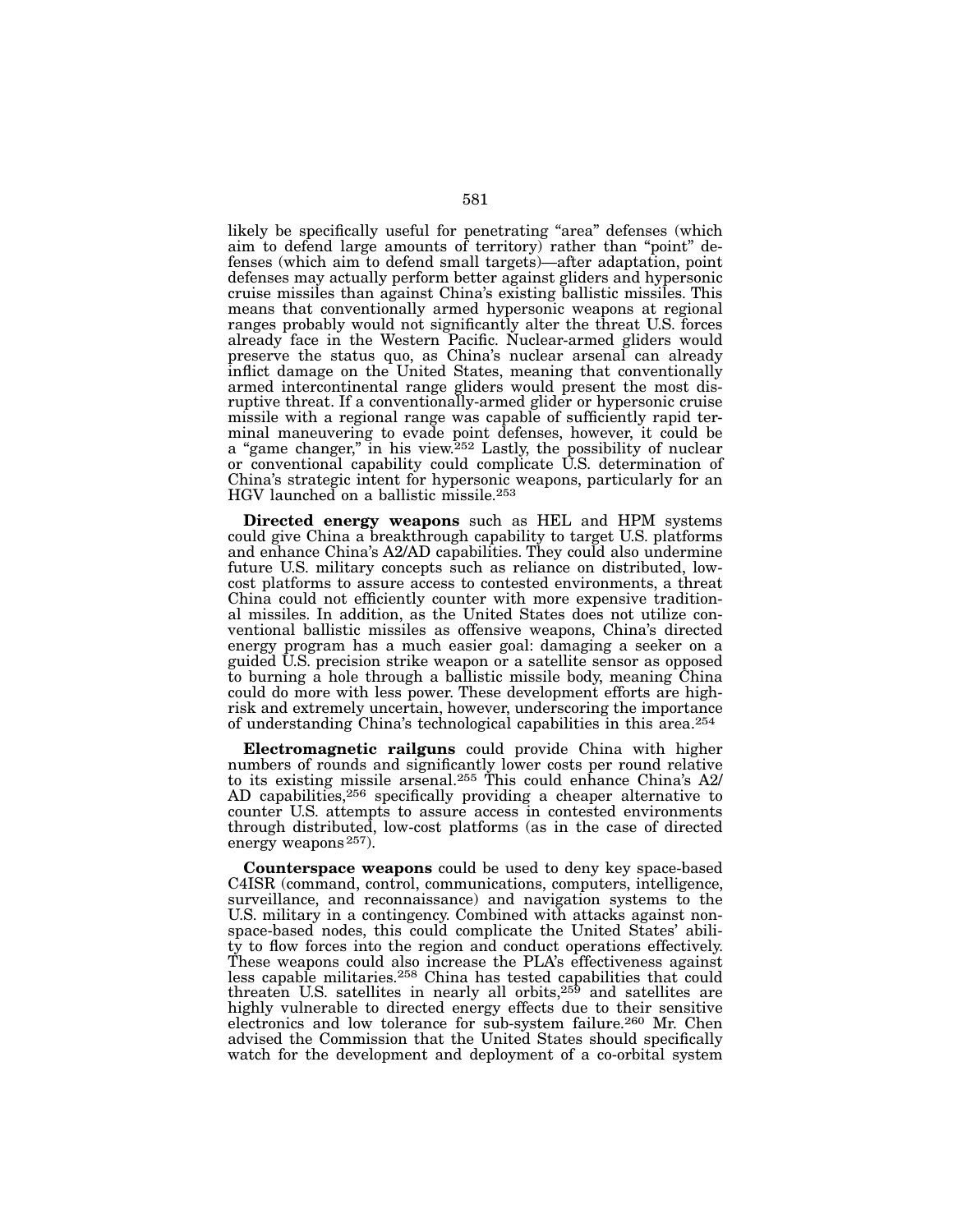likely be specifically useful for penetrating "area" defenses (which aim to defend large amounts of territory) rather than "point" defenses (which aim to defend small targets)—after adaptation, point defenses may actually perform better against gliders and hypersonic cruise missiles than against China's existing ballistic missiles. This means that conventionally armed hypersonic weapons at regional ranges probably would not significantly alter the threat U.S. forces already face in the Western Pacific. Nuclear-armed gliders would preserve the status quo, as China's nuclear arsenal can already inflict damage on the United States, meaning that conventionally armed intercontinental range gliders would present the most disruptive threat. If a conventionally-armed glider or hypersonic cruise missile with a regional range was capable of sufficiently rapid terminal maneuvering to evade point defenses, however, it could be a "game changer," in his view.[252] Lastly, the possibility of nuclear or conventional capability could complicate U.S. determination of China's strategic intent for hypersonic weapons, particularly for an HGV launched on a ballistic missile.[253]

**Directed energy weapons** such as HEL and HPM systems could give China a breakthrough capability to target U.S. platforms and enhance China's A2/AD capabilities. They could also undermine future U.S. military concepts such as reliance on distributed, low-cost platforms to assure access to contested environments, a threat China could not efficiently counter with more expensive traditional missiles. In addition, as the United States does not utilize conventional ballistic missiles as offensive weapons, China's directed energy program has a much easier goal: damaging a seeker on a guided U.S. precision strike weapon or a satellite sensor as opposed to burning a hole through a ballistic missile body, meaning China could do more with less power. These development efforts are high-risk and extremely uncertain, however, underscoring the importance of understanding China's technological capabilities in this area.[254]

**Electromagnetic railguns** could provide China with higher numbers of rounds and significantly lower costs per round relative to its existing missile arsenal.[255] This could enhance China's A2/AD capabilities,[256] specifically providing a cheaper alternative to counter U.S. attempts to assure access in contested environments through distributed, low-cost platforms (as in the case of directed energy weapons[257]).

**Counterspace weapons** could be used to deny key space-based C4ISR (command, control, communications, computers, intelligence, surveillance, and reconnaissance) and navigation systems to the U.S. military in a contingency. Combined with attacks against non-space-based nodes, this could complicate the United States' ability to flow forces into the region and conduct operations effectively. These weapons could also increase the PLA's effectiveness against less capable militaries.[258] China has tested capabilities that could threaten U.S. satellites in nearly all orbits,[259] and satellites are highly vulnerable to directed energy effects due to their sensitive electronics and low tolerance for sub-system failure.[260] Mr. Chen advised the Commission that the United States should specifically watch for the development and deployment of a co-orbital system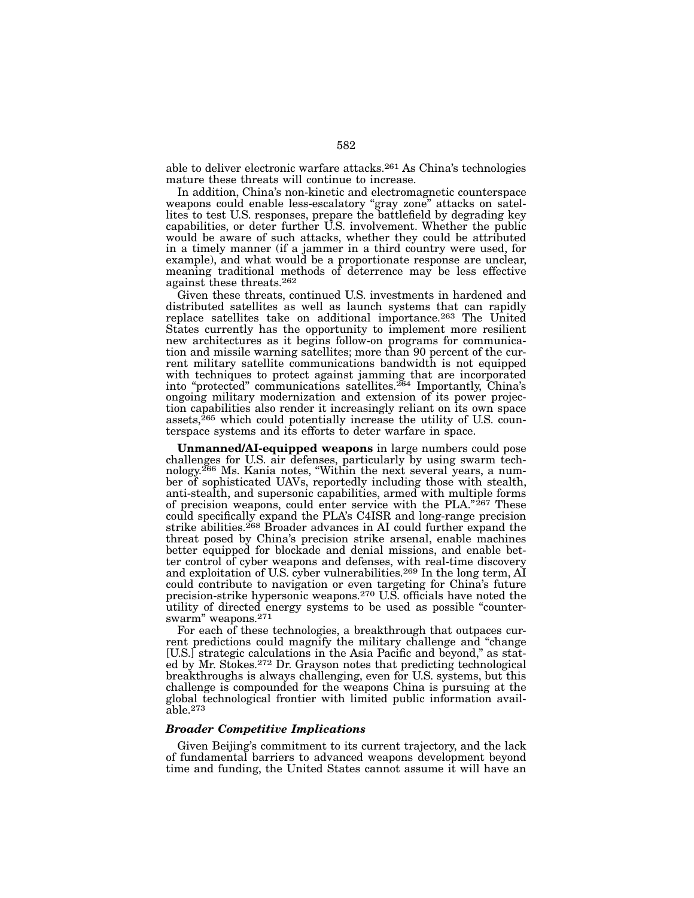able to deliver electronic warfare attacks.[261] As China's technologies mature these threats will continue to increase.

In addition, China's non-kinetic and electromagnetic counterspace weapons could enable less-escalatory "gray zone" attacks on satellites to test U.S. responses, prepare the battlefield by degrading key capabilities, or deter further U.S. involvement. Whether the public would be aware of such attacks, whether they could be attributed in a timely manner (if a jammer in a third country were used, for example), and what would be a proportionate response are unclear, meaning traditional methods of deterrence may be less effective against these threats.[262]

Given these threats, continued U.S. investments in hardened and distributed satellites as well as launch systems that can rapidly replace satellites take on additional importance.[263] The United States currently has the opportunity to implement more resilient new architectures as it begins follow-on programs for communication and missile warning satellites; more than 90 percent of the current military satellite communications bandwidth is not equipped with techniques to protect against jamming that are incorporated into "protected" communications satellites.[264] Importantly, China's ongoing military modernization and extension of its power projection capabilities also render it increasingly reliant on its own space assets,[265] which could potentially increase the utility of U.S. counterspace systems and its efforts to deter warfare in space.

**Unmanned/AI-equipped weapons** in large numbers could pose challenges for U.S. air defenses, particularly by using swarm technology.[266] Ms. Kania notes, "Within the next several years, a number of sophisticated UAVs, reportedly including those with stealth, anti-stealth, and supersonic capabilities, armed with multiple forms of precision weapons, could enter service with the PLA."[267] These could specifically expand the PLA's C4ISR and long-range precision strike abilities.[268] Broader advances in AI could further expand the threat posed by China's precision strike arsenal, enable machines better equipped for blockade and denial missions, and enable better control of cyber weapons and defenses, with real-time discovery and exploitation of U.S. cyber vulnerabilities.[269] In the long term, AI could contribute to navigation or even targeting for China's future precision-strike hypersonic weapons.[270] U.S. officials have noted the utility of directed energy systems to be used as possible "counter-swarm" weapons.[271]

For each of these technologies, a breakthrough that outpaces current predictions could magnify the military challenge and "change [U.S.] strategic calculations in the Asia Pacific and beyond," as stated by Mr. Stokes.[272] Dr. Grayson notes that predicting technological breakthroughs is always challenging, even for U.S. systems, but this challenge is compounded for the weapons China is pursuing at the global technological frontier with limited public information available.[273]

### *Broader Competitive Implications*

Given Beijing's commitment to its current trajectory, and the lack of fundamental barriers to advanced weapons development beyond time and funding, the United States cannot assume it will have an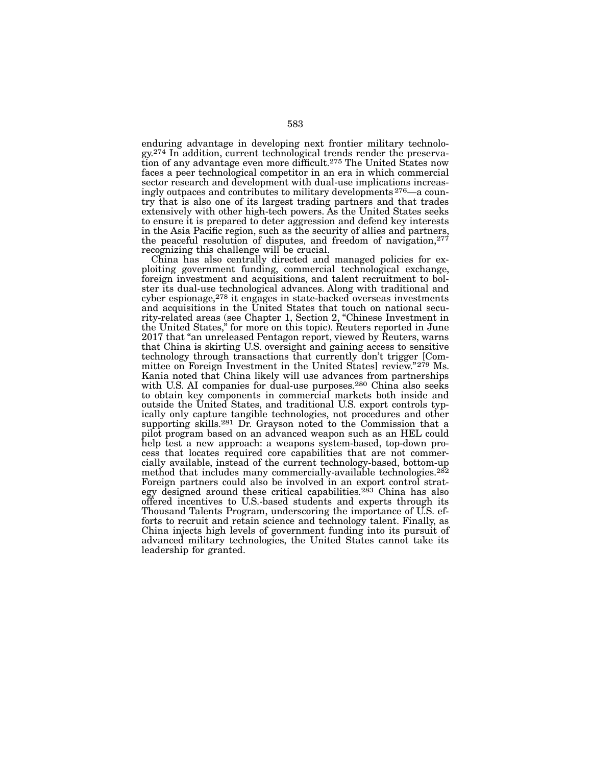enduring advantage in developing next frontier military technology.[274] In addition, current technological trends render the preservation of any advantage even more difficult.[275] The United States now faces a peer technological competitor in an era in which commercial sector research and development with dual-use implications increasingly outpaces and contributes to military developments[276]—a country that is also one of its largest trading partners and that trades extensively with other high-tech powers. As the United States seeks to ensure it is prepared to deter aggression and defend key interests in the Asia Pacific region, such as the security of allies and partners, the peaceful resolution of disputes, and freedom of navigation,[277] recognizing this challenge will be crucial.

China has also centrally directed and managed policies for exploiting government funding, commercial technological exchange, foreign investment and acquisitions, and talent recruitment to bolster its dual-use technological advances. Along with traditional and cyber espionage,[278] it engages in state-backed overseas investments and acquisitions in the United States that touch on national security-related areas (see Chapter 1, Section 2, "Chinese Investment in the United States," for more on this topic). Reuters reported in June 2017 that "an unreleased Pentagon report, viewed by Reuters, warns that China is skirting U.S. oversight and gaining access to sensitive technology through transactions that currently don't trigger [Committee on Foreign Investment in the United States] review."[279] Ms. Kania noted that China likely will use advances from partnerships with U.S. AI companies for dual-use purposes.[280] China also seeks to obtain key components in commercial markets both inside and outside the United States, and traditional U.S. export controls typically only capture tangible technologies, not procedures and other supporting skills.[281] Dr. Grayson noted to the Commission that a pilot program based on an advanced weapon such as an HEL could help test a new approach: a weapons system-based, top-down process that locates required core capabilities that are not commercially available, instead of the current technology-based, bottom-up method that includes many commercially-available technologies.[282] Foreign partners could also be involved in an export control strategy designed around these critical capabilities.[283] China has also offered incentives to U.S.-based students and experts through its Thousand Talents Program, underscoring the importance of U.S. efforts to recruit and retain science and technology talent. Finally, as China injects high levels of government funding into its pursuit of advanced military technologies, the United States cannot take its leadership for granted.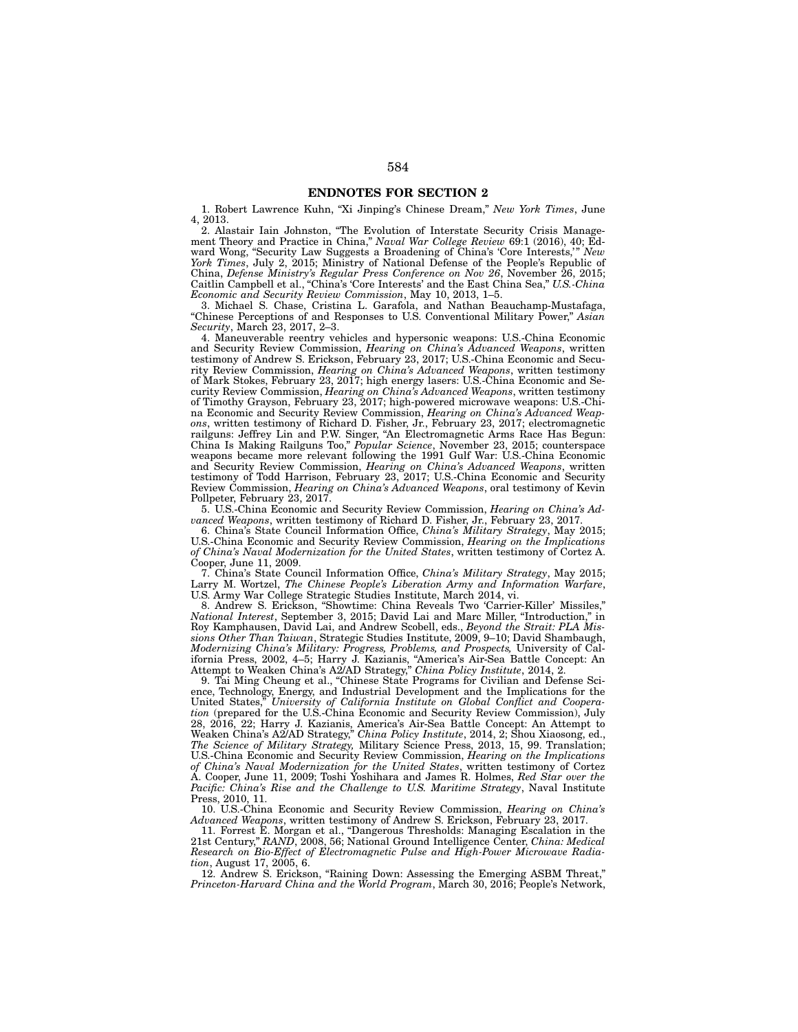## ENDNOTES FOR SECTION 2

1. Robert Lawrence Kuhn, "Xi Jinping's Chinese Dream," *New York Times*, June 4, 2013.

2. Alastair Iain Johnston, "The Evolution of Interstate Security Crisis Management Theory and Practice in China," *Naval War College Review* 69:1 (2016), 40; Edward Wong, "Security Law Suggests a Broadening of China's 'Core Interests,'" *New York Times*, July 2, 2015; Ministry of National Defense of the People's Republic of China, *Defense Ministry's Regular Press Conference on Nov 26*, November 26, 2015; Caitlin Campbell et al., "China's 'Core Interests' and the East China Sea," *U.S.-China Economic and Security Review Commission*, May 10, 2013, 1–5.

3. Michael S. Chase, Cristina L. Garafola, and Nathan Beauchamp-Mustafaga, "Chinese Perceptions of and Responses to U.S. Conventional Military Power," *Asian Security*, March 23, 2017, 2–3.

4. Maneuverable reentry vehicles and hypersonic weapons: U.S.-China Economic and Security Review Commission, *Hearing on China's Advanced Weapons*, written testimony of Andrew S. Erickson, February 23, 2017; U.S.-China Economic and Security Review Commission, *Hearing on China's Advanced Weapons*, written testimony of Mark Stokes, February 23, 2017; high energy lasers: U.S.-China Economic and Security Review Commission, *Hearing on China's Advanced Weapons*, written testimony of Timothy Grayson, February 23, 2017; high-powered microwave weapons: U.S.-China Economic and Security Review Commission, *Hearing on China's Advanced Weapons*, written testimony of Richard D. Fisher, Jr., February 23, 2017; electromagnetic railguns: Jeffrey Lin and P.W. Singer, "An Electromagnetic Arms Race Has Begun: China Is Making Railguns Too," *Popular Science*, November 23, 2015; counterspace weapons became more relevant following the 1991 Gulf War: U.S.-China Economic and Security Review Commission, *Hearing on China's Advanced Weapons*, written testimony of Todd Harrison, February 23, 2017; U.S.-China Economic and Security Review Commission, *Hearing on China's Advanced Weapons*, oral testimony of Kevin Pollpeter, February 23, 2017.

5. U.S.-China Economic and Security Review Commission, *Hearing on China's Advanced Weapons*, written testimony of Richard D. Fisher, Jr., February 23, 2017.

6. China's State Council Information Office, *China's Military Strategy*, May 2015; U.S.-China Economic and Security Review Commission, *Hearing on the Implications of China's Naval Modernization for the United States*, written testimony of Cortez A. Cooper, June 11, 2009.

7. China's State Council Information Office, *China's Military Strategy*, May 2015; Larry M. Wortzel, *The Chinese People's Liberation Army and Information Warfare*, U.S. Army War College Strategic Studies Institute, March 2014, vi.

8. Andrew S. Erickson, "Showtime: China Reveals Two 'Carrier-Killer' Missiles," *National Interest*, September 3, 2015; David Lai and Marc Miller, "Introduction," in Roy Kamphausen, David Lai, and Andrew Scobell, eds., *Beyond the Strait: PLA Missions Other Than Taiwan*, Strategic Studies Institute, 2009, 9–10; David Shambaugh, *Modernizing China's Military: Progress, Problems, and Prospects,* University of California Press, 2002, 4–5; Harry J. Kazianis, "America's Air-Sea Battle Concept: An Attempt to Weaken China's A2/AD Strategy," *China Policy Institute*, 2014, 2.

9. Tai Ming Cheung et al., "Chinese State Programs for Civilian and Defense Science, Technology, Energy, and Industrial Development and the Implications for the United States," *University of California Institute on Global Conflict and Cooperation* (prepared for the U.S.-China Economic and Security Review Commission), July 28, 2016, 22; Harry J. Kazianis, America's Air-Sea Battle Concept: An Attempt to Weaken China's A2/AD Strategy," *China Policy Institute*, 2014, 2; Shou Xiaosong, ed., *The Science of Military Strategy,* Military Science Press, 2013, 15, 99. Translation; U.S.-China Economic and Security Review Commission, *Hearing on the Implications of China's Naval Modernization for the United States*, written testimony of Cortez A. Cooper, June 11, 2009; Toshi Yoshihara and James R. Holmes, *Red Star over the Pacific: China's Rise and the Challenge to U.S. Maritime Strategy*, Naval Institute Press, 2010, 11.

10. U.S.-China Economic and Security Review Commission, *Hearing on China's Advanced Weapons*, written testimony of Andrew S. Erickson, February 23, 2017.

11. Forrest E. Morgan et al., "Dangerous Thresholds: Managing Escalation in the 21st Century," *RAND*, 2008, 56; National Ground Intelligence Center, *China: Medical Research on Bio-Effect of Electromagnetic Pulse and High-Power Microwave Radiation*, August 17, 2005, 6.

12. Andrew S. Erickson, "Raining Down: Assessing the Emerging ASBM Threat," *Princeton-Harvard China and the World Program*, March 30, 2016; People's Network,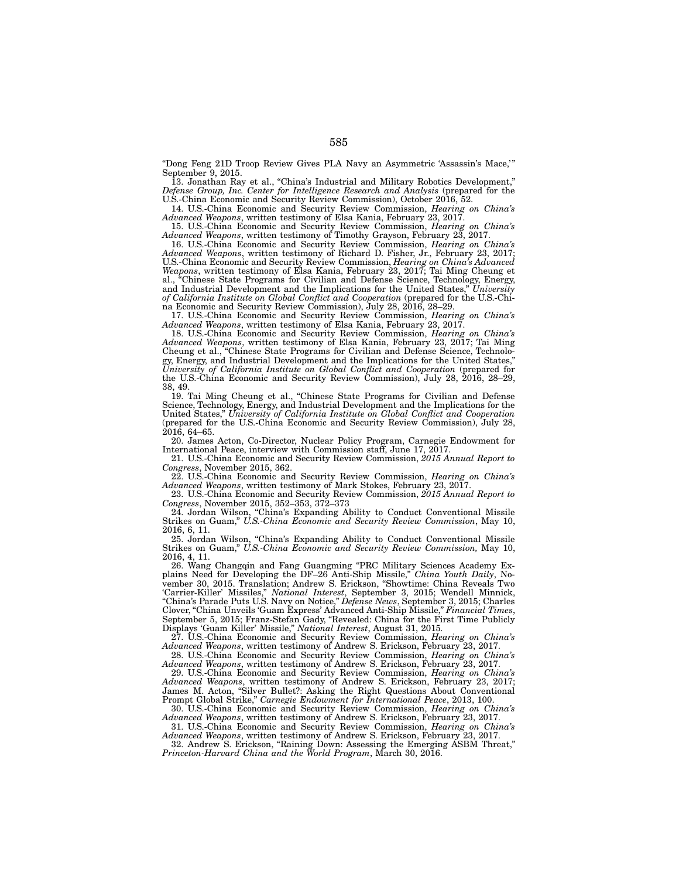"Dong Feng 21D Troop Review Gives PLA Navy an Asymmetric 'Assassin's Mace,'" September 9, 2015.

13. Jonathan Ray et al., "China's Industrial and Military Robotics Development," *Defense Group, Inc. Center for Intelligence Research and Analysis* (prepared for the U.S.-China Economic and Security Review Commission), October 2016, 52.

14. U.S.-China Economic and Security Review Commission, *Hearing on China's Advanced Weapons*, written testimony of Elsa Kania, February 23, 2017.

15. U.S.-China Economic and Security Review Commission, *Hearing on China's Advanced Weapons*, written testimony of Timothy Grayson, February 23, 2017.

16. U.S.-China Economic and Security Review Commission, *Hearing on China's Advanced Weapons*, written testimony of Richard D. Fisher, Jr., February 23, 2017; U.S.-China Economic and Security Review Commission, *Hearing on China's Advanced Weapons*, written testimony of Elsa Kania, February 23, 2017; Tai Ming Cheung et al., "Chinese State Programs for Civilian and Defense Science, Technology, Energy, and Industrial Development and the Implications for the United States," *University of California Institute on Global Conflict and Cooperation* (prepared for the U.S.-China Economic and Security Review Commission), July 28, 2016, 28–29.

17. U.S.-China Economic and Security Review Commission, *Hearing on China's Advanced Weapons*, written testimony of Elsa Kania, February 23, 2017.

18. U.S.-China Economic and Security Review Commission, *Hearing on China's Advanced Weapons*, written testimony of Elsa Kania, February 23, 2017; Tai Ming Cheung et al., "Chinese State Programs for Civilian and Defense Science, Technology, Energy, and Industrial Development and the Implications for the United States," *University of California Institute on Global Conflict and Cooperation* (prepared for the U.S.-China Economic and Security Review Commission), July 28, 2016, 28–29, 38, 49.

19. Tai Ming Cheung et al., "Chinese State Programs for Civilian and Defense Science, Technology, Energy, and Industrial Development and the Implications for the United States," *University of California Institute on Global Conflict and Cooperation* (prepared for the U.S.-China Economic and Security Review Commission), July 28, 2016, 64–65.

20. James Acton, Co-Director, Nuclear Policy Program, Carnegie Endowment for International Peace, interview with Commission staff, June 17, 2017.

21. U.S.-China Economic and Security Review Commission, *2015 Annual Report to Congress*, November 2015, 362.

22. U.S.-China Economic and Security Review Commission, *Hearing on China's Advanced Weapons*, written testimony of Mark Stokes, February 23, 2017.

23. U.S.-China Economic and Security Review Commission, *2015 Annual Report to Congress*, November 2015, 352–353, 372–373

24. Jordan Wilson, "China's Expanding Ability to Conduct Conventional Missile Strikes on Guam," *U.S.-China Economic and Security Review Commission*, May 10, 2016, 6, 11.

25. Jordan Wilson, "China's Expanding Ability to Conduct Conventional Missile Strikes on Guam," *U.S.-China Economic and Security Review Commission,* May 10, 2016, 4, 11.

26. Wang Changqin and Fang Guangming "PRC Military Sciences Academy Explains Need for Developing the DF–26 Anti-Ship Missile," *China Youth Daily*, November 30, 2015. Translation; Andrew S. Erickson, "Showtime: China Reveals Two 'Carrier-Killer' Missiles," *National Interest*, September 3, 2015; Wendell Minnick, "China's Parade Puts U.S. Navy on Notice," *Defense News*, September 3, 2015; Charles Clover, "China Unveils 'Guam Express' Advanced Anti-Ship Missile," *Financial Times*, September 5, 2015; Franz-Stefan Gady, "Revealed: China for the First Time Publicly Displays 'Guam Killer' Missile," *National Interest*, August 31, 2015.

27. U.S.-China Economic and Security Review Commission, *Hearing on China's Advanced Weapons*, written testimony of Andrew S. Erickson, February 23, 2017.

28. U.S.-China Economic and Security Review Commission, *Hearing on China's Advanced Weapons*, written testimony of Andrew S. Erickson, February 23, 2017.

29. U.S.-China Economic and Security Review Commission, *Hearing on China's Advanced Weapons*, written testimony of Andrew S. Erickson, February 23, 2017; James M. Acton, "Silver Bullet?: Asking the Right Questions About Conventional Prompt Global Strike," *Carnegie Endowment for International Peace*, 2013, 100.

30. U.S.-China Economic and Security Review Commission, *Hearing on China's Advanced Weapons*, written testimony of Andrew S. Erickson, February 23, 2017.

31. U.S.-China Economic and Security Review Commission, *Hearing on China's Advanced Weapons*, written testimony of Andrew S. Erickson, February 23, 2017.

32. Andrew S. Erickson, "Raining Down: Assessing the Emerging ASBM Threat," *Princeton-Harvard China and the World Program*, March 30, 2016.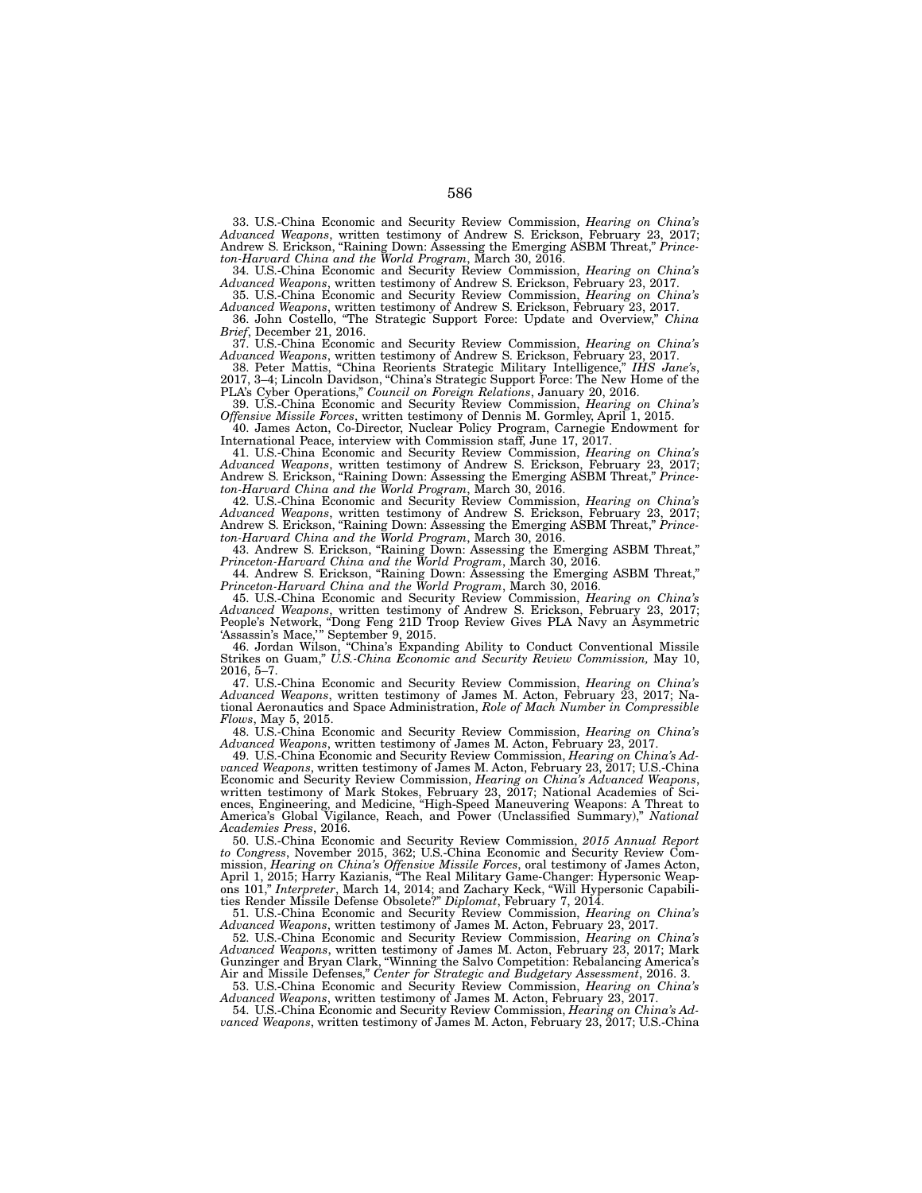33. U.S.-China Economic and Security Review Commission, *Hearing on China's Advanced Weapons*, written testimony of Andrew S. Erickson, February 23, 2017; Andrew S. Erickson, "Raining Down: Assessing the Emerging ASBM Threat," *Princeton-Harvard China and the World Program*, March 30, 2016.

34. U.S.-China Economic and Security Review Commission, *Hearing on China's Advanced Weapons*, written testimony of Andrew S. Erickson, February 23, 2017.

35. U.S.-China Economic and Security Review Commission, *Hearing on China's Advanced Weapons*, written testimony of Andrew S. Erickson, February 23, 2017.

36. John Costello, "The Strategic Support Force: Update and Overview," *China Brief*, December 21, 2016.

37. U.S.-China Economic and Security Review Commission, *Hearing on China's Advanced Weapons*, written testimony of Andrew S. Erickson, February 23, 2017.

38. Peter Mattis, "China Reorients Strategic Military Intelligence," *IHS Jane's*, 2017, 3–4; Lincoln Davidson, "China's Strategic Support Force: The New Home of the PLA's Cyber Operations," *Council on Foreign Relations*, January 20, 2016.

39. U.S.-China Economic and Security Review Commission, *Hearing on China's Offensive Missile Forces*, written testimony of Dennis M. Gormley, April 1, 2015.

40. James Acton, Co-Director, Nuclear Policy Program, Carnegie Endowment for International Peace, interview with Commission staff, June 17, 2017.

41. U.S.-China Economic and Security Review Commission, *Hearing on China's Advanced Weapons*, written testimony of Andrew S. Erickson, February 23, 2017; Andrew S. Erickson, "Raining Down: Assessing the Emerging ASBM Threat," *Princeton-Harvard China and the World Program*, March 30, 2016.

42. U.S.-China Economic and Security Review Commission, *Hearing on China's Advanced Weapons*, written testimony of Andrew S. Erickson, February 23, 2017; Andrew S. Erickson, "Raining Down: Assessing the Emerging ASBM Threat," *Princeton-Harvard China and the World Program*, March 30, 2016.

43. Andrew S. Erickson, "Raining Down: Assessing the Emerging ASBM Threat," *Princeton-Harvard China and the World Program*, March 30, 2016.

44. Andrew S. Erickson, "Raining Down: Assessing the Emerging ASBM Threat," *Princeton-Harvard China and the World Program*, March 30, 2016.

45. U.S.-China Economic and Security Review Commission, *Hearing on China's Advanced Weapons*, written testimony of Andrew S. Erickson, February 23, 2017; People's Network, "Dong Feng 21D Troop Review Gives PLA Navy an Asymmetric 'Assassin's Mace,'" September 9, 2015.

46. Jordan Wilson, "China's Expanding Ability to Conduct Conventional Missile Strikes on Guam," *U.S.-China Economic and Security Review Commission,* May 10, 2016, 5–7.

47. U.S.-China Economic and Security Review Commission, *Hearing on China's Advanced Weapons*, written testimony of James M. Acton, February 23, 2017; National Aeronautics and Space Administration, *Role of Mach Number in Compressible Flows*, May 5, 2015.

48. U.S.-China Economic and Security Review Commission, *Hearing on China's Advanced Weapons*, written testimony of James M. Acton, February 23, 2017.

49. U.S.-China Economic and Security Review Commission, *Hearing on China's Advanced Weapons*, written testimony of James M. Acton, February 23, 2017; U.S.-China Economic and Security Review Commission, *Hearing on China's Advanced Weapons*, written testimony of Mark Stokes, February 23, 2017; National Academies of Sciences, Engineering, and Medicine, "High-Speed Maneuvering Weapons: A Threat to America's Global Vigilance, Reach, and Power (Unclassified Summary)," *National Academies Press*, 2016.

50. U.S.-China Economic and Security Review Commission, *2015 Annual Report to Congress*, November 2015, 362; U.S.-China Economic and Security Review Commission, *Hearing on China's Offensive Missile Forces*, oral testimony of James Acton, April 1, 2015; Harry Kazianis, "The Real Military Game-Changer: Hypersonic Weapons 101," *Interpreter*, March 14, 2014; and Zachary Keck, "Will Hypersonic Capabilities Render Missile Defense Obsolete?" *Diplomat*, February 7, 2014.

51. U.S.-China Economic and Security Review Commission, *Hearing on China's Advanced Weapons*, written testimony of James M. Acton, February 23, 2017.

52. U.S.-China Economic and Security Review Commission, *Hearing on China's Advanced Weapons*, written testimony of James M. Acton, February 23, 2017; Mark Gunzinger and Bryan Clark, "Winning the Salvo Competition: Rebalancing America's Air and Missile Defenses," *Center for Strategic and Budgetary Assessment*, 2016. 3.

53. U.S.-China Economic and Security Review Commission, *Hearing on China's Advanced Weapons*, written testimony of James M. Acton, February 23, 2017.

54. U.S.-China Economic and Security Review Commission, *Hearing on China's Advanced Weapons*, written testimony of James M. Acton, February 23, 2017; U.S.-China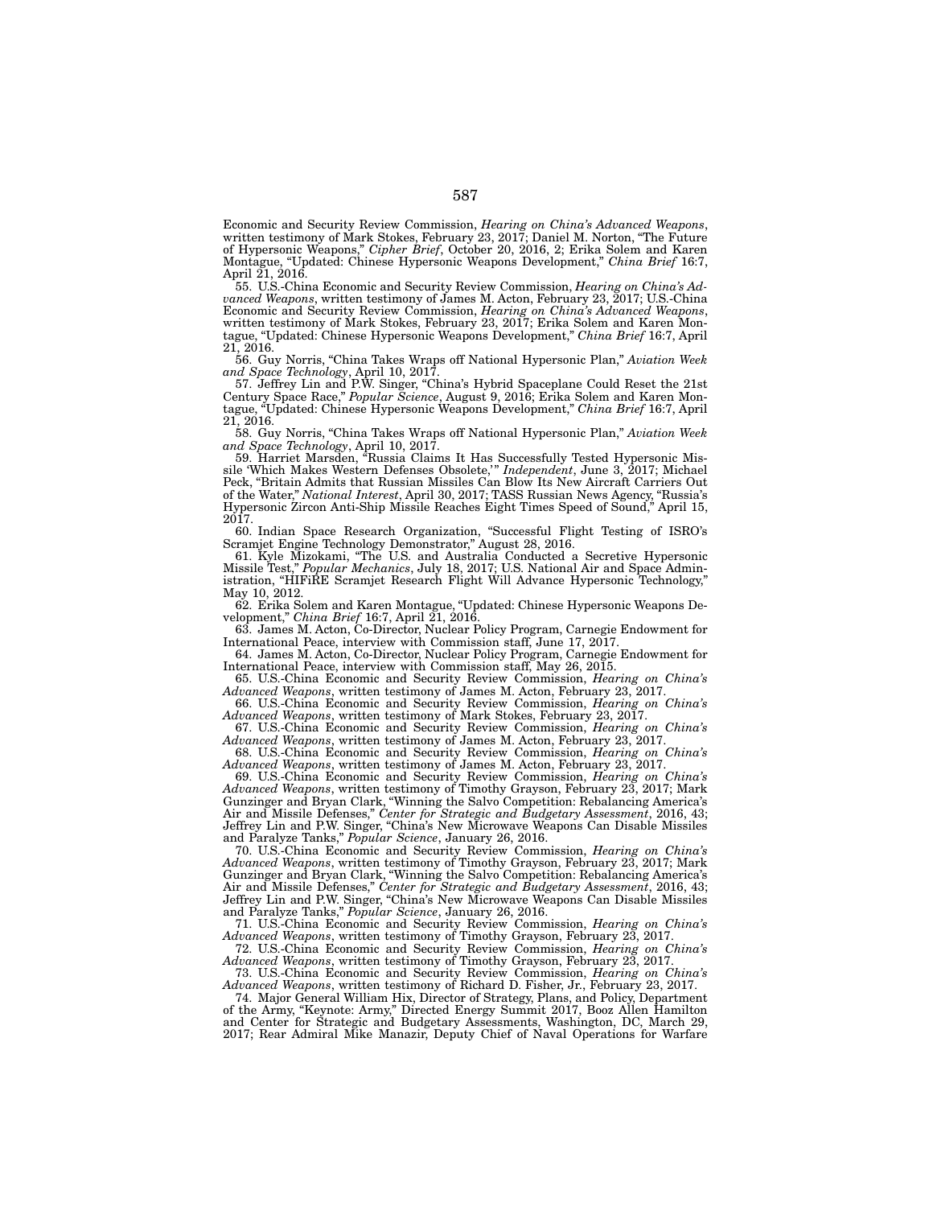Economic and Security Review Commission, *Hearing on China's Advanced Weapons*, written testimony of Mark Stokes, February 23, 2017; Daniel M. Norton, "The Future of Hypersonic Weapons," *Cipher Brief*, October 20, 2016, 2; Erika Solem and Karen Montague, "Updated: Chinese Hypersonic Weapons Development," *China Brief* 16:7, April 21, 2016.

55. U.S.-China Economic and Security Review Commission, *Hearing on China's Advanced Weapons*, written testimony of James M. Acton, February 23, 2017; U.S.-China Economic and Security Review Commission, *Hearing on China's Advanced Weapons*, written testimony of Mark Stokes, February 23, 2017; Erika Solem and Karen Montague, "Updated: Chinese Hypersonic Weapons Development," *China Brief* 16:7, April 21, 2016.

56. Guy Norris, "China Takes Wraps off National Hypersonic Plan," *Aviation Week and Space Technology*, April 10, 2017.

57. Jeffrey Lin and P.W. Singer, "China's Hybrid Spaceplane Could Reset the 21st Century Space Race," *Popular Science*, August 9, 2016; Erika Solem and Karen Montague, "Updated: Chinese Hypersonic Weapons Development," *China Brief* 16:7, April 21, 2016.

58. Guy Norris, "China Takes Wraps off National Hypersonic Plan," *Aviation Week and Space Technology*, April 10, 2017.

59. Harriet Marsden, "Russia Claims It Has Successfully Tested Hypersonic Missile 'Which Makes Western Defenses Obsolete,'" *Independent*, June 3, 2017; Michael Peck, "Britain Admits that Russian Missiles Can Blow Its New Aircraft Carriers Out of the Water," *National Interest*, April 30, 2017; TASS Russian News Agency, "Russia's Hypersonic Zircon Anti-Ship Missile Reaches Eight Times Speed of Sound," April 15, 2017.

60. Indian Space Research Organization, "Successful Flight Testing of ISRO's Scramjet Engine Technology Demonstrator," August 28, 2016.

61. Kyle Mizokami, "The U.S. and Australia Conducted a Secretive Hypersonic Missile Test," *Popular Mechanics*, July 18, 2017; U.S. National Air and Space Administration, "HIFiRE Scramjet Research Flight Will Advance Hypersonic Technology," May 10, 2012.

62. Erika Solem and Karen Montague, "Updated: Chinese Hypersonic Weapons Development," *China Brief* 16:7, April 21, 2016.

63. James M. Acton, Co-Director, Nuclear Policy Program, Carnegie Endowment for International Peace, interview with Commission staff, June 17, 2017.

64. James M. Acton, Co-Director, Nuclear Policy Program, Carnegie Endowment for International Peace, interview with Commission staff, May 26, 2015.

65. U.S.-China Economic and Security Review Commission, *Hearing on China's Advanced Weapons*, written testimony of James M. Acton, February 23, 2017.

66. U.S.-China Economic and Security Review Commission, *Hearing on China's Advanced Weapons*, written testimony of Mark Stokes, February 23, 2017.

67. U.S.-China Economic and Security Review Commission, *Hearing on China's Advanced Weapons*, written testimony of James M. Acton, February 23, 2017.

68. U.S.-China Economic and Security Review Commission, *Hearing on China's Advanced Weapons*, written testimony of James M. Acton, February 23, 2017.

69. U.S.-China Economic and Security Review Commission, *Hearing on China's Advanced Weapons*, written testimony of Timothy Grayson, February 23, 2017; Mark Gunzinger and Bryan Clark, "Winning the Salvo Competition: Rebalancing America's Air and Missile Defenses," *Center for Strategic and Budgetary Assessment*, 2016, 43; Jeffrey Lin and P.W. Singer, "China's New Microwave Weapons Can Disable Missiles and Paralyze Tanks," *Popular Science*, January 26, 2016.

70. U.S.-China Economic and Security Review Commission, *Hearing on China's Advanced Weapons*, written testimony of Timothy Grayson, February 23, 2017; Mark Gunzinger and Bryan Clark, "Winning the Salvo Competition: Rebalancing America's Air and Missile Defenses," *Center for Strategic and Budgetary Assessment*, 2016, 43; Jeffrey Lin and P.W. Singer, "China's New Microwave Weapons Can Disable Missiles and Paralyze Tanks," *Popular Science*, January 26, 2016.

71. U.S.-China Economic and Security Review Commission, *Hearing on China's Advanced Weapons*, written testimony of Timothy Grayson, February 23, 2017.

72. U.S.-China Economic and Security Review Commission, *Hearing on China's Advanced Weapons*, written testimony of Timothy Grayson, February 23, 2017.

73. U.S.-China Economic and Security Review Commission, *Hearing on China's Advanced Weapons*, written testimony of Richard D. Fisher, Jr., February 23, 2017.

74. Major General William Hix, Director of Strategy, Plans, and Policy, Department of the Army, "Keynote: Army," Directed Energy Summit 2017, Booz Allen Hamilton and Center for Strategic and Budgetary Assessments, Washington, DC, March 29, 2017; Rear Admiral Mike Manazir, Deputy Chief of Naval Operations for Warfare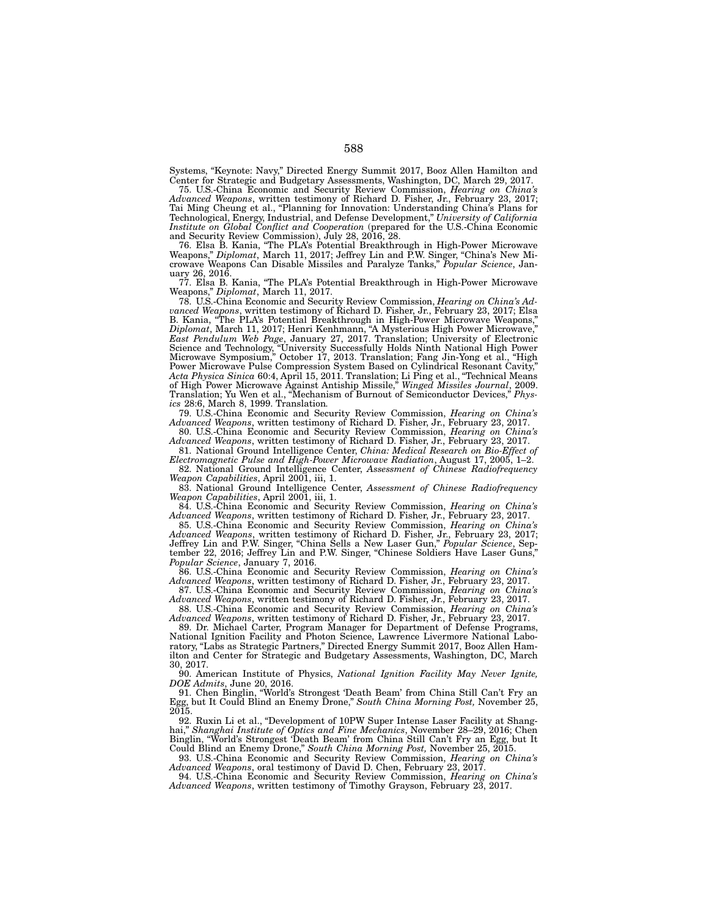Systems, "Keynote: Navy," Directed Energy Summit 2017, Booz Allen Hamilton and Center for Strategic and Budgetary Assessments, Washington, DC, March 29, 2017.

75. U.S.-China Economic and Security Review Commission, *Hearing on China's Advanced Weapons*, written testimony of Richard D. Fisher, Jr., February 23, 2017; Tai Ming Cheung et al., "Planning for Innovation: Understanding China's Plans for Technological, Energy, Industrial, and Defense Development," *University of California Institute on Global Conflict and Cooperation* (prepared for the U.S.-China Economic and Security Review Commission), July 28, 2016, 28.

76. Elsa B. Kania, "The PLA's Potential Breakthrough in High-Power Microwave Weapons," *Diplomat*, March 11, 2017; Jeffrey Lin and P.W. Singer, "China's New Microwave Weapons Can Disable Missiles and Paralyze Tanks," *Popular Science*, January 26, 2016.

77. Elsa B. Kania, "The PLA's Potential Breakthrough in High-Power Microwave Weapons," *Diplomat*, March 11, 2017.

78. U.S.-China Economic and Security Review Commission, *Hearing on China's Advanced Weapons*, written testimony of Richard D. Fisher, Jr., February 23, 2017; Elsa B. Kania, "The PLA's Potential Breakthrough in High-Power Microwave Weapons," *Diplomat*, March 11, 2017; Henri Kenhmann, "A Mysterious High Power Microwave," *East Pendulum Web Page*, January 27, 2017. Translation; University of Electronic Science and Technology, "University Successfully Holds Ninth National High Power Microwave Symposium," October 17, 2013. Translation; Fang Jin-Yong et al., "High Power Microwave Pulse Compression System Based on Cylindrical Resonant Cavity," *Acta Physica Sinica* 60:4, April 15, 2011. Translation; Li Ping et al., "Technical Means of High Power Microwave Against Antiship Missile," *Winged Missiles Journal*, 2009. Translation; Yu Wen et al., "Mechanism of Burnout of Semiconductor Devices," *Physics* 28:6, March 8, 1999. Translation.

79. U.S.-China Economic and Security Review Commission, *Hearing on China's Advanced Weapons*, written testimony of Richard D. Fisher, Jr., February 23, 2017.

80. U.S.-China Economic and Security Review Commission, *Hearing on China's Advanced Weapons*, written testimony of Richard D. Fisher, Jr., February 23, 2017.

81. National Ground Intelligence Center, *China: Medical Research on Bio-Effect of Electromagnetic Pulse and High-Power Microwave Radiation*, August 17, 2005, 1–2.

82. National Ground Intelligence Center, *Assessment of Chinese Radiofrequency Weapon Capabilities*, April 2001, iii, 1.

83. National Ground Intelligence Center, *Assessment of Chinese Radiofrequency Weapon Capabilities*, April 2001, iii, 1.

84. U.S.-China Economic and Security Review Commission, *Hearing on China's Advanced Weapons*, written testimony of Richard D. Fisher, Jr., February 23, 2017.

85. U.S.-China Economic and Security Review Commission, *Hearing on China's Advanced Weapons*, written testimony of Richard D. Fisher, Jr., February 23, 2017; Jeffrey Lin and P.W. Singer, "China Sells a New Laser Gun," *Popular Science*, September 22, 2016; Jeffrey Lin and P.W. Singer, "Chinese Soldiers Have Laser Guns," *Popular Science*, January 7, 2016.

86. U.S.-China Economic and Security Review Commission, *Hearing on China's Advanced Weapons*, written testimony of Richard D. Fisher, Jr., February 23, 2017.

87. U.S.-China Economic and Security Review Commission, *Hearing on China's Advanced Weapons*, written testimony of Richard D. Fisher, Jr., February 23, 2017.

88. U.S.-China Economic and Security Review Commission, *Hearing on China's Advanced Weapons*, written testimony of Richard D. Fisher, Jr., February 23, 2017.

89. Dr. Michael Carter, Program Manager for Department of Defense Programs, National Ignition Facility and Photon Science, Lawrence Livermore National Laboratory, "Labs as Strategic Partners," Directed Energy Summit 2017, Booz Allen Hamilton and Center for Strategic and Budgetary Assessments, Washington, DC, March 30, 2017.

90. American Institute of Physics, *National Ignition Facility May Never Ignite, DOE Admits*, June 20, 2016.

91. Chen Binglin, "World's Strongest 'Death Beam' from China Still Can't Fry an Egg, but It Could Blind an Enemy Drone," *South China Morning Post,* November 25, 2015.

92. Ruxin Li et al., "Development of 10PW Super Intense Laser Facility at Shanghai," *Shanghai Institute of Optics and Fine Mechanics*, November 28–29, 2016; Chen Binglin, "World's Strongest 'Death Beam' from China Still Can't Fry an Egg, but It Could Blind an Enemy Drone," *South China Morning Post,* November 25, 2015.

93. U.S.-China Economic and Security Review Commission, *Hearing on China's Advanced Weapons*, oral testimony of David D. Chen, February 23, 2017.

94. U.S.-China Economic and Security Review Commission, *Hearing on China's Advanced Weapons*, written testimony of Timothy Grayson, February 23, 2017.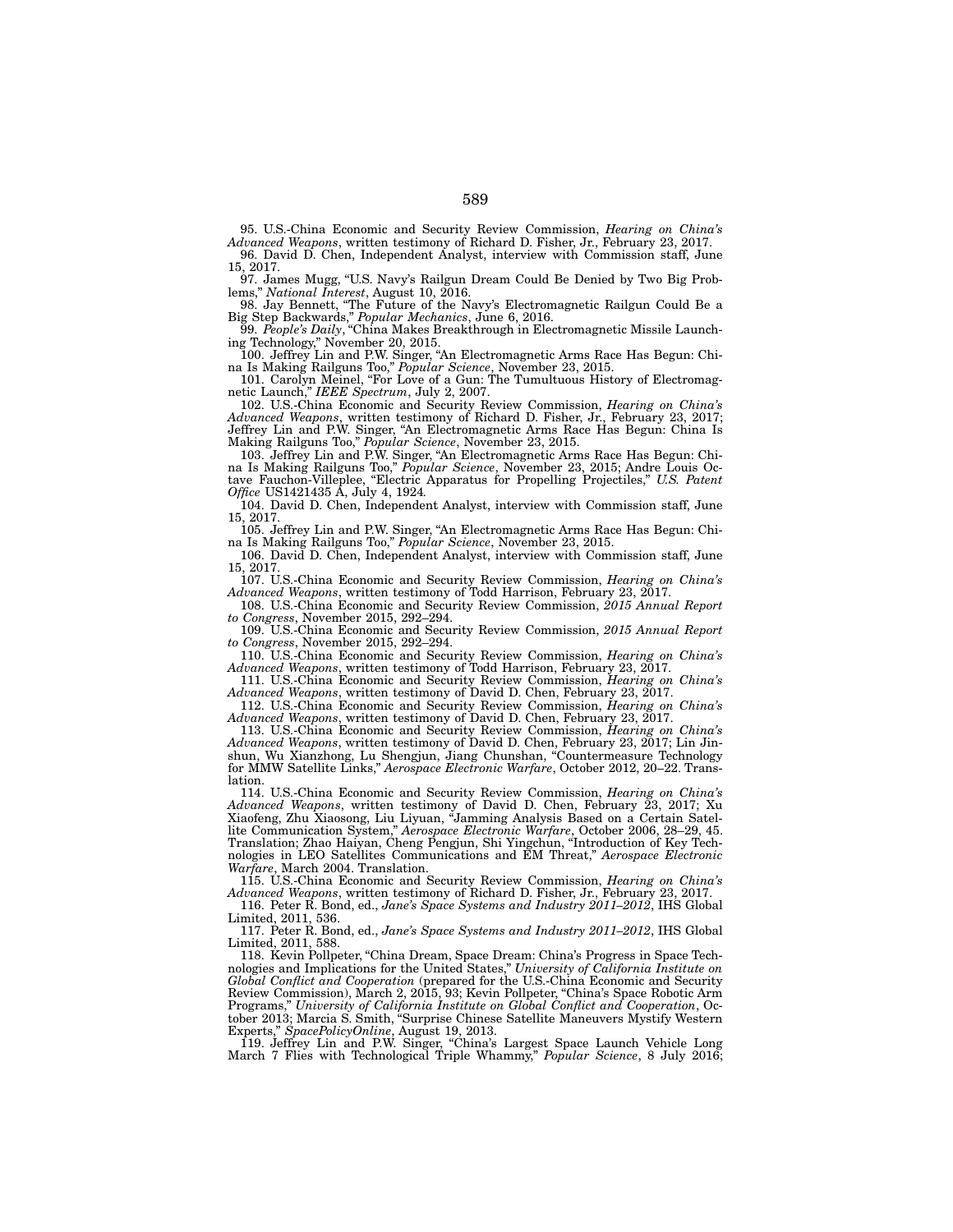95. U.S.-China Economic and Security Review Commission, *Hearing on China's Advanced Weapons*, written testimony of Richard D. Fisher, Jr., February 23, 2017.

96. David D. Chen, Independent Analyst, interview with Commission staff, June 15, 2017.

97. James Mugg, "U.S. Navy's Railgun Dream Could Be Denied by Two Big Problems," *National Interest*, August 10, 2016.

98. Jay Bennett, "The Future of the Navy's Electromagnetic Railgun Could Be a Big Step Backwards," *Popular Mechanics*, June 6, 2016.

99. *People's Daily*, "China Makes Breakthrough in Electromagnetic Missile Launching Technology," November 20, 2015.

100. Jeffrey Lin and P.W. Singer, "An Electromagnetic Arms Race Has Begun: China Is Making Railguns Too," *Popular Science*, November 23, 2015.

101. Carolyn Meinel, "For Love of a Gun: The Tumultuous History of Electromagnetic Launch," *IEEE Spectrum*, July 2, 2007.

102. U.S.-China Economic and Security Review Commission, *Hearing on China's Advanced Weapons*, written testimony of Richard D. Fisher, Jr., February 23, 2017; Jeffrey Lin and P.W. Singer, "An Electromagnetic Arms Race Has Begun: China Is Making Railguns Too," *Popular Science*, November 23, 2015.

103. Jeffrey Lin and P.W. Singer, "An Electromagnetic Arms Race Has Begun: China Is Making Railguns Too," *Popular Science*, November 23, 2015; Andre Louis Octave Fauchon-Villeplee, "Electric Apparatus for Propelling Projectiles," *U.S. Patent Office* US1421435 A, July 4, 1924.

104. David D. Chen, Independent Analyst, interview with Commission staff, June 15, 2017.

105. Jeffrey Lin and P.W. Singer, "An Electromagnetic Arms Race Has Begun: China Is Making Railguns Too," *Popular Science*, November 23, 2015.

106. David D. Chen, Independent Analyst, interview with Commission staff, June 15, 2017.

107. U.S.-China Economic and Security Review Commission, *Hearing on China's Advanced Weapons*, written testimony of Todd Harrison, February 23, 2017.

108. U.S.-China Economic and Security Review Commission, *2015 Annual Report to Congress*, November 2015, 292–294.

109. U.S.-China Economic and Security Review Commission, *2015 Annual Report to Congress*, November 2015, 292–294.

110. U.S.-China Economic and Security Review Commission, *Hearing on China's Advanced Weapons*, written testimony of Todd Harrison, February 23, 2017.

111. U.S.-China Economic and Security Review Commission, *Hearing on China's Advanced Weapons*, written testimony of David D. Chen, February 23, 2017.

112. U.S.-China Economic and Security Review Commission, *Hearing on China's Advanced Weapons*, written testimony of David D. Chen, February 23, 2017.

113. U.S.-China Economic and Security Review Commission, *Hearing on China's Advanced Weapons*, written testimony of David D. Chen, February 23, 2017; Lin Jinshun, Wu Xianzhong, Lu Shengjun, Jiang Chunshan, "Countermeasure Technology for MMW Satellite Links," *Aerospace Electronic Warfare*, October 2012, 20–22. Translation.

114. U.S.-China Economic and Security Review Commission, *Hearing on China's Advanced Weapons*, written testimony of David D. Chen, February 23, 2017; Xu Xiaofeng, Zhu Xiaosong, Liu Liyuan, "Jamming Analysis Based on a Certain Satellite Communication System," *Aerospace Electronic Warfare*, October 2006, 28–29, 45. Translation; Zhao Haiyan, Cheng Pengjun, Shi Yingchun, "Introduction of Key Technologies in LEO Satellites Communications and EM Threat," *Aerospace Electronic Warfare*, March 2004. Translation.

115. U.S.-China Economic and Security Review Commission, *Hearing on China's Advanced Weapons*, written testimony of Richard D. Fisher, Jr., February 23, 2017.

116. Peter R. Bond, ed., *Jane's Space Systems and Industry 2011–2012*, IHS Global Limited, 2011, 536.

117. Peter R. Bond, ed., *Jane's Space Systems and Industry 2011–2012*, IHS Global Limited, 2011, 588.

118. Kevin Pollpeter, "China Dream, Space Dream: China's Progress in Space Technologies and Implications for the United States," *University of California Institute on Global Conflict and Cooperation* (prepared for the U.S.-China Economic and Security Review Commission), March 2, 2015, 93; Kevin Pollpeter, "China's Space Robotic Arm Programs," *University of California Institute on Global Conflict and Cooperation*, October 2013; Marcia S. Smith, "Surprise Chinese Satellite Maneuvers Mystify Western Experts," *SpacePolicyOnline*, August 19, 2013.

119. Jeffrey Lin and P.W. Singer, "China's Largest Space Launch Vehicle Long March 7 Flies with Technological Triple Whammy," *Popular Science*, 8 July 2016;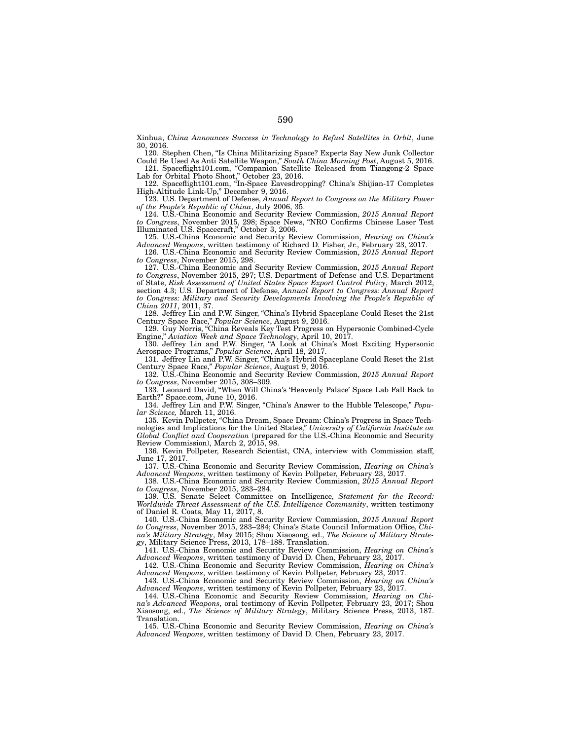Xinhua, *China Announces Success in Technology to Refuel Satellites in Orbit*, June 30, 2016.

120. Stephen Chen, "Is China Militarizing Space? Experts Say New Junk Collector Could Be Used As Anti Satellite Weapon," *South China Morning Post*, August 5, 2016.

121. Spaceflight101.com, "Companion Satellite Released from Tiangong-2 Space Lab for Orbital Photo Shoot," October 23, 2016.

122. Spaceflight101.com, "In-Space Eavesdropping? China's Shijian-17 Completes High-Altitude Link-Up," December 9, 2016.

123. U.S. Department of Defense, *Annual Report to Congress on the Military Power of the People's Republic of China*, July 2006, 35.

124. U.S.-China Economic and Security Review Commission, *2015 Annual Report to Congress*, November 2015, 298; Space News, "NRO Confirms Chinese Laser Test Illuminated U.S. Spacecraft," October 3, 2006.

125. U.S.-China Economic and Security Review Commission, *Hearing on China's Advanced Weapons*, written testimony of Richard D. Fisher, Jr., February 23, 2017.

126. U.S.-China Economic and Security Review Commission, *2015 Annual Report to Congress*, November 2015, 298.

127. U.S.-China Economic and Security Review Commission, *2015 Annual Report to Congress*, November 2015, 297; U.S. Department of Defense and U.S. Department of State, *Risk Assessment of United States Space Export Control Policy*, March 2012, section 4.3; U.S. Department of Defense, *Annual Report to Congress: Annual Report to Congress: Military and Security Developments Involving the People's Republic of China 2011*, 2011, 37.

128. Jeffrey Lin and P.W. Singer, "China's Hybrid Spaceplane Could Reset the 21st Century Space Race," *Popular Science*, August 9, 2016.

129. Guy Norris, "China Reveals Key Test Progress on Hypersonic Combined-Cycle Engine," *Aviation Week and Space Technology*, April 10, 2017.

130. Jeffrey Lin and P.W. Singer, "A Look at China's Most Exciting Hypersonic Aerospace Programs," *Popular Science*, April 18, 2017.

131. Jeffrey Lin and P.W. Singer, "China's Hybrid Spaceplane Could Reset the 21st Century Space Race," *Popular Science*, August 9, 2016.

132. U.S.-China Economic and Security Review Commission, *2015 Annual Report to Congress*, November 2015, 308–309.

133. Leonard David, "When Will China's 'Heavenly Palace' Space Lab Fall Back to Earth?" Space.com, June 10, 2016.

134. Jeffrey Lin and P.W. Singer, "China's Answer to the Hubble Telescope," *Popular Science,* March 11, 2016.

135. Kevin Pollpeter, "China Dream, Space Dream: China's Progress in Space Technologies and Implications for the United States," *University of California Institute on Global Conflict and Cooperation* (prepared for the U.S.-China Economic and Security Review Commission), March 2, 2015, 98.

136. Kevin Pollpeter, Research Scientist, CNA, interview with Commission staff, June 17, 2017.

137. U.S.-China Economic and Security Review Commission, *Hearing on China's Advanced Weapons*, written testimony of Kevin Pollpeter, February 23, 2017.

138. U.S.-China Economic and Security Review Commission, *2015 Annual Report to Congress*, November 2015, 283–284.

139. U.S. Senate Select Committee on Intelligence, *Statement for the Record: Worldwide Threat Assessment of the U.S. Intelligence Community*, written testimony of Daniel R. Coats, May 11, 2017, 8.

140. U.S.-China Economic and Security Review Commission, *2015 Annual Report to Congress*, November 2015, 283–284; China's State Council Information Office, *China's Military Strategy*, May 2015; Shou Xiaosong, ed., *The Science of Military Strategy*, Military Science Press, 2013, 178–188. Translation.

141. U.S.-China Economic and Security Review Commission, *Hearing on China's Advanced Weapons*, written testimony of David D. Chen, February 23, 2017.

142. U.S.-China Economic and Security Review Commission, *Hearing on China's Advanced Weapons*, written testimony of Kevin Pollpeter, February 23, 2017.

143. U.S.-China Economic and Security Review Commission, *Hearing on China's Advanced Weapons*, written testimony of Kevin Pollpeter, February 23, 2017.

144. U.S.-China Economic and Security Review Commission, *Hearing on China's Advanced Weapons*, oral testimony of Kevin Pollpeter, February 23, 2017; Shou Xiaosong, ed., *The Science of Military Strategy*, Military Science Press, 2013, 187. Translation.

145. U.S.-China Economic and Security Review Commission, *Hearing on China's Advanced Weapons*, written testimony of David D. Chen, February 23, 2017.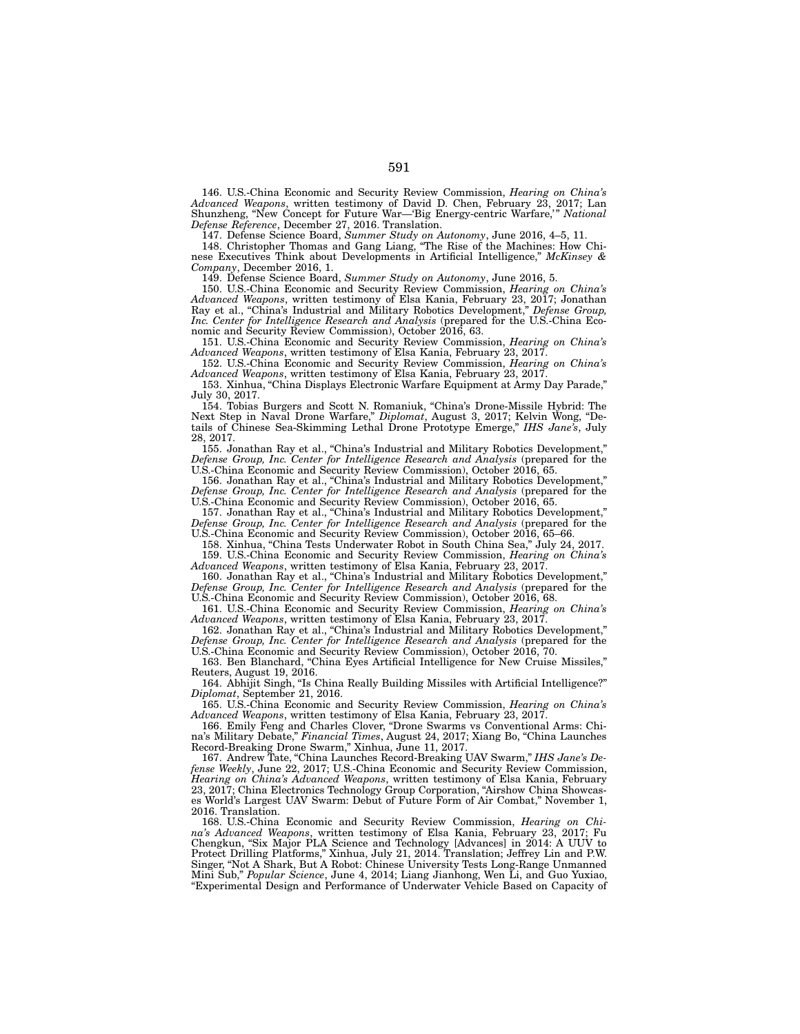146. U.S.-China Economic and Security Review Commission, *Hearing on China's Advanced Weapons*, written testimony of David D. Chen, February 23, 2017; Lan Shunzheng, "New Concept for Future War—'Big Energy-centric Warfare,'" *National Defense Reference*, December 27, 2016. Translation.

147. Defense Science Board, *Summer Study on Autonomy*, June 2016, 4–5, 11.

148. Christopher Thomas and Gang Liang, "The Rise of the Machines: How Chinese Executives Think about Developments in Artificial Intelligence," *McKinsey & Company*, December 2016, 1.

149. Defense Science Board, *Summer Study on Autonomy*, June 2016, 5.

150. U.S.-China Economic and Security Review Commission, *Hearing on China's Advanced Weapons*, written testimony of Elsa Kania, February 23, 2017; Jonathan Ray et al., "China's Industrial and Military Robotics Development," *Defense Group, Inc. Center for Intelligence Research and Analysis* (prepared for the U.S.-China Economic and Security Review Commission), October 2016, 63.

151. U.S.-China Economic and Security Review Commission, *Hearing on China's Advanced Weapons*, written testimony of Elsa Kania, February 23, 2017.

152. U.S.-China Economic and Security Review Commission, *Hearing on China's Advanced Weapons*, written testimony of Elsa Kania, February 23, 2017.

153. Xinhua, "China Displays Electronic Warfare Equipment at Army Day Parade," July 30, 2017.

154. Tobias Burgers and Scott N. Romaniuk, "China's Drone-Missile Hybrid: The Next Step in Naval Drone Warfare," *Diplomat*, August 3, 2017; Kelvin Wong, "Details of Chinese Sea-Skimming Lethal Drone Prototype Emerge," *IHS Jane's*, July 28, 2017.

155. Jonathan Ray et al., "China's Industrial and Military Robotics Development," *Defense Group, Inc. Center for Intelligence Research and Analysis* (prepared for the U.S.-China Economic and Security Review Commission), October 2016, 65.

156. Jonathan Ray et al., "China's Industrial and Military Robotics Development," *Defense Group, Inc. Center for Intelligence Research and Analysis* (prepared for the U.S.-China Economic and Security Review Commission), October 2016, 65.

157. Jonathan Ray et al., "China's Industrial and Military Robotics Development," *Defense Group, Inc. Center for Intelligence Research and Analysis* (prepared for the U.S.-China Economic and Security Review Commission), October 2016, 65–66.

158. Xinhua, "China Tests Underwater Robot in South China Sea," July 24, 2017.

159. U.S.-China Economic and Security Review Commission, *Hearing on China's Advanced Weapons*, written testimony of Elsa Kania, February 23, 2017.

160. Jonathan Ray et al., "China's Industrial and Military Robotics Development," *Defense Group, Inc. Center for Intelligence Research and Analysis* (prepared for the U.S.-China Economic and Security Review Commission), October 2016, 68.

161. U.S.-China Economic and Security Review Commission, *Hearing on China's Advanced Weapons*, written testimony of Elsa Kania, February 23, 2017.

162. Jonathan Ray et al., "China's Industrial and Military Robotics Development," *Defense Group, Inc. Center for Intelligence Research and Analysis* (prepared for the U.S.-China Economic and Security Review Commission), October 2016, 70.

163. Ben Blanchard, "China Eyes Artificial Intelligence for New Cruise Missiles," Reuters, August 19, 2016.

164. Abhijit Singh, "Is China Really Building Missiles with Artificial Intelligence?" *Diplomat*, September 21, 2016.

165. U.S.-China Economic and Security Review Commission, *Hearing on China's Advanced Weapons*, written testimony of Elsa Kania, February 23, 2017.

166. Emily Feng and Charles Clover, "Drone Swarms vs Conventional Arms: China's Military Debate," *Financial Times*, August 24, 2017; Xiang Bo, "China Launches Record-Breaking Drone Swarm," Xinhua, June 11, 2017.

167. Andrew Tate, "China Launches Record-Breaking UAV Swarm," *IHS Jane's Defense Weekly*, June 22, 2017; U.S.-China Economic and Security Review Commission, *Hearing on China's Advanced Weapons*, written testimony of Elsa Kania, February 23, 2017; China Electronics Technology Group Corporation, "Airshow China Showcases World's Largest UAV Swarm: Debut of Future Form of Air Combat," November 1, 2016. Translation.

168. U.S.-China Economic and Security Review Commission, *Hearing on China's Advanced Weapons*, written testimony of Elsa Kania, February 23, 2017; Fu Chengkun, "Six Major PLA Science and Technology [Advances] in 2014: A UUV to Protect Drilling Platforms," Xinhua, July 21, 2014. Translation; Jeffrey Lin and P.W. Singer, "Not A Shark, But A Robot: Chinese University Tests Long-Range Unmanned Mini Sub," *Popular Science*, June 4, 2014; Liang Jianhong, Wen Li, and Guo Yuxiao, "Experimental Design and Performance of Underwater Vehicle Based on Capacity of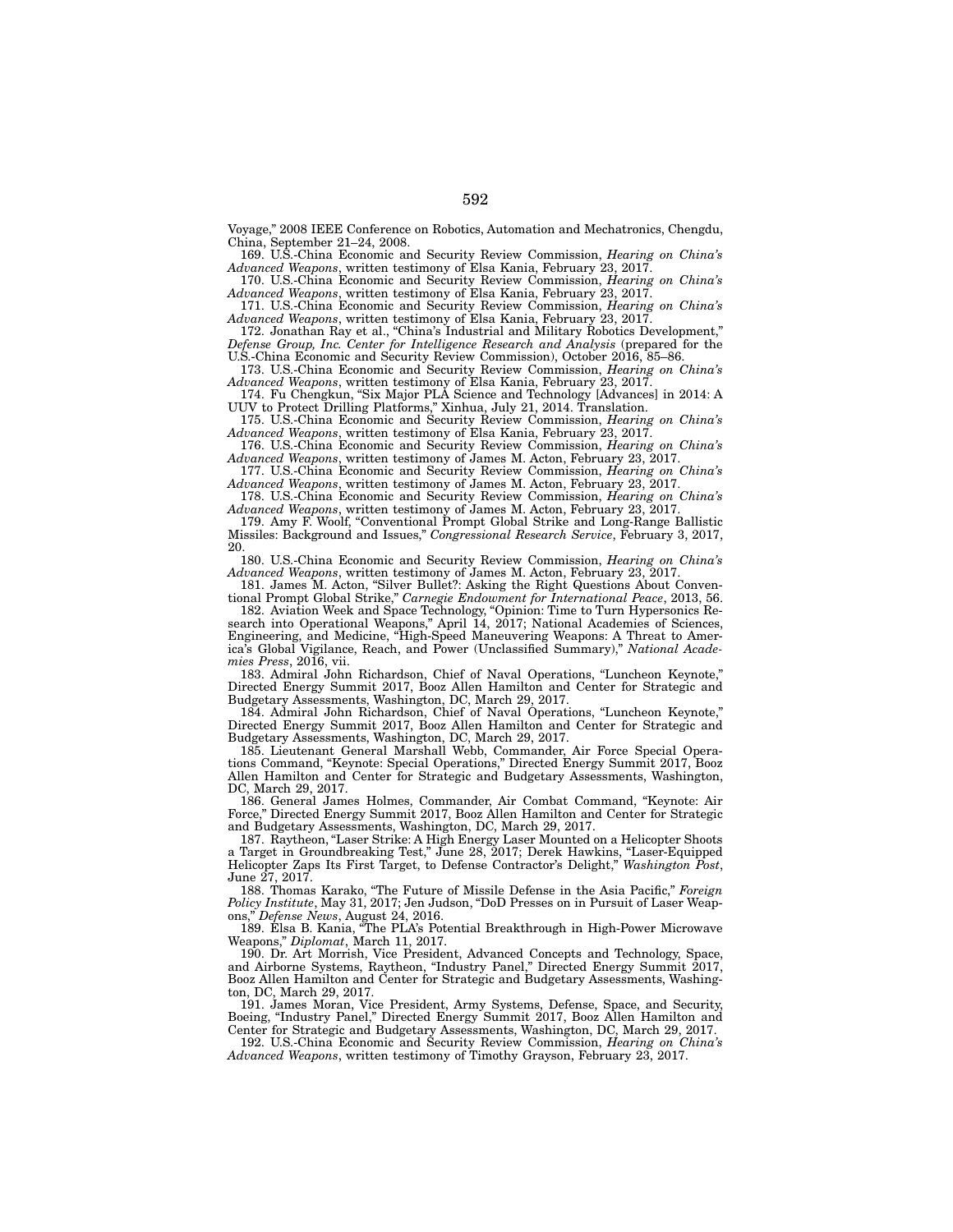Voyage," 2008 IEEE Conference on Robotics, Automation and Mechatronics, Chengdu, China, September 21–24, 2008.

169. U.S.-China Economic and Security Review Commission, *Hearing on China's Advanced Weapons*, written testimony of Elsa Kania, February 23, 2017.

170. U.S.-China Economic and Security Review Commission, *Hearing on China's Advanced Weapons*, written testimony of Elsa Kania, February 23, 2017.

171. U.S.-China Economic and Security Review Commission, *Hearing on China's Advanced Weapons*, written testimony of Elsa Kania, February 23, 2017.

172. Jonathan Ray et al., "China's Industrial and Military Robotics Development," *Defense Group, Inc. Center for Intelligence Research and Analysis* (prepared for the U.S.-China Economic and Security Review Commission), October 2016, 85–86.

173. U.S.-China Economic and Security Review Commission, *Hearing on China's Advanced Weapons*, written testimony of Elsa Kania, February 23, 2017.

174. Fu Chengkun, "Six Major PLA Science and Technology [Advances] in 2014: A UUV to Protect Drilling Platforms," Xinhua, July 21, 2014. Translation.

175. U.S.-China Economic and Security Review Commission, *Hearing on China's Advanced Weapons*, written testimony of Elsa Kania, February 23, 2017.

176. U.S.-China Economic and Security Review Commission, *Hearing on China's Advanced Weapons*, written testimony of James M. Acton, February 23, 2017.

177. U.S.-China Economic and Security Review Commission, *Hearing on China's Advanced Weapons*, written testimony of James M. Acton, February 23, 2017.

178. U.S.-China Economic and Security Review Commission, *Hearing on China's Advanced Weapons*, written testimony of James M. Acton, February 23, 2017.

179. Amy F. Woolf, "Conventional Prompt Global Strike and Long-Range Ballistic Missiles: Background and Issues," *Congressional Research Service*, February 3, 2017, 20.

180. U.S.-China Economic and Security Review Commission, *Hearing on China's Advanced Weapons*, written testimony of James M. Acton, February 23, 2017.

181. James M. Acton, "Silver Bullet?: Asking the Right Questions About Conventional Prompt Global Strike," *Carnegie Endowment for International Peace*, 2013, 56.

182. Aviation Week and Space Technology, "Opinion: Time to Turn Hypersonics Research into Operational Weapons," April 14, 2017; National Academies of Sciences, Engineering, and Medicine, "High-Speed Maneuvering Weapons: A Threat to America's Global Vigilance, Reach, and Power (Unclassified Summary)," *National Academies Press*, 2016, vii.

183. Admiral John Richardson, Chief of Naval Operations, "Luncheon Keynote," Directed Energy Summit 2017, Booz Allen Hamilton and Center for Strategic and Budgetary Assessments, Washington, DC, March 29, 2017.

184. Admiral John Richardson, Chief of Naval Operations, "Luncheon Keynote," Directed Energy Summit 2017, Booz Allen Hamilton and Center for Strategic and Budgetary Assessments, Washington, DC, March 29, 2017.

185. Lieutenant General Marshall Webb, Commander, Air Force Special Operations Command, "Keynote: Special Operations," Directed Energy Summit 2017, Booz Allen Hamilton and Center for Strategic and Budgetary Assessments, Washington, DC, March 29, 2017.

186. General James Holmes, Commander, Air Combat Command, "Keynote: Air Force," Directed Energy Summit 2017, Booz Allen Hamilton and Center for Strategic and Budgetary Assessments, Washington, DC, March 29, 2017.

187. Raytheon, "Laser Strike: A High Energy Laser Mounted on a Helicopter Shoots a Target in Groundbreaking Test," June 28, 2017; Derek Hawkins, "Laser-Equipped Helicopter Zaps Its First Target, to Defense Contractor's Delight," *Washington Post*, June 27, 2017.

188. Thomas Karako, "The Future of Missile Defense in the Asia Pacific," *Foreign Policy Institute*, May 31, 2017; Jen Judson, "DoD Presses on in Pursuit of Laser Weapons," *Defense News*, August 24, 2016.

189. Elsa B. Kania, "The PLA's Potential Breakthrough in High-Power Microwave Weapons," *Diplomat*, March 11, 2017.

190. Dr. Art Morrish, Vice President, Advanced Concepts and Technology, Space, and Airborne Systems, Raytheon, "Industry Panel," Directed Energy Summit 2017, Booz Allen Hamilton and Center for Strategic and Budgetary Assessments, Washington, DC, March 29, 2017.

191. James Moran, Vice President, Army Systems, Defense, Space, and Security, Boeing, "Industry Panel," Directed Energy Summit 2017, Booz Allen Hamilton and Center for Strategic and Budgetary Assessments, Washington, DC, March 29, 2017.

192. U.S.-China Economic and Security Review Commission, *Hearing on China's Advanced Weapons*, written testimony of Timothy Grayson, February 23, 2017.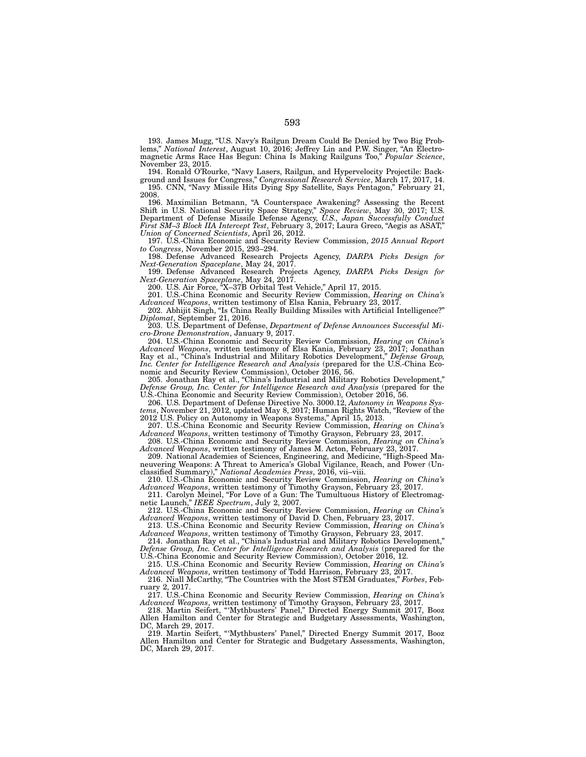193. James Mugg, "U.S. Navy's Railgun Dream Could Be Denied by Two Big Problems," *National Interest*, August 10, 2016; Jeffrey Lin and P.W. Singer, "An Electromagnetic Arms Race Has Begun: China Is Making Railguns Too," *Popular Science*, November 23, 2015.

194. Ronald O'Rourke, "Navy Lasers, Railgun, and Hypervelocity Projectile: Background and Issues for Congress," *Congressional Research Service*, March 17, 2017, 14.

195. CNN, "Navy Missile Hits Dying Spy Satellite, Says Pentagon," February 21, 2008.

196. Maximilian Betmann, "A Counterspace Awakening? Assessing the Recent Shift in U.S. National Security Space Strategy," *Space Review*, May 30, 2017; U.S. Department of Defense Missile Defense Agency, *U.S., Japan Successfully Conduct First SM–3 Block IIA Intercept Test*, February 3, 2017; Laura Greco, "Aegis as ASAT," *Union of Concerned Scientists*, April 26, 2012.

197. U.S.-China Economic and Security Review Commission, *2015 Annual Report to Congress*, November 2015, 293–294.

198. Defense Advanced Research Projects Agency, *DARPA Picks Design for Next-Generation Spaceplane*, May 24, 2017.

199. Defense Advanced Research Projects Agency, *DARPA Picks Design for Next-Generation Spaceplane*, May 24, 2017.

200. U.S. Air Force, "X–37B Orbital Test Vehicle," April 17, 2015.

201. U.S.-China Economic and Security Review Commission, *Hearing on China's Advanced Weapons*, written testimony of Elsa Kania, February 23, 2017.

202. Abhijit Singh, "Is China Really Building Missiles with Artificial Intelligence?" *Diplomat*, September 21, 2016.

203. U.S. Department of Defense, *Department of Defense Announces Successful Micro-Drone Demonstration*, January 9, 2017.

204. U.S.-China Economic and Security Review Commission, *Hearing on China's Advanced Weapons*, written testimony of Elsa Kania, February 23, 2017; Jonathan Ray et al., "China's Industrial and Military Robotics Development," *Defense Group, Inc. Center for Intelligence Research and Analysis* (prepared for the U.S.-China Economic and Security Review Commission), October 2016, 56.

205. Jonathan Ray et al., "China's Industrial and Military Robotics Development," *Defense Group, Inc. Center for Intelligence Research and Analysis* (prepared for the U.S.-China Economic and Security Review Commission), October 2016, 56.

206. U.S. Department of Defense Directive No. 3000.12, *Autonomy in Weapons Systems*, November 21, 2012, updated May 8, 2017; Human Rights Watch, "Review of the 2012 U.S. Policy on Autonomy in Weapons Systems," April 15, 2013.

207. U.S.-China Economic and Security Review Commission, *Hearing on China's Advanced Weapons*, written testimony of Timothy Grayson, February 23, 2017.

208. U.S.-China Economic and Security Review Commission, *Hearing on China's Advanced Weapons*, written testimony of James M. Acton, February 23, 2017.

209. National Academies of Sciences, Engineering, and Medicine, "High-Speed Maneuvering Weapons: A Threat to America's Global Vigilance, Reach, and Power (Unclassified Summary)," *National Academies Press*, 2016, vii–viii.

210. U.S.-China Economic and Security Review Commission, *Hearing on China's Advanced Weapons*, written testimony of Timothy Grayson, February 23, 2017.

211. Carolyn Meinel, "For Love of a Gun: The Tumultuous History of Electromagnetic Launch," *IEEE Spectrum*, July 2, 2007.

212. U.S.-China Economic and Security Review Commission, *Hearing on China's Advanced Weapons*, written testimony of David D. Chen, February 23, 2017.

213. U.S.-China Economic and Security Review Commission, *Hearing on China's Advanced Weapons*, written testimony of Timothy Grayson, February 23, 2017.

214. Jonathan Ray et al., "China's Industrial and Military Robotics Development," *Defense Group, Inc. Center for Intelligence Research and Analysis* (prepared for the U.S.-China Economic and Security Review Commission), October 2016, 12.

215. U.S.-China Economic and Security Review Commission, *Hearing on China's Advanced Weapons*, written testimony of Todd Harrison, February 23, 2017.

216. Niall McCarthy, "The Countries with the Most STEM Graduates," *Forbes*, February 2, 2017.

217. U.S.-China Economic and Security Review Commission, *Hearing on China's Advanced Weapons*, written testimony of Timothy Grayson, February 23, 2017.

218. Martin Seifert, "'Mythbusters' Panel," Directed Energy Summit 2017, Booz Allen Hamilton and Center for Strategic and Budgetary Assessments, Washington, DC, March 29, 2017.

219. Martin Seifert, "'Mythbusters' Panel," Directed Energy Summit 2017, Booz Allen Hamilton and Center for Strategic and Budgetary Assessments, Washington, DC, March 29, 2017.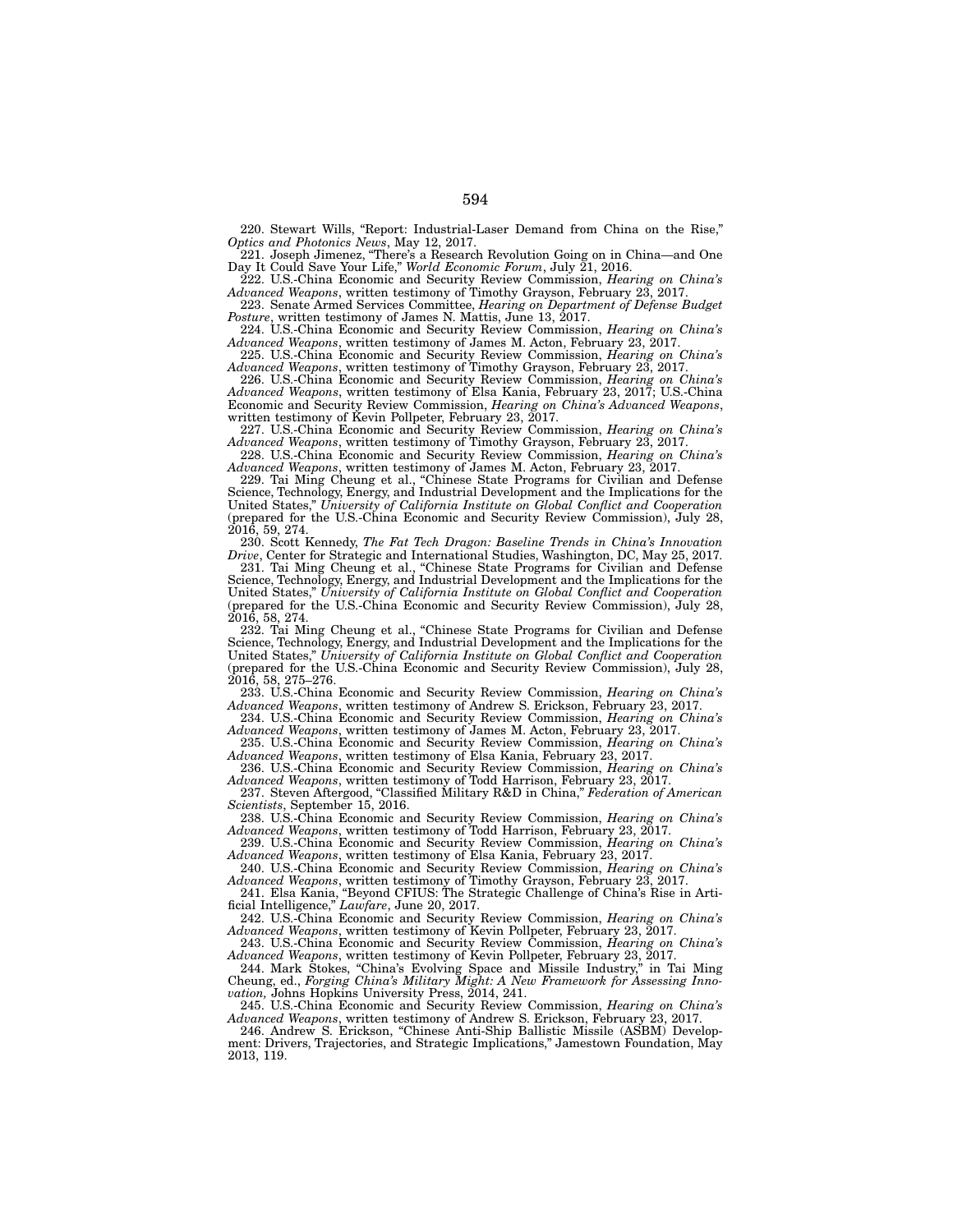220. Stewart Wills, "Report: Industrial-Laser Demand from China on the Rise," *Optics and Photonics News*, May 12, 2017.

221. Joseph Jimenez, "There's a Research Revolution Going on in China—and One Day It Could Save Your Life," *World Economic Forum*, July 21, 2016.

222. U.S.-China Economic and Security Review Commission, *Hearing on China's Advanced Weapons*, written testimony of Timothy Grayson, February 23, 2017.

223. Senate Armed Services Committee, *Hearing on Department of Defense Budget Posture*, written testimony of James N. Mattis, June 13, 2017.

224. U.S.-China Economic and Security Review Commission, *Hearing on China's Advanced Weapons*, written testimony of James M. Acton, February 23, 2017.

225. U.S.-China Economic and Security Review Commission, *Hearing on China's Advanced Weapons*, written testimony of Timothy Grayson, February 23, 2017.

226. U.S.-China Economic and Security Review Commission, *Hearing on China's Advanced Weapons*, written testimony of Elsa Kania, February 23, 2017; U.S.-China Economic and Security Review Commission, *Hearing on China's Advanced Weapons*, written testimony of Kevin Pollpeter, February 23, 2017.

227. U.S.-China Economic and Security Review Commission, *Hearing on China's Advanced Weapons*, written testimony of Timothy Grayson, February 23, 2017.

228. U.S.-China Economic and Security Review Commission, *Hearing on China's Advanced Weapons*, written testimony of James M. Acton, February 23, 2017.

229. Tai Ming Cheung et al., "Chinese State Programs for Civilian and Defense Science, Technology, Energy, and Industrial Development and the Implications for the United States," *University of California Institute on Global Conflict and Cooperation* (prepared for the U.S.-China Economic and Security Review Commission), July 28, 2016, 59, 274.

230. Scott Kennedy, *The Fat Tech Dragon: Baseline Trends in China's Innovation Drive*, Center for Strategic and International Studies, Washington, DC, May 25, 2017.

231. Tai Ming Cheung et al., "Chinese State Programs for Civilian and Defense Science, Technology, Energy, and Industrial Development and the Implications for the United States," *University of California Institute on Global Conflict and Cooperation* (prepared for the U.S.-China Economic and Security Review Commission), July 28, 2016, 58, 274.

232. Tai Ming Cheung et al., "Chinese State Programs for Civilian and Defense Science, Technology, Energy, and Industrial Development and the Implications for the United States," *University of California Institute on Global Conflict and Cooperation* (prepared for the U.S.-China Economic and Security Review Commission), July 28, 2016, 58, 275–276.

233. U.S.-China Economic and Security Review Commission, *Hearing on China's Advanced Weapons*, written testimony of Andrew S. Erickson, February 23, 2017.

234. U.S.-China Economic and Security Review Commission, *Hearing on China's Advanced Weapons*, written testimony of James M. Acton, February 23, 2017.

235. U.S.-China Economic and Security Review Commission, *Hearing on China's Advanced Weapons*, written testimony of Elsa Kania, February 23, 2017.

236. U.S.-China Economic and Security Review Commission, *Hearing on China's Advanced Weapons*, written testimony of Todd Harrison, February 23, 2017.

237. Steven Aftergood, "Classified Military R&D in China," *Federation of American Scientists*, September 15, 2016.

238. U.S.-China Economic and Security Review Commission, *Hearing on China's Advanced Weapons*, written testimony of Todd Harrison, February 23, 2017.

239. U.S.-China Economic and Security Review Commission, *Hearing on China's Advanced Weapons*, written testimony of Elsa Kania, February 23, 2017.

240. U.S.-China Economic and Security Review Commission, *Hearing on China's Advanced Weapons*, written testimony of Timothy Grayson, February 23, 2017.

241. Elsa Kania, "Beyond CFIUS: The Strategic Challenge of China's Rise in Artificial Intelligence," *Lawfare*, June 20, 2017.

242. U.S.-China Economic and Security Review Commission, *Hearing on China's Advanced Weapons*, written testimony of Kevin Pollpeter, February 23, 2017.

243. U.S.-China Economic and Security Review Commission, *Hearing on China's Advanced Weapons*, written testimony of Kevin Pollpeter, February 23, 2017.

244. Mark Stokes, "China's Evolving Space and Missile Industry," in Tai Ming Cheung, ed., *Forging China's Military Might: A New Framework for Assessing Innovation,* Johns Hopkins University Press, 2014, 241.

245. U.S.-China Economic and Security Review Commission, *Hearing on China's Advanced Weapons*, written testimony of Andrew S. Erickson, February 23, 2017.

246. Andrew S. Erickson, "Chinese Anti-Ship Ballistic Missile (ASBM) Development: Drivers, Trajectories, and Strategic Implications," Jamestown Foundation, May 2013, 119.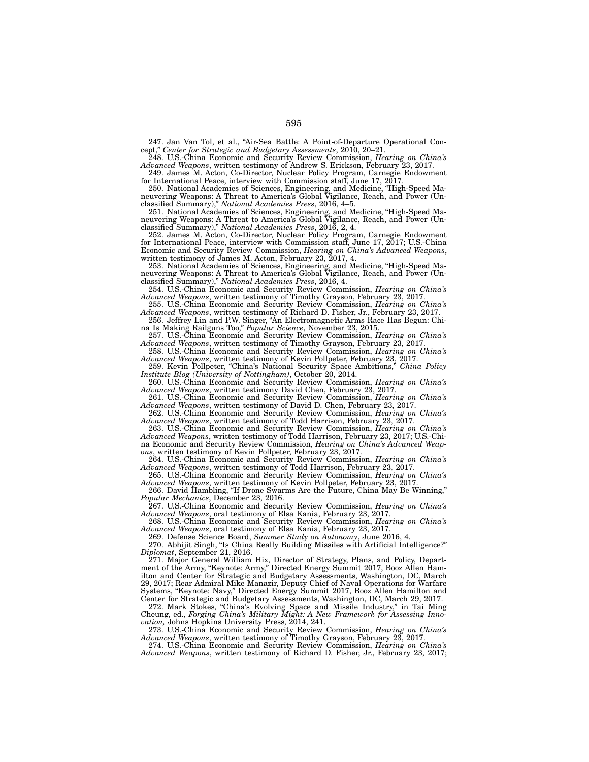247. Jan Van Tol, et al., "Air-Sea Battle: A Point-of-Departure Operational Concept," *Center for Strategic and Budgetary Assessments*, 2010, 20–21.

248. U.S.-China Economic and Security Review Commission, *Hearing on China's Advanced Weapons*, written testimony of Andrew S. Erickson, February 23, 2017.

249. James M. Acton, Co-Director, Nuclear Policy Program, Carnegie Endowment for International Peace, interview with Commission staff, June 17, 2017.

250. National Academies of Sciences, Engineering, and Medicine, "High-Speed Maneuvering Weapons: A Threat to America's Global Vigilance, Reach, and Power (Unclassified Summary)," *National Academies Press*, 2016, 4–5.

251. National Academies of Sciences, Engineering, and Medicine, "High-Speed Maneuvering Weapons: A Threat to America's Global Vigilance, Reach, and Power (Unclassified Summary)," *National Academies Press*, 2016, 2, 4.

252. James M. Acton, Co-Director, Nuclear Policy Program, Carnegie Endowment for International Peace, interview with Commission staff, June 17, 2017; U.S.-China Economic and Security Review Commission, *Hearing on China's Advanced Weapons*, written testimony of James M. Acton, February 23, 2017, 4.

253. National Academies of Sciences, Engineering, and Medicine, "High-Speed Maneuvering Weapons: A Threat to America's Global Vigilance, Reach, and Power (Unclassified Summary)," *National Academies Press*, 2016, 4.

254. U.S.-China Economic and Security Review Commission, *Hearing on China's Advanced Weapons*, written testimony of Timothy Grayson, February 23, 2017.

255. U.S.-China Economic and Security Review Commission, *Hearing on China's Advanced Weapons*, written testimony of Richard D. Fisher, Jr., February 23, 2017.

256. Jeffrey Lin and P.W. Singer, "An Electromagnetic Arms Race Has Begun: China Is Making Railguns Too," *Popular Science*, November 23, 2015.

257. U.S.-China Economic and Security Review Commission, *Hearing on China's Advanced Weapons*, written testimony of Timothy Grayson, February 23, 2017.

258. U.S.-China Economic and Security Review Commission, *Hearing on China's Advanced Weapons*, written testimony of Kevin Pollpeter, February 23, 2017.

259. Kevin Pollpeter, "China's National Security Space Ambitions," *China Policy Institute Blog (University of Nottingham)*, October 20, 2014.

260. U.S.-China Economic and Security Review Commission, *Hearing on China's Advanced Weapons*, written testimony David Chen, February 23, 2017.

261. U.S.-China Economic and Security Review Commission, *Hearing on China's Advanced Weapons*, written testimony of David D. Chen, February 23, 2017.

262. U.S.-China Economic and Security Review Commission, *Hearing on China's Advanced Weapons*, written testimony of Todd Harrison, February 23, 2017.

263. U.S.-China Economic and Security Review Commission, *Hearing on China's Advanced Weapons*, written testimony of Todd Harrison, February 23, 2017; U.S.-China Economic and Security Review Commission, *Hearing on China's Advanced Weapons*, written testimony of Kevin Pollpeter, February 23, 2017.

264. U.S.-China Economic and Security Review Commission, *Hearing on China's Advanced Weapons*, written testimony of Todd Harrison, February 23, 2017.

265. U.S.-China Economic and Security Review Commission, *Hearing on China's Advanced Weapons*, written testimony of Kevin Pollpeter, February 23, 2017.

266. David Hambling, "If Drone Swarms Are the Future, China May Be Winning," *Popular Mechanics*, December 23, 2016.

267. U.S.-China Economic and Security Review Commission, *Hearing on China's Advanced Weapons*, oral testimony of Elsa Kania, February 23, 2017.

268. U.S.-China Economic and Security Review Commission, *Hearing on China's Advanced Weapons*, oral testimony of Elsa Kania, February 23, 2017.

269. Defense Science Board, *Summer Study on Autonomy*, June 2016, 4.

270. Abhijit Singh, "Is China Really Building Missiles with Artificial Intelligence?" *Diplomat*, September 21, 2016.

271. Major General William Hix, Director of Strategy, Plans, and Policy, Department of the Army, "Keynote: Army," Directed Energy Summit 2017, Booz Allen Hamilton and Center for Strategic and Budgetary Assessments, Washington, DC, March 29, 2017; Rear Admiral Mike Manazir, Deputy Chief of Naval Operations for Warfare Systems, "Keynote: Navy," Directed Energy Summit 2017, Booz Allen Hamilton and Center for Strategic and Budgetary Assessments, Washington, DC, March 29, 2017.

272. Mark Stokes, "China's Evolving Space and Missile Industry," in Tai Ming Cheung, ed., *Forging China's Military Might: A New Framework for Assessing Innovation,* Johns Hopkins University Press, 2014, 241.

273. U.S.-China Economic and Security Review Commission, *Hearing on China's Advanced Weapons*, written testimony of Timothy Grayson, February 23, 2017.

274. U.S.-China Economic and Security Review Commission, *Hearing on China's Advanced Weapons*, written testimony of Richard D. Fisher, Jr., February 23, 2017;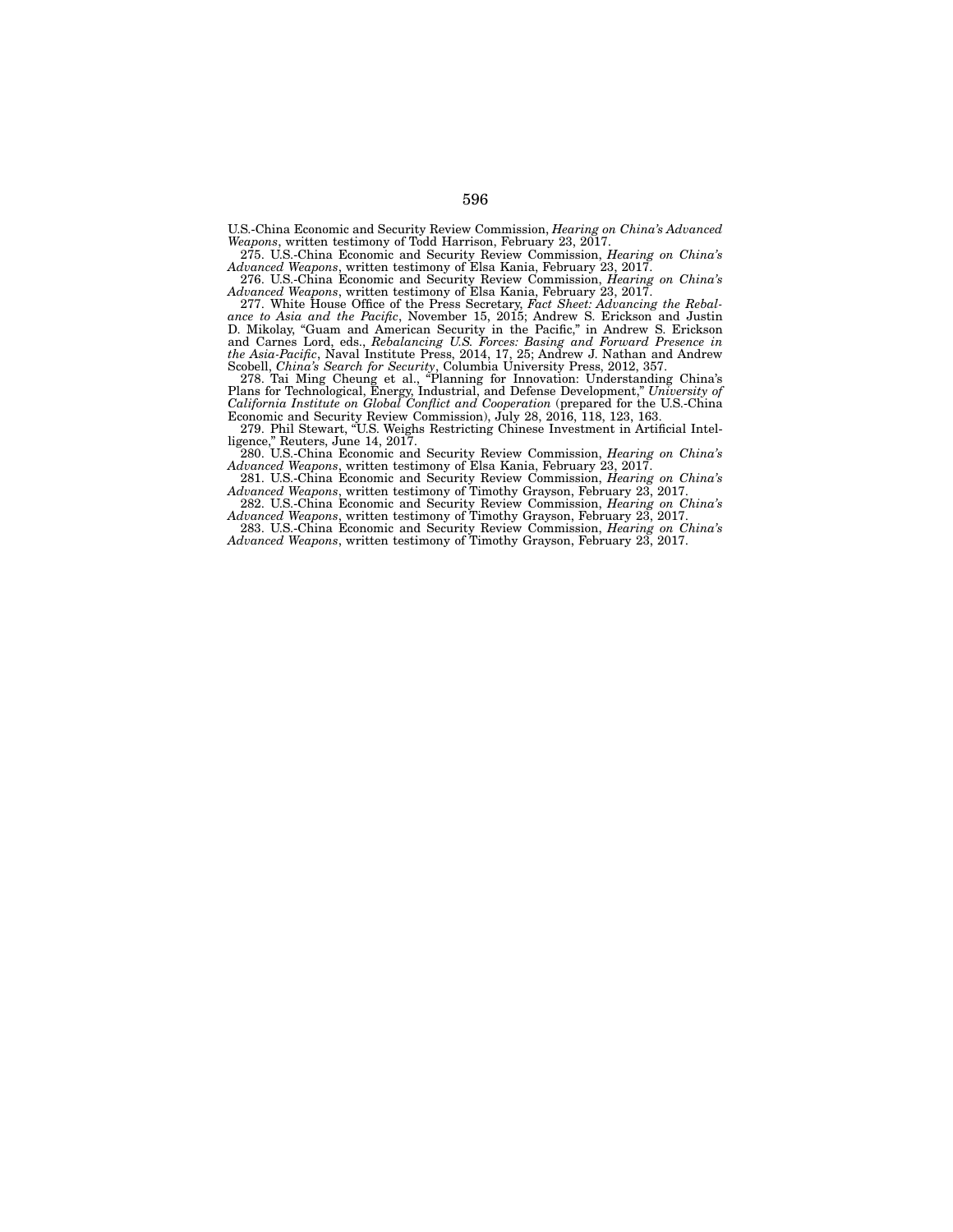U.S.-China Economic and Security Review Commission, *Hearing on China's Advanced Weapons*, written testimony of Todd Harrison, February 23, 2017.

275. U.S.-China Economic and Security Review Commission, *Hearing on China's Advanced Weapons*, written testimony of Elsa Kania, February 23, 2017.

276. U.S.-China Economic and Security Review Commission, *Hearing on China's Advanced Weapons*, written testimony of Elsa Kania, February 23, 2017.

277. White House Office of the Press Secretary, *Fact Sheet: Advancing the Rebalance to Asia and the Pacific*, November 15, 2015; Andrew S. Erickson and Justin D. Mikolay, "Guam and American Security in the Pacific," in Andrew S. Erickson and Carnes Lord, eds., *Rebalancing U.S. Forces: Basing and Forward Presence in the Asia-Pacific*, Naval Institute Press, 2014, 17, 25; Andrew J. Nathan and Andrew Scobell, *China's Search for Security*, Columbia University Press, 2012, 357.

278. Tai Ming Cheung et al., "Planning for Innovation: Understanding China's Plans for Technological, Energy, Industrial, and Defense Development," *University of California Institute on Global Conflict and Cooperation* (prepared for the U.S.-China Economic and Security Review Commission), July 28, 2016, 118, 123, 163.

279. Phil Stewart, "U.S. Weighs Restricting Chinese Investment in Artificial Intelligence," Reuters, June 14, 2017.

280. U.S.-China Economic and Security Review Commission, *Hearing on China's Advanced Weapons*, written testimony of Elsa Kania, February 23, 2017.

281. U.S.-China Economic and Security Review Commission, *Hearing on China's Advanced Weapons*, written testimony of Timothy Grayson, February 23, 2017.

282. U.S.-China Economic and Security Review Commission, *Hearing on China's Advanced Weapons*, written testimony of Timothy Grayson, February 23, 2017.

283. U.S.-China Economic and Security Review Commission, *Hearing on China's Advanced Weapons*, written testimony of Timothy Grayson, February 23, 2017.